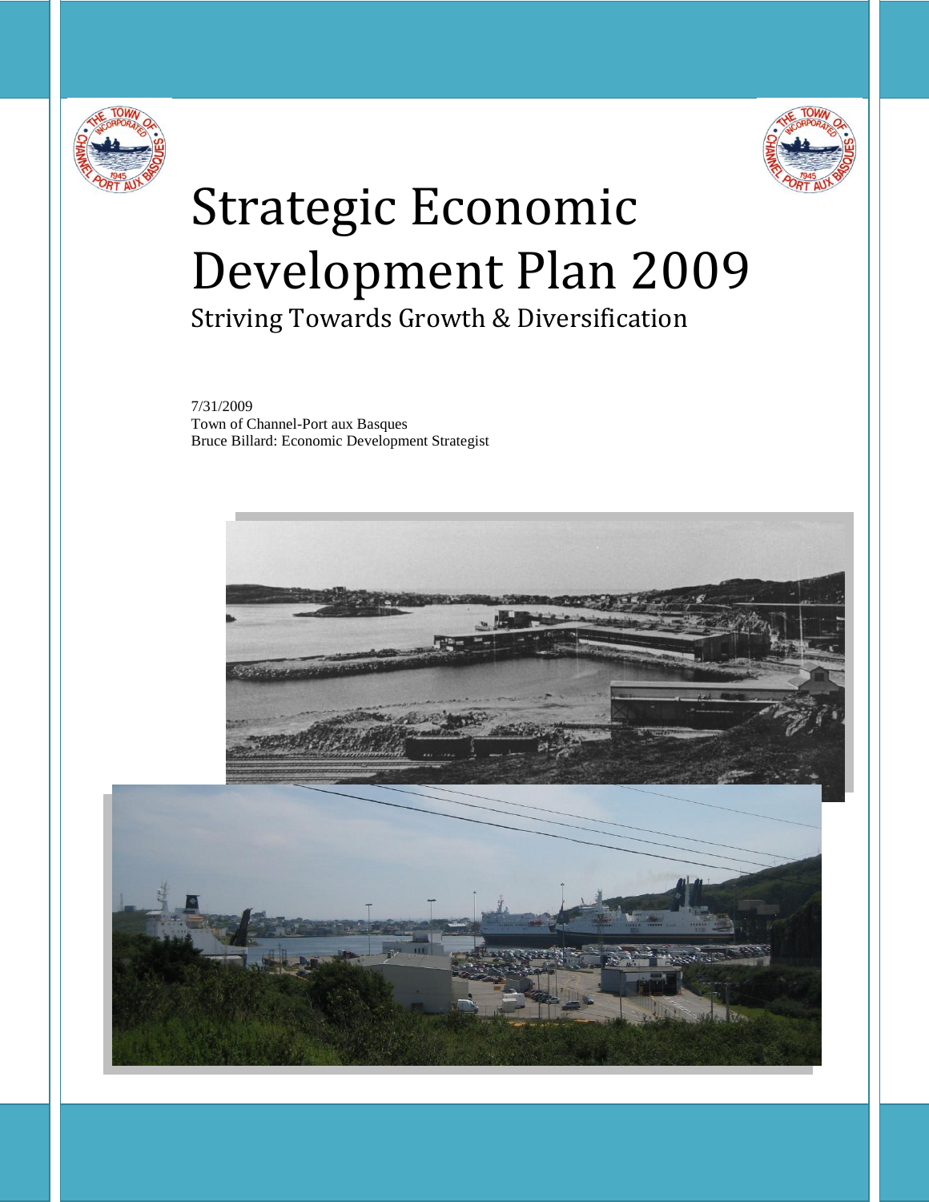# Strategic Economic Development Plan 2009

## Striving Towards Growth & Diversification

7/31/2009
Town of Channel-Port aux Basques
Bruce Billard: Economic Development Strategist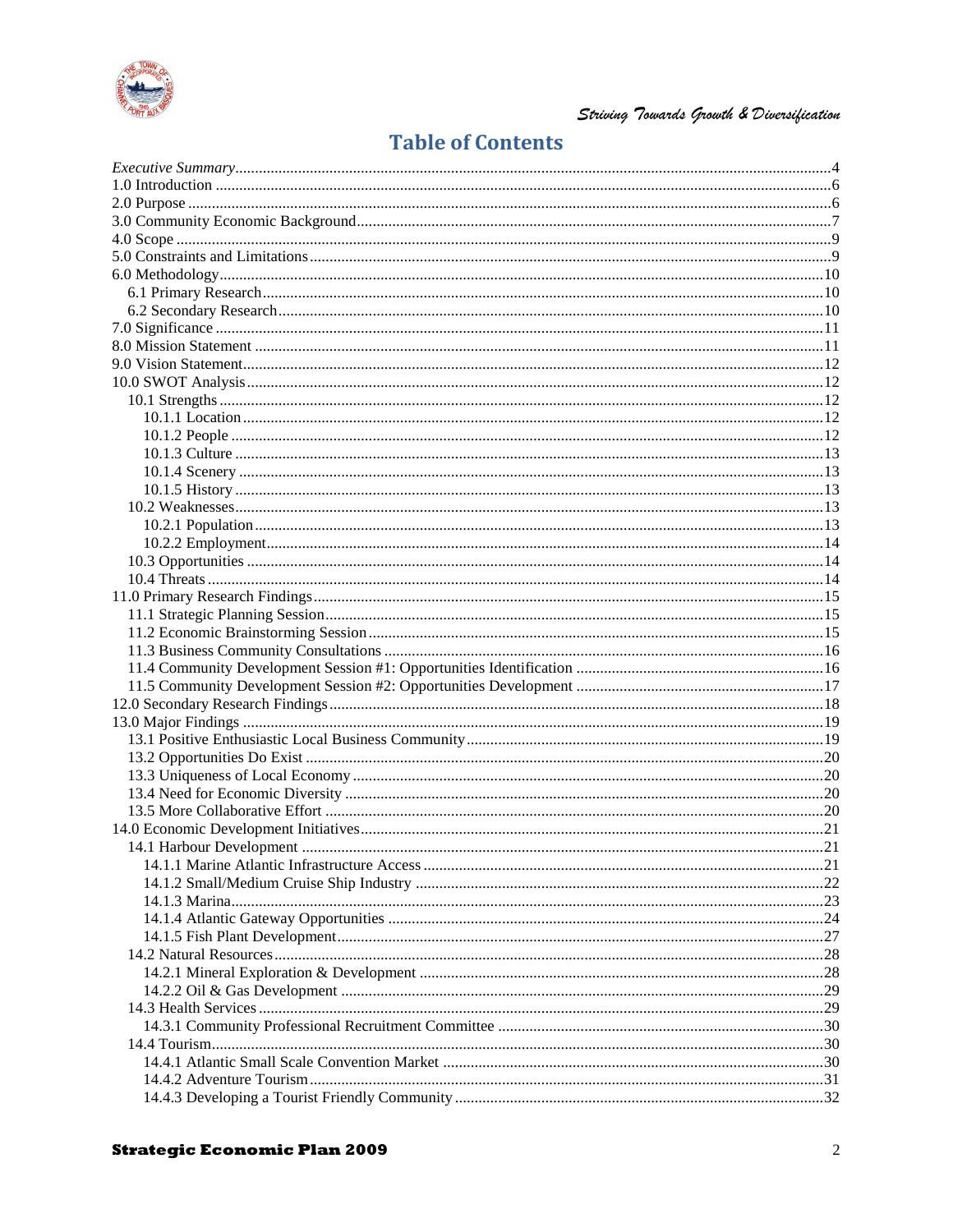# Table of Contents

*Executive Summary* ..... 4
1.0 Introduction ..... 6
2.0 Purpose ..... 6
3.0 Community Economic Background ..... 7
4.0 Scope ..... 9
5.0 Constraints and Limitations ..... 9
6.0 Methodology ..... 10
- 6.1 Primary Research ..... 10
- 6.2 Secondary Research ..... 10

7.0 Significance ..... 11
8.0 Mission Statement ..... 11
9.0 Vision Statement ..... 12
10.0 SWOT Analysis ..... 12
- 10.1 Strengths ..... 12
  - 10.1.1 Location ..... 12
  - 10.1.2 People ..... 12
  - 10.1.3 Culture ..... 13
  - 10.1.4 Scenery ..... 13
  - 10.1.5 History ..... 13
- 10.2 Weaknesses ..... 13
  - 10.2.1 Population ..... 13
  - 10.2.2 Employment ..... 14
- 10.3 Opportunities ..... 14
- 10.4 Threats ..... 14

11.0 Primary Research Findings ..... 15
- 11.1 Strategic Planning Session ..... 15
- 11.2 Economic Brainstorming Session ..... 15
- 11.3 Business Community Consultations ..... 16
- 11.4 Community Development Session #1: Opportunities Identification ..... 16
- 11.5 Community Development Session #2: Opportunities Development ..... 17

12.0 Secondary Research Findings ..... 18
13.0 Major Findings ..... 19
- 13.1 Positive Enthusiastic Local Business Community ..... 19
- 13.2 Opportunities Do Exist ..... 20
- 13.3 Uniqueness of Local Economy ..... 20
- 13.4 Need for Economic Diversity ..... 20
- 13.5 More Collaborative Effort ..... 20

14.0 Economic Development Initiatives ..... 21
- 14.1 Harbour Development ..... 21
  - 14.1.1 Marine Atlantic Infrastructure Access ..... 21
  - 14.1.2 Small/Medium Cruise Ship Industry ..... 22
  - 14.1.3 Marina ..... 23
  - 14.1.4 Atlantic Gateway Opportunities ..... 24
  - 14.1.5 Fish Plant Development ..... 27
- 14.2 Natural Resources ..... 28
  - 14.2.1 Mineral Exploration & Development ..... 28
  - 14.2.2 Oil & Gas Development ..... 29
- 14.3 Health Services ..... 29
  - 14.3.1 Community Professional Recruitment Committee ..... 30
- 14.4 Tourism ..... 30
  - 14.4.1 Atlantic Small Scale Convention Market ..... 30
  - 14.4.2 Adventure Tourism ..... 31
  - 14.4.3 Developing a Tourist Friendly Community ..... 32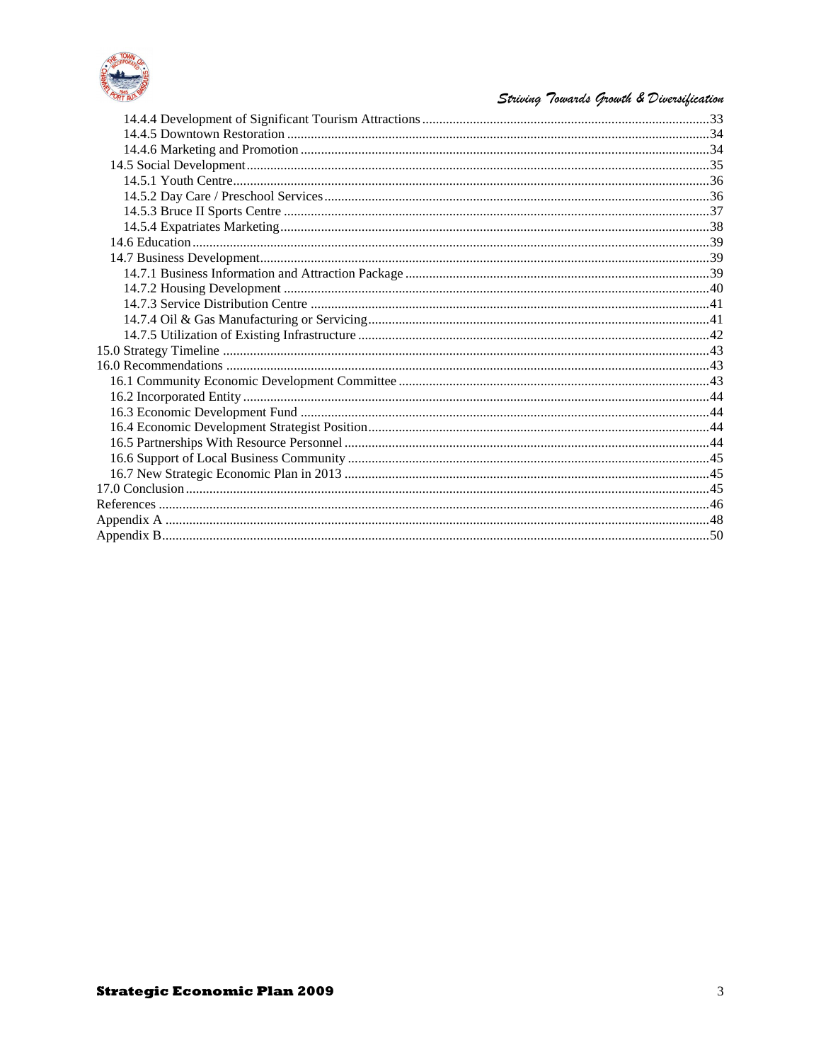14.4.4 Development of Significant Tourism Attractions .....33
14.4.5 Downtown Restoration .....34
14.4.6 Marketing and Promotion .....34
14.5 Social Development .....35
14.5.1 Youth Centre .....36
14.5.2 Day Care / Preschool Services .....36
14.5.3 Bruce II Sports Centre .....37
14.5.4 Expatriates Marketing .....38
14.6 Education .....39
14.7 Business Development .....39
14.7.1 Business Information and Attraction Package .....39
14.7.2 Housing Development .....40
14.7.3 Service Distribution Centre .....41
14.7.4 Oil & Gas Manufacturing or Servicing .....41
14.7.5 Utilization of Existing Infrastructure .....42
15.0 Strategy Timeline .....43
16.0 Recommendations .....43
16.1 Community Economic Development Committee .....43
16.2 Incorporated Entity .....44
16.3 Economic Development Fund .....44
16.4 Economic Development Strategist Position .....44
16.5 Partnerships With Resource Personnel .....44
16.6 Support of Local Business Community .....45
16.7 New Strategic Economic Plan in 2013 .....45
17.0 Conclusion .....45
References .....46
Appendix A .....48
Appendix B .....50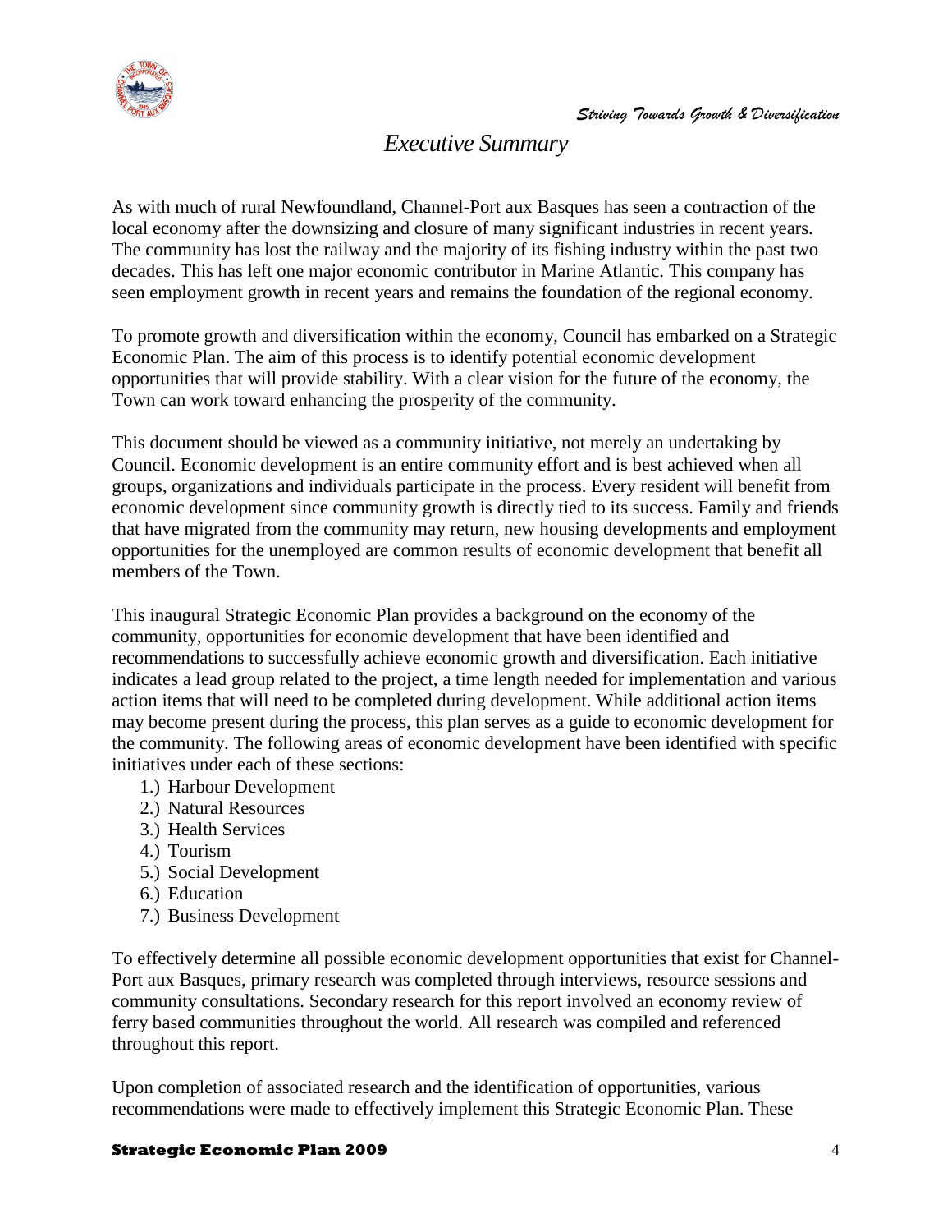# Executive Summary

As with much of rural Newfoundland, Channel-Port aux Basques has seen a contraction of the local economy after the downsizing and closure of many significant industries in recent years. The community has lost the railway and the majority of its fishing industry within the past two decades. This has left one major economic contributor in Marine Atlantic. This company has seen employment growth in recent years and remains the foundation of the regional economy.

To promote growth and diversification within the economy, Council has embarked on a Strategic Economic Plan. The aim of this process is to identify potential economic development opportunities that will provide stability. With a clear vision for the future of the economy, the Town can work toward enhancing the prosperity of the community.

This document should be viewed as a community initiative, not merely an undertaking by Council. Economic development is an entire community effort and is best achieved when all groups, organizations and individuals participate in the process. Every resident will benefit from economic development since community growth is directly tied to its success. Family and friends that have migrated from the community may return, new housing developments and employment opportunities for the unemployed are common results of economic development that benefit all members of the Town.

This inaugural Strategic Economic Plan provides a background on the economy of the community, opportunities for economic development that have been identified and recommendations to successfully achieve economic growth and diversification. Each initiative indicates a lead group related to the project, a time length needed for implementation and various action items that will need to be completed during development. While additional action items may become present during the process, this plan serves as a guide to economic development for the community. The following areas of economic development have been identified with specific initiatives under each of these sections:

1.) Harbour Development
2.) Natural Resources
3.) Health Services
4.) Tourism
5.) Social Development
6.) Education
7.) Business Development

To effectively determine all possible economic development opportunities that exist for Channel-Port aux Basques, primary research was completed through interviews, resource sessions and community consultations. Secondary research for this report involved an economy review of ferry based communities throughout the world. All research was compiled and referenced throughout this report.

Upon completion of associated research and the identification of opportunities, various recommendations were made to effectively implement this Strategic Economic Plan. These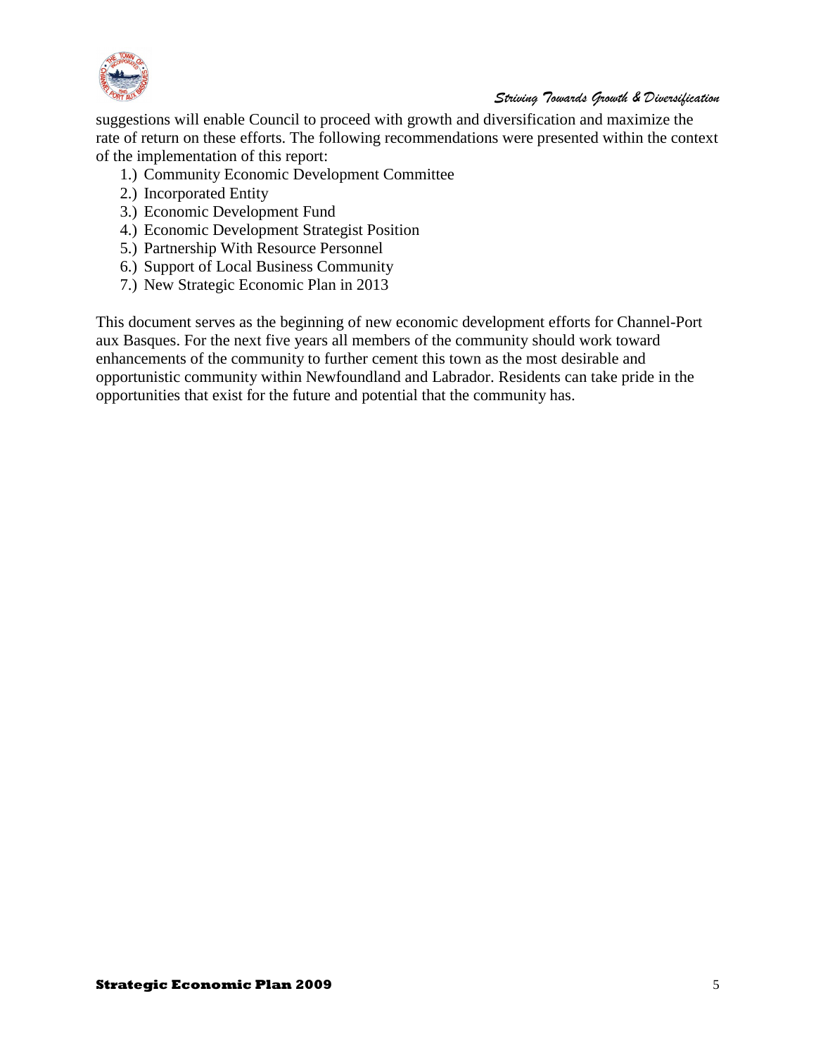suggestions will enable Council to proceed with growth and diversification and maximize the rate of return on these efforts. The following recommendations were presented within the context of the implementation of this report:

1.) Community Economic Development Committee
2.) Incorporated Entity
3.) Economic Development Fund
4.) Economic Development Strategist Position
5.) Partnership With Resource Personnel
6.) Support of Local Business Community
7.) New Strategic Economic Plan in 2013

This document serves as the beginning of new economic development efforts for Channel-Port aux Basques. For the next five years all members of the community should work toward enhancements of the community to further cement this town as the most desirable and opportunistic community within Newfoundland and Labrador. Residents can take pride in the opportunities that exist for the future and potential that the community has.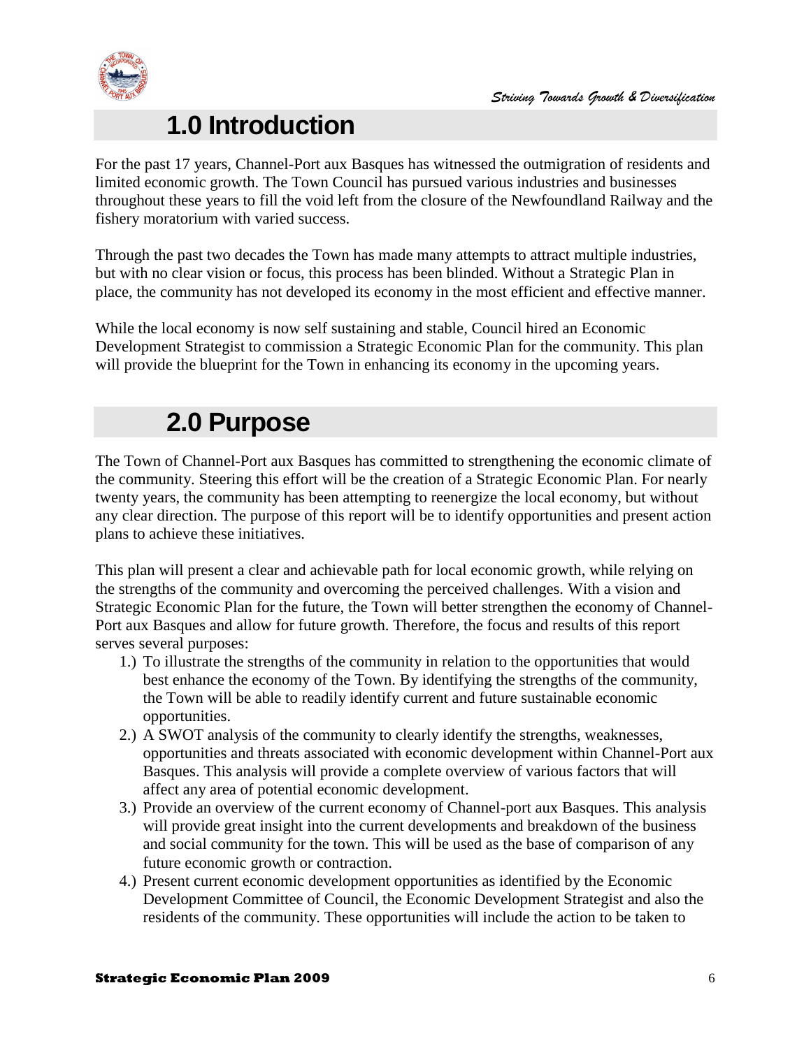# 1.0 Introduction

For the past 17 years, Channel-Port aux Basques has witnessed the outmigration of residents and limited economic growth. The Town Council has pursued various industries and businesses throughout these years to fill the void left from the closure of the Newfoundland Railway and the fishery moratorium with varied success.

Through the past two decades the Town has made many attempts to attract multiple industries, but with no clear vision or focus, this process has been blinded. Without a Strategic Plan in place, the community has not developed its economy in the most efficient and effective manner.

While the local economy is now self sustaining and stable, Council hired an Economic Development Strategist to commission a Strategic Economic Plan for the community. This plan will provide the blueprint for the Town in enhancing its economy in the upcoming years.

# 2.0 Purpose

The Town of Channel-Port aux Basques has committed to strengthening the economic climate of the community. Steering this effort will be the creation of a Strategic Economic Plan. For nearly twenty years, the community has been attempting to reenergize the local economy, but without any clear direction. The purpose of this report will be to identify opportunities and present action plans to achieve these initiatives.

This plan will present a clear and achievable path for local economic growth, while relying on the strengths of the community and overcoming the perceived challenges. With a vision and Strategic Economic Plan for the future, the Town will better strengthen the economy of Channel-Port aux Basques and allow for future growth. Therefore, the focus and results of this report serves several purposes:

1.) To illustrate the strengths of the community in relation to the opportunities that would best enhance the economy of the Town. By identifying the strengths of the community, the Town will be able to readily identify current and future sustainable economic opportunities.
2.) A SWOT analysis of the community to clearly identify the strengths, weaknesses, opportunities and threats associated with economic development within Channel-Port aux Basques. This analysis will provide a complete overview of various factors that will affect any area of potential economic development.
3.) Provide an overview of the current economy of Channel-port aux Basques. This analysis will provide great insight into the current developments and breakdown of the business and social community for the town. This will be used as the base of comparison of any future economic growth or contraction.
4.) Present current economic development opportunities as identified by the Economic Development Committee of Council, the Economic Development Strategist and also the residents of the community. These opportunities will include the action to be taken to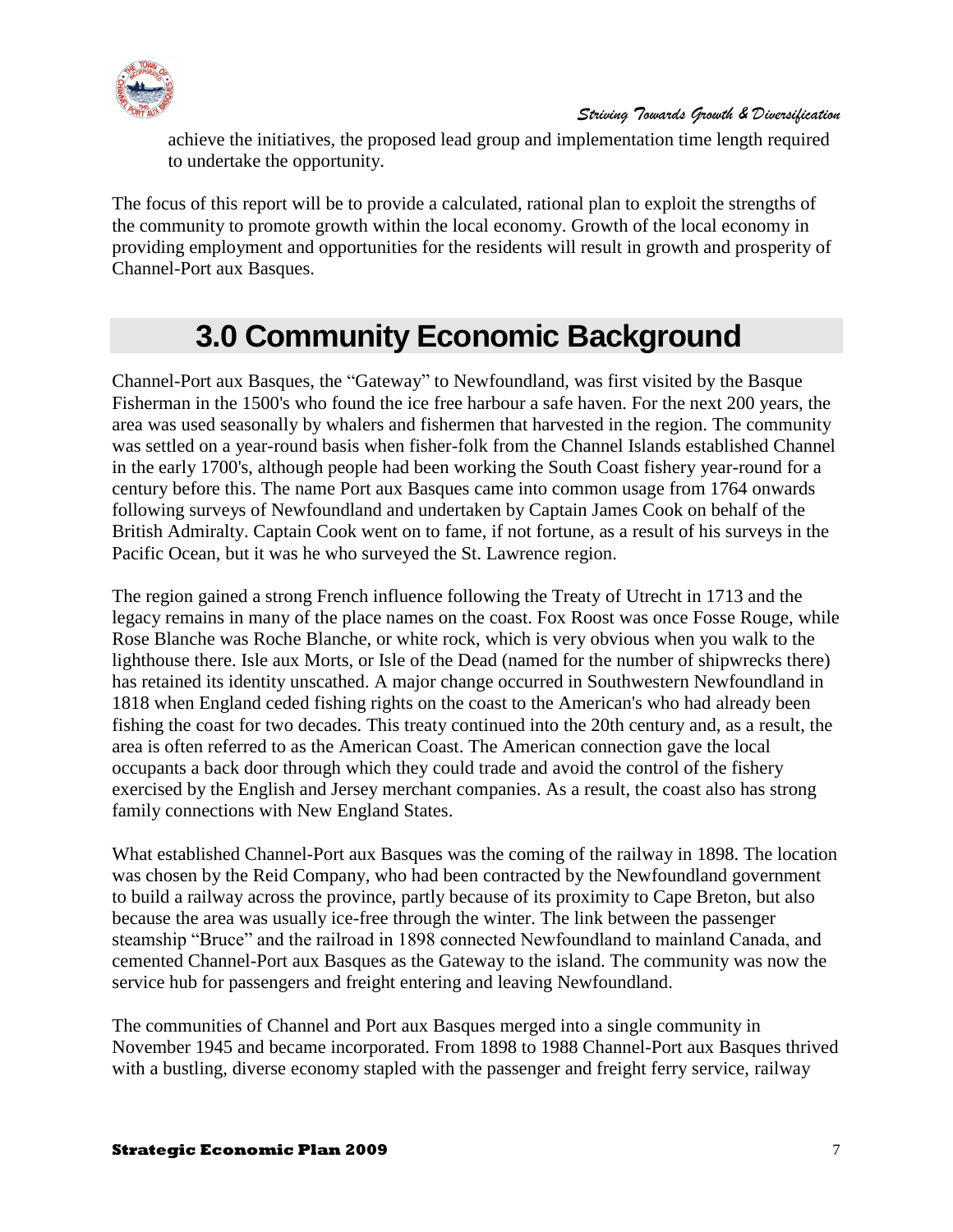achieve the initiatives, the proposed lead group and implementation time length required to undertake the opportunity.

The focus of this report will be to provide a calculated, rational plan to exploit the strengths of the community to promote growth within the local economy. Growth of the local economy in providing employment and opportunities for the residents will result in growth and prosperity of Channel-Port aux Basques.

# 3.0 Community Economic Background

Channel-Port aux Basques, the "Gateway" to Newfoundland, was first visited by the Basque Fisherman in the 1500's who found the ice free harbour a safe haven. For the next 200 years, the area was used seasonally by whalers and fishermen that harvested in the region. The community was settled on a year-round basis when fisher-folk from the Channel Islands established Channel in the early 1700's, although people had been working the South Coast fishery year-round for a century before this. The name Port aux Basques came into common usage from 1764 onwards following surveys of Newfoundland and undertaken by Captain James Cook on behalf of the British Admiralty. Captain Cook went on to fame, if not fortune, as a result of his surveys in the Pacific Ocean, but it was he who surveyed the St. Lawrence region.

The region gained a strong French influence following the Treaty of Utrecht in 1713 and the legacy remains in many of the place names on the coast. Fox Roost was once Fosse Rouge, while Rose Blanche was Roche Blanche, or white rock, which is very obvious when you walk to the lighthouse there. Isle aux Morts, or Isle of the Dead (named for the number of shipwrecks there) has retained its identity unscathed. A major change occurred in Southwestern Newfoundland in 1818 when England ceded fishing rights on the coast to the American's who had already been fishing the coast for two decades. This treaty continued into the 20th century and, as a result, the area is often referred to as the American Coast. The American connection gave the local occupants a back door through which they could trade and avoid the control of the fishery exercised by the English and Jersey merchant companies. As a result, the coast also has strong family connections with New England States.

What established Channel-Port aux Basques was the coming of the railway in 1898. The location was chosen by the Reid Company, who had been contracted by the Newfoundland government to build a railway across the province, partly because of its proximity to Cape Breton, but also because the area was usually ice-free through the winter. The link between the passenger steamship "Bruce" and the railroad in 1898 connected Newfoundland to mainland Canada, and cemented Channel-Port aux Basques as the Gateway to the island. The community was now the service hub for passengers and freight entering and leaving Newfoundland.

The communities of Channel and Port aux Basques merged into a single community in November 1945 and became incorporated. From 1898 to 1988 Channel-Port aux Basques thrived with a bustling, diverse economy stapled with the passenger and freight ferry service, railway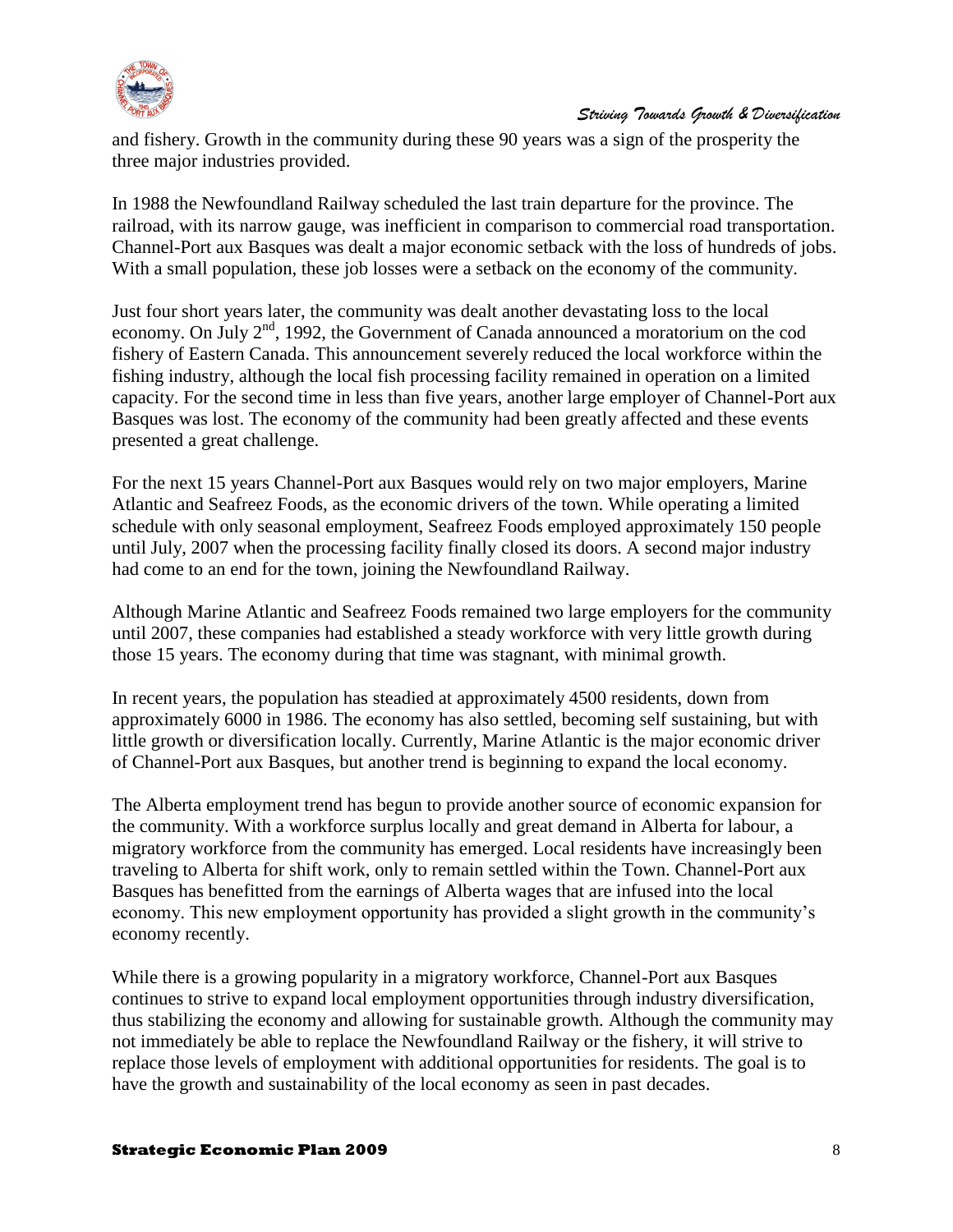and fishery. Growth in the community during these 90 years was a sign of the prosperity the three major industries provided.

In 1988 the Newfoundland Railway scheduled the last train departure for the province. The railroad, with its narrow gauge, was inefficient in comparison to commercial road transportation. Channel-Port aux Basques was dealt a major economic setback with the loss of hundreds of jobs. With a small population, these job losses were a setback on the economy of the community.

Just four short years later, the community was dealt another devastating loss to the local economy. On July 2nd, 1992, the Government of Canada announced a moratorium on the cod fishery of Eastern Canada. This announcement severely reduced the local workforce within the fishing industry, although the local fish processing facility remained in operation on a limited capacity. For the second time in less than five years, another large employer of Channel-Port aux Basques was lost. The economy of the community had been greatly affected and these events presented a great challenge.

For the next 15 years Channel-Port aux Basques would rely on two major employers, Marine Atlantic and Seafreez Foods, as the economic drivers of the town. While operating a limited schedule with only seasonal employment, Seafreez Foods employed approximately 150 people until July, 2007 when the processing facility finally closed its doors. A second major industry had come to an end for the town, joining the Newfoundland Railway.

Although Marine Atlantic and Seafreez Foods remained two large employers for the community until 2007, these companies had established a steady workforce with very little growth during those 15 years. The economy during that time was stagnant, with minimal growth.

In recent years, the population has steadied at approximately 4500 residents, down from approximately 6000 in 1986. The economy has also settled, becoming self sustaining, but with little growth or diversification locally. Currently, Marine Atlantic is the major economic driver of Channel-Port aux Basques, but another trend is beginning to expand the local economy.

The Alberta employment trend has begun to provide another source of economic expansion for the community. With a workforce surplus locally and great demand in Alberta for labour, a migratory workforce from the community has emerged. Local residents have increasingly been traveling to Alberta for shift work, only to remain settled within the Town. Channel-Port aux Basques has benefitted from the earnings of Alberta wages that are infused into the local economy. This new employment opportunity has provided a slight growth in the community's economy recently.

While there is a growing popularity in a migratory workforce, Channel-Port aux Basques continues to strive to expand local employment opportunities through industry diversification, thus stabilizing the economy and allowing for sustainable growth. Although the community may not immediately be able to replace the Newfoundland Railway or the fishery, it will strive to replace those levels of employment with additional opportunities for residents. The goal is to have the growth and sustainability of the local economy as seen in past decades.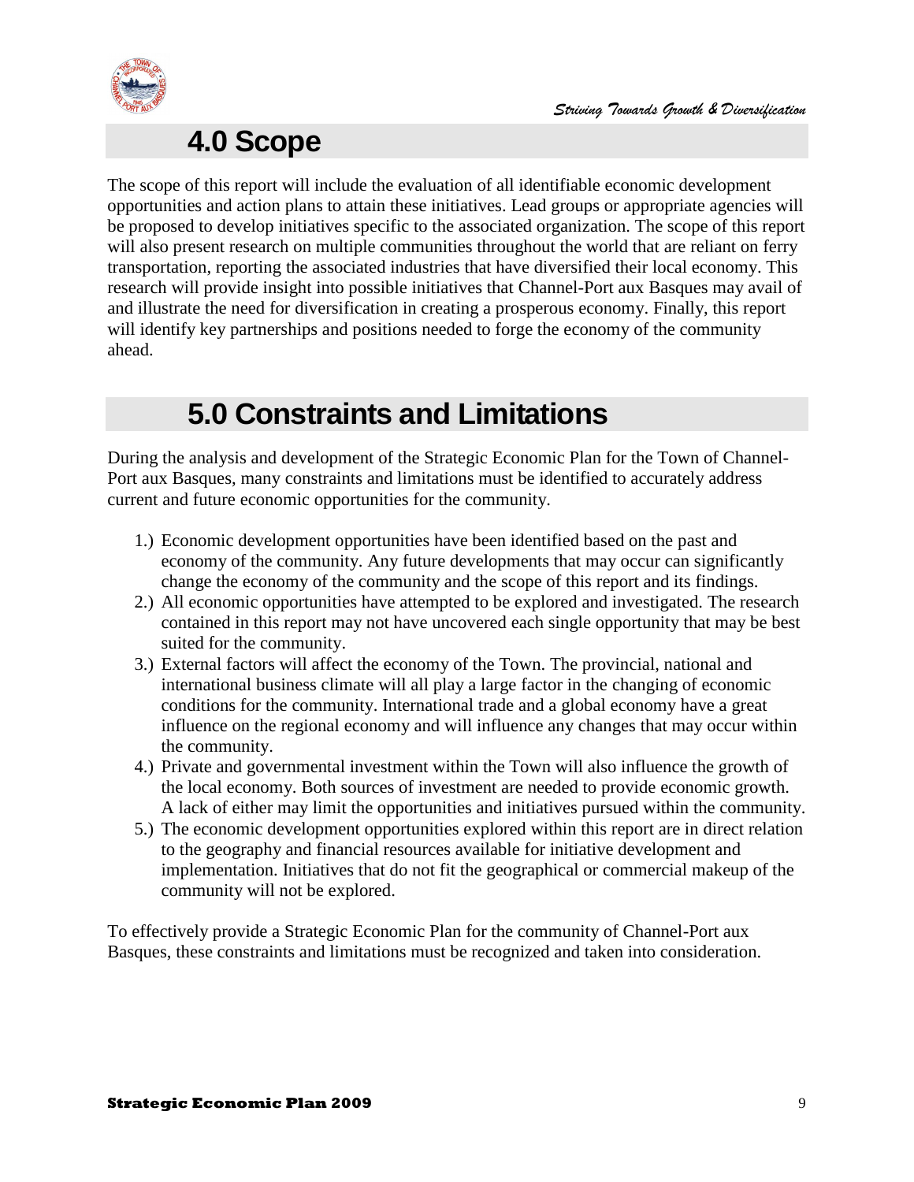# 4.0 Scope

The scope of this report will include the evaluation of all identifiable economic development opportunities and action plans to attain these initiatives. Lead groups or appropriate agencies will be proposed to develop initiatives specific to the associated organization. The scope of this report will also present research on multiple communities throughout the world that are reliant on ferry transportation, reporting the associated industries that have diversified their local economy. This research will provide insight into possible initiatives that Channel-Port aux Basques may avail of and illustrate the need for diversification in creating a prosperous economy. Finally, this report will identify key partnerships and positions needed to forge the economy of the community ahead.

# 5.0 Constraints and Limitations

During the analysis and development of the Strategic Economic Plan for the Town of Channel-Port aux Basques, many constraints and limitations must be identified to accurately address current and future economic opportunities for the community.

1.) Economic development opportunities have been identified based on the past and economy of the community. Any future developments that may occur can significantly change the economy of the community and the scope of this report and its findings.
2.) All economic opportunities have attempted to be explored and investigated. The research contained in this report may not have uncovered each single opportunity that may be best suited for the community.
3.) External factors will affect the economy of the Town. The provincial, national and international business climate will all play a large factor in the changing of economic conditions for the community. International trade and a global economy have a great influence on the regional economy and will influence any changes that may occur within the community.
4.) Private and governmental investment within the Town will also influence the growth of the local economy. Both sources of investment are needed to provide economic growth. A lack of either may limit the opportunities and initiatives pursued within the community.
5.) The economic development opportunities explored within this report are in direct relation to the geography and financial resources available for initiative development and implementation. Initiatives that do not fit the geographical or commercial makeup of the community will not be explored.

To effectively provide a Strategic Economic Plan for the community of Channel-Port aux Basques, these constraints and limitations must be recognized and taken into consideration.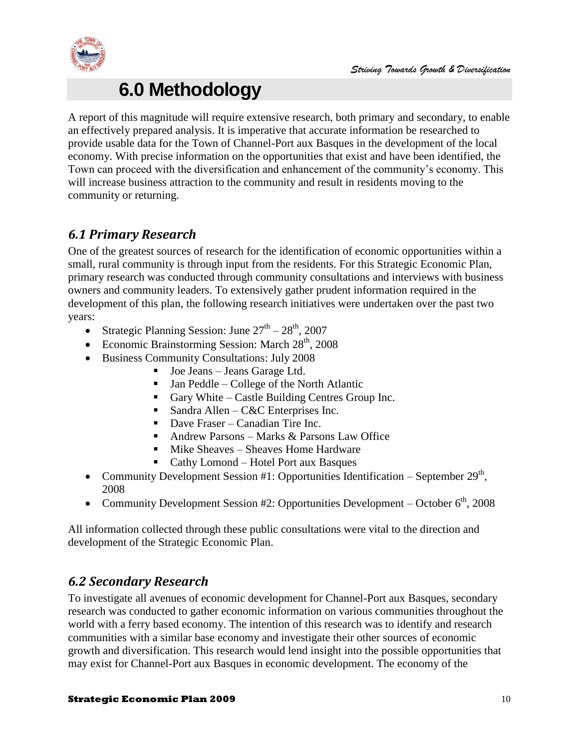# 6.0 Methodology

A report of this magnitude will require extensive research, both primary and secondary, to enable an effectively prepared analysis. It is imperative that accurate information be researched to provide usable data for the Town of Channel-Port aux Basques in the development of the local economy. With precise information on the opportunities that exist and have been identified, the Town can proceed with the diversification and enhancement of the community's economy. This will increase business attraction to the community and result in residents moving to the community or returning.

## *6.1 Primary Research*

One of the greatest sources of research for the identification of economic opportunities within a small, rural community is through input from the residents. For this Strategic Economic Plan, primary research was conducted through community consultations and interviews with business owners and community leaders. To extensively gather prudent information required in the development of this plan, the following research initiatives were undertaken over the past two years:

- Strategic Planning Session: June 27th – 28th, 2007
- Economic Brainstorming Session: March 28th, 2008
- Business Community Consultations: July 2008
  - Joe Jeans – Jeans Garage Ltd.
  - Jan Peddle – College of the North Atlantic
  - Gary White – Castle Building Centres Group Inc.
  - Sandra Allen – C&C Enterprises Inc.
  - Dave Fraser – Canadian Tire Inc.
  - Andrew Parsons – Marks & Parsons Law Office
  - Mike Sheaves – Sheaves Home Hardware
  - Cathy Lomond – Hotel Port aux Basques
- Community Development Session #1: Opportunities Identification – September 29th, 2008
- Community Development Session #2: Opportunities Development – October 6th, 2008

All information collected through these public consultations were vital to the direction and development of the Strategic Economic Plan.

## *6.2 Secondary Research*

To investigate all avenues of economic development for Channel-Port aux Basques, secondary research was conducted to gather economic information on various communities throughout the world with a ferry based economy. The intention of this research was to identify and research communities with a similar base economy and investigate their other sources of economic growth and diversification. This research would lend insight into the possible opportunities that may exist for Channel-Port aux Basques in economic development. The economy of the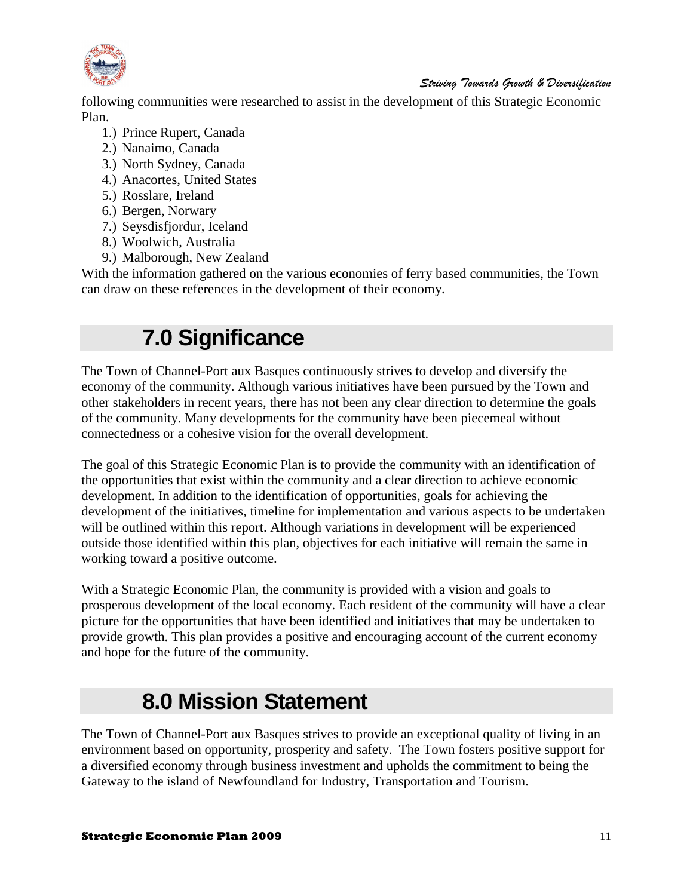following communities were researched to assist in the development of this Strategic Economic Plan.

1.) Prince Rupert, Canada
2.) Nanaimo, Canada
3.) North Sydney, Canada
4.) Anacortes, United States
5.) Rosslare, Ireland
6.) Bergen, Norwary
7.) Seysdisfjordur, Iceland
8.) Woolwich, Australia
9.) Malborough, New Zealand

With the information gathered on the various economies of ferry based communities, the Town can draw on these references in the development of their economy.

# 7.0 Significance

The Town of Channel-Port aux Basques continuously strives to develop and diversify the economy of the community. Although various initiatives have been pursued by the Town and other stakeholders in recent years, there has not been any clear direction to determine the goals of the community. Many developments for the community have been piecemeal without connectedness or a cohesive vision for the overall development.

The goal of this Strategic Economic Plan is to provide the community with an identification of the opportunities that exist within the community and a clear direction to achieve economic development. In addition to the identification of opportunities, goals for achieving the development of the initiatives, timeline for implementation and various aspects to be undertaken will be outlined within this report. Although variations in development will be experienced outside those identified within this plan, objectives for each initiative will remain the same in working toward a positive outcome.

With a Strategic Economic Plan, the community is provided with a vision and goals to prosperous development of the local economy. Each resident of the community will have a clear picture for the opportunities that have been identified and initiatives that may be undertaken to provide growth. This plan provides a positive and encouraging account of the current economy and hope for the future of the community.

# 8.0 Mission Statement

The Town of Channel-Port aux Basques strives to provide an exceptional quality of living in an environment based on opportunity, prosperity and safety. The Town fosters positive support for a diversified economy through business investment and upholds the commitment to being the Gateway to the island of Newfoundland for Industry, Transportation and Tourism.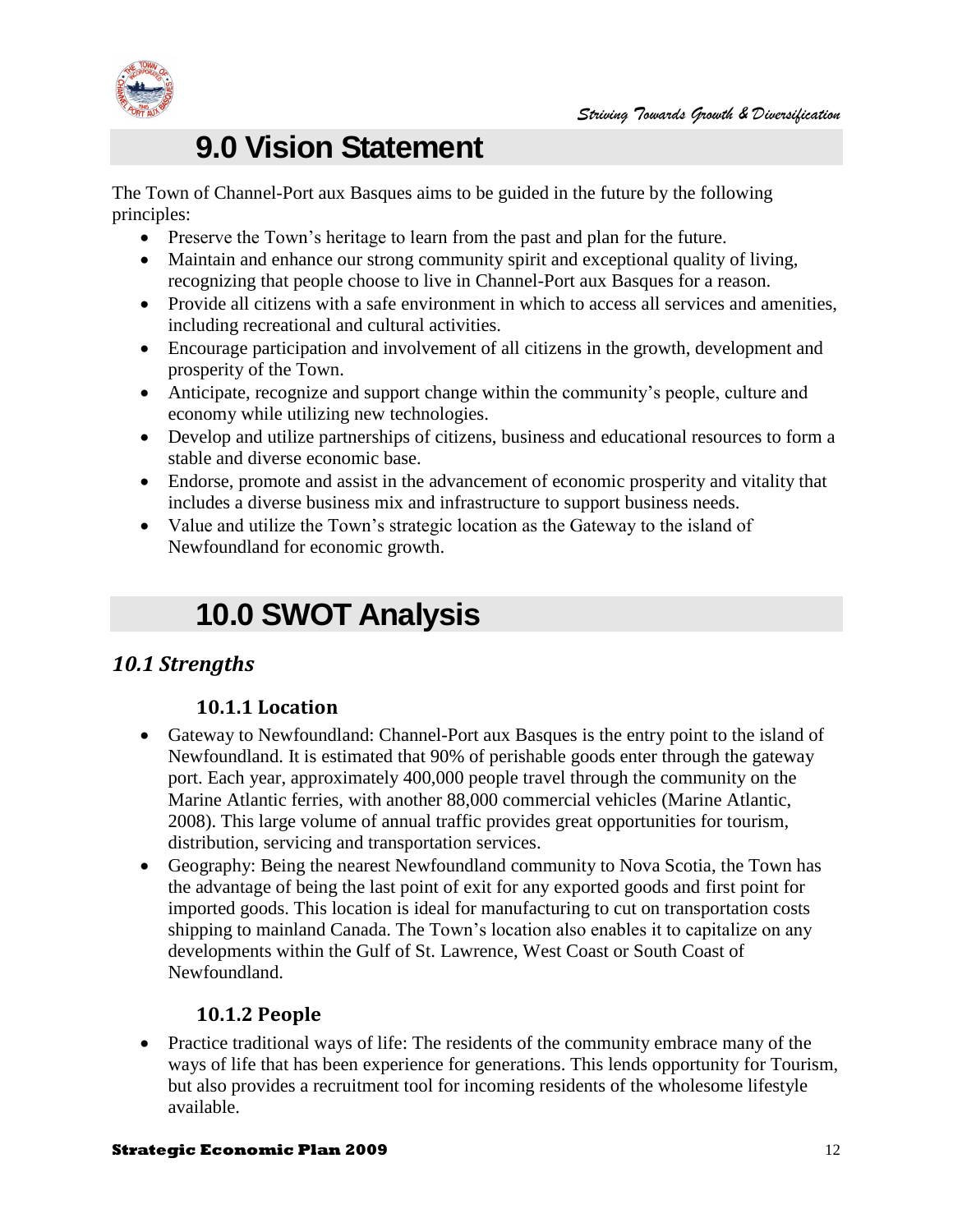# 9.0 Vision Statement

The Town of Channel-Port aux Basques aims to be guided in the future by the following principles:

- Preserve the Town's heritage to learn from the past and plan for the future.
- Maintain and enhance our strong community spirit and exceptional quality of living, recognizing that people choose to live in Channel-Port aux Basques for a reason.
- Provide all citizens with a safe environment in which to access all services and amenities, including recreational and cultural activities.
- Encourage participation and involvement of all citizens in the growth, development and prosperity of the Town.
- Anticipate, recognize and support change within the community's people, culture and economy while utilizing new technologies.
- Develop and utilize partnerships of citizens, business and educational resources to form a stable and diverse economic base.
- Endorse, promote and assist in the advancement of economic prosperity and vitality that includes a diverse business mix and infrastructure to support business needs.
- Value and utilize the Town's strategic location as the Gateway to the island of Newfoundland for economic growth.

# 10.0 SWOT Analysis

## *10.1 Strengths*

### 10.1.1 Location

- Gateway to Newfoundland: Channel-Port aux Basques is the entry point to the island of Newfoundland. It is estimated that 90% of perishable goods enter through the gateway port. Each year, approximately 400,000 people travel through the community on the Marine Atlantic ferries, with another 88,000 commercial vehicles (Marine Atlantic, 2008). This large volume of annual traffic provides great opportunities for tourism, distribution, servicing and transportation services.
- Geography: Being the nearest Newfoundland community to Nova Scotia, the Town has the advantage of being the last point of exit for any exported goods and first point for imported goods. This location is ideal for manufacturing to cut on transportation costs shipping to mainland Canada. The Town's location also enables it to capitalize on any developments within the Gulf of St. Lawrence, West Coast or South Coast of Newfoundland.

### 10.1.2 People

- Practice traditional ways of life: The residents of the community embrace many of the ways of life that has been experience for generations. This lends opportunity for Tourism, but also provides a recruitment tool for incoming residents of the wholesome lifestyle available.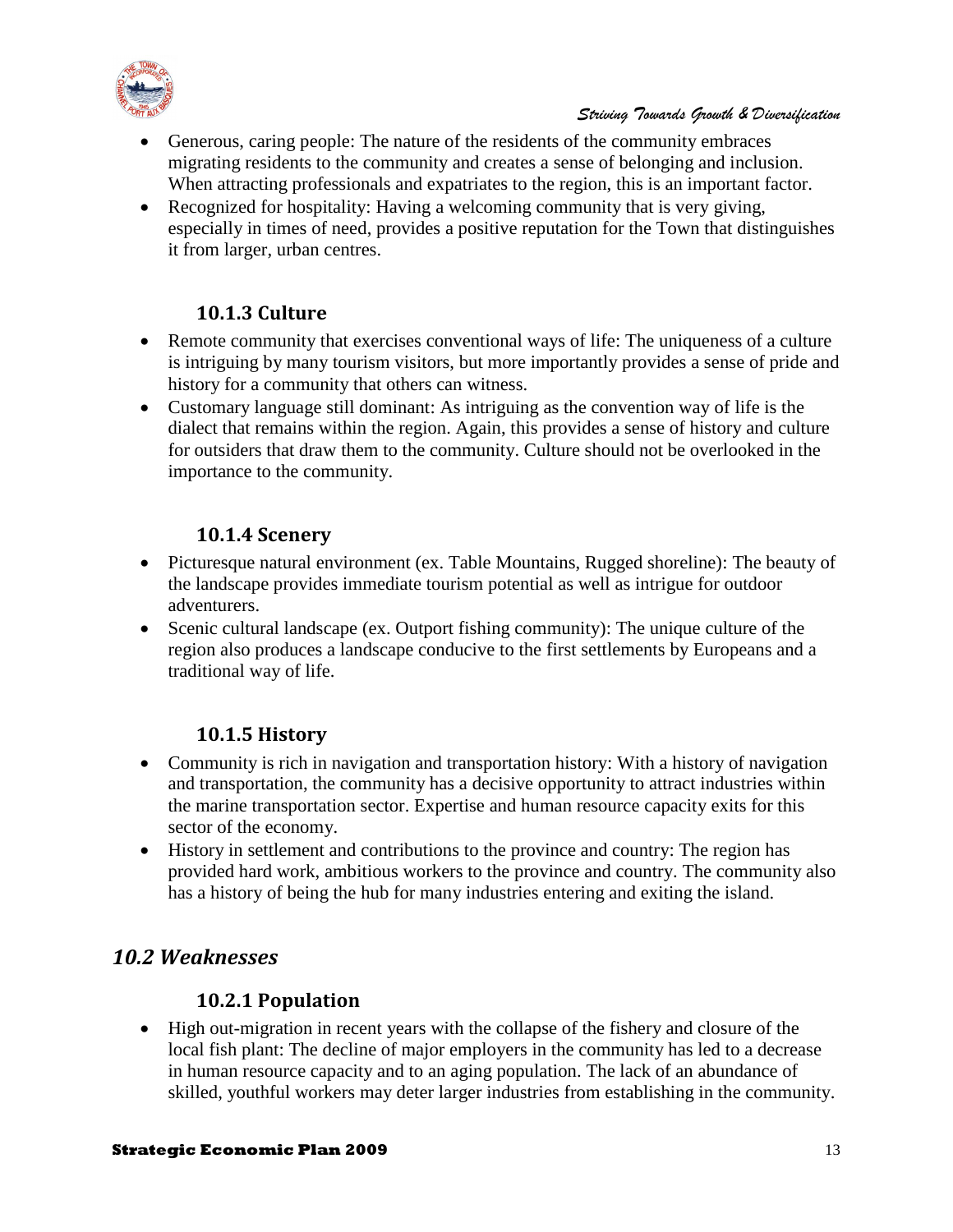- Generous, caring people: The nature of the residents of the community embraces migrating residents to the community and creates a sense of belonging and inclusion. When attracting professionals and expatriates to the region, this is an important factor.
- Recognized for hospitality: Having a welcoming community that is very giving, especially in times of need, provides a positive reputation for the Town that distinguishes it from larger, urban centres.

### 10.1.3 Culture

- Remote community that exercises conventional ways of life: The uniqueness of a culture is intriguing by many tourism visitors, but more importantly provides a sense of pride and history for a community that others can witness.
- Customary language still dominant: As intriguing as the convention way of life is the dialect that remains within the region. Again, this provides a sense of history and culture for outsiders that draw them to the community. Culture should not be overlooked in the importance to the community.

### 10.1.4 Scenery

- Picturesque natural environment (ex. Table Mountains, Rugged shoreline): The beauty of the landscape provides immediate tourism potential as well as intrigue for outdoor adventurers.
- Scenic cultural landscape (ex. Outport fishing community): The unique culture of the region also produces a landscape conducive to the first settlements by Europeans and a traditional way of life.

### 10.1.5 History

- Community is rich in navigation and transportation history: With a history of navigation and transportation, the community has a decisive opportunity to attract industries within the marine transportation sector. Expertise and human resource capacity exits for this sector of the economy.
- History in settlement and contributions to the province and country: The region has provided hard work, ambitious workers to the province and country. The community also has a history of being the hub for many industries entering and exiting the island.

## *10.2 Weaknesses*

### 10.2.1 Population

- High out-migration in recent years with the collapse of the fishery and closure of the local fish plant: The decline of major employers in the community has led to a decrease in human resource capacity and to an aging population. The lack of an abundance of skilled, youthful workers may deter larger industries from establishing in the community.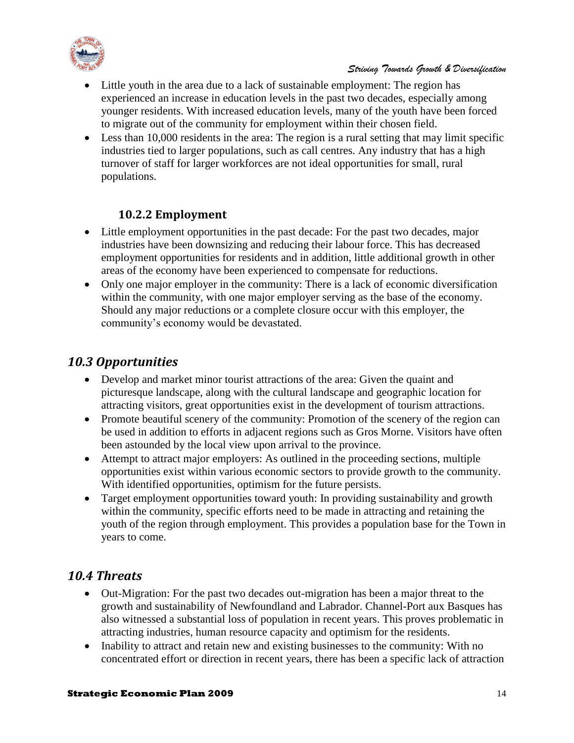- Little youth in the area due to a lack of sustainable employment: The region has experienced an increase in education levels in the past two decades, especially among younger residents. With increased education levels, many of the youth have been forced to migrate out of the community for employment within their chosen field.
- Less than 10,000 residents in the area: The region is a rural setting that may limit specific industries tied to larger populations, such as call centres. Any industry that has a high turnover of staff for larger workforces are not ideal opportunities for small, rural populations.

### 10.2.2 Employment

- Little employment opportunities in the past decade: For the past two decades, major industries have been downsizing and reducing their labour force. This has decreased employment opportunities for residents and in addition, little additional growth in other areas of the economy have been experienced to compensate for reductions.
- Only one major employer in the community: There is a lack of economic diversification within the community, with one major employer serving as the base of the economy. Should any major reductions or a complete closure occur with this employer, the community's economy would be devastated.

## *10.3 Opportunities*

- Develop and market minor tourist attractions of the area: Given the quaint and picturesque landscape, along with the cultural landscape and geographic location for attracting visitors, great opportunities exist in the development of tourism attractions.
- Promote beautiful scenery of the community: Promotion of the scenery of the region can be used in addition to efforts in adjacent regions such as Gros Morne. Visitors have often been astounded by the local view upon arrival to the province.
- Attempt to attract major employers: As outlined in the proceeding sections, multiple opportunities exist within various economic sectors to provide growth to the community. With identified opportunities, optimism for the future persists.
- Target employment opportunities toward youth: In providing sustainability and growth within the community, specific efforts need to be made in attracting and retaining the youth of the region through employment. This provides a population base for the Town in years to come.

## *10.4 Threats*

- Out-Migration: For the past two decades out-migration has been a major threat to the growth and sustainability of Newfoundland and Labrador. Channel-Port aux Basques has also witnessed a substantial loss of population in recent years. This proves problematic in attracting industries, human resource capacity and optimism for the residents.
- Inability to attract and retain new and existing businesses to the community: With no concentrated effort or direction in recent years, there has been a specific lack of attraction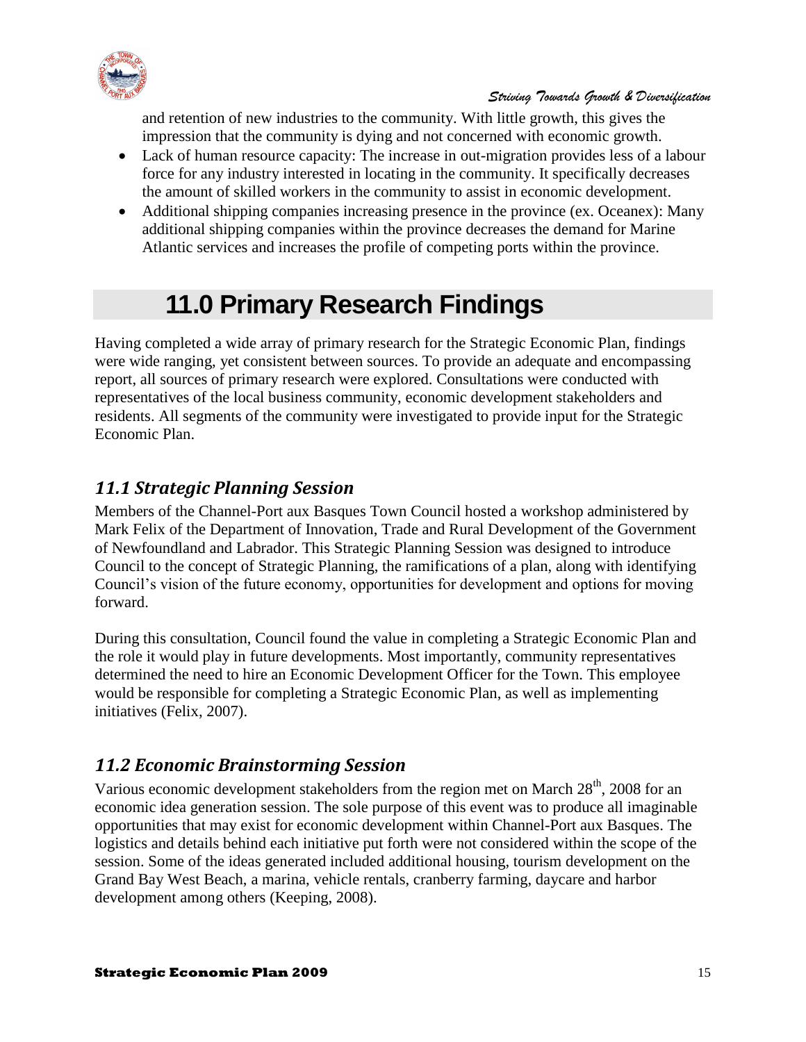and retention of new industries to the community. With little growth, this gives the impression that the community is dying and not concerned with economic growth.

- Lack of human resource capacity: The increase in out-migration provides less of a labour force for any industry interested in locating in the community. It specifically decreases the amount of skilled workers in the community to assist in economic development.
- Additional shipping companies increasing presence in the province (ex. Oceanex): Many additional shipping companies within the province decreases the demand for Marine Atlantic services and increases the profile of competing ports within the province.

# 11.0 Primary Research Findings

Having completed a wide array of primary research for the Strategic Economic Plan, findings were wide ranging, yet consistent between sources. To provide an adequate and encompassing report, all sources of primary research were explored. Consultations were conducted with representatives of the local business community, economic development stakeholders and residents. All segments of the community were investigated to provide input for the Strategic Economic Plan.

## *11.1 Strategic Planning Session*

Members of the Channel-Port aux Basques Town Council hosted a workshop administered by Mark Felix of the Department of Innovation, Trade and Rural Development of the Government of Newfoundland and Labrador. This Strategic Planning Session was designed to introduce Council to the concept of Strategic Planning, the ramifications of a plan, along with identifying Council's vision of the future economy, opportunities for development and options for moving forward.

During this consultation, Council found the value in completing a Strategic Economic Plan and the role it would play in future developments. Most importantly, community representatives determined the need to hire an Economic Development Officer for the Town. This employee would be responsible for completing a Strategic Economic Plan, as well as implementing initiatives (Felix, 2007).

## *11.2 Economic Brainstorming Session*

Various economic development stakeholders from the region met on March 28th, 2008 for an economic idea generation session. The sole purpose of this event was to produce all imaginable opportunities that may exist for economic development within Channel-Port aux Basques. The logistics and details behind each initiative put forth were not considered within the scope of the session. Some of the ideas generated included additional housing, tourism development on the Grand Bay West Beach, a marina, vehicle rentals, cranberry farming, daycare and harbor development among others (Keeping, 2008).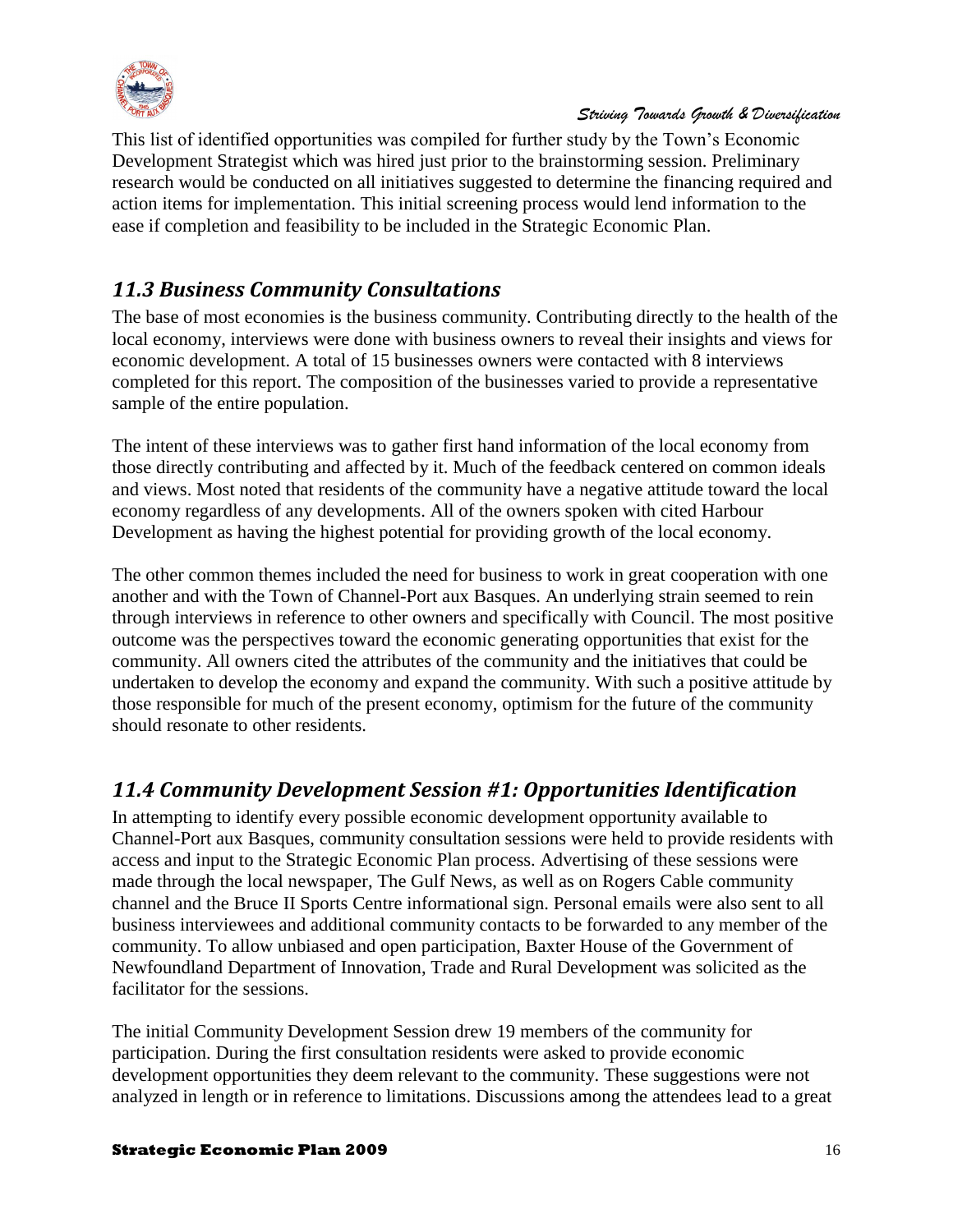This list of identified opportunities was compiled for further study by the Town's Economic Development Strategist which was hired just prior to the brainstorming session. Preliminary research would be conducted on all initiatives suggested to determine the financing required and action items for implementation. This initial screening process would lend information to the ease if completion and feasibility to be included in the Strategic Economic Plan.

## *11.3 Business Community Consultations*

The base of most economies is the business community. Contributing directly to the health of the local economy, interviews were done with business owners to reveal their insights and views for economic development. A total of 15 businesses owners were contacted with 8 interviews completed for this report. The composition of the businesses varied to provide a representative sample of the entire population.

The intent of these interviews was to gather first hand information of the local economy from those directly contributing and affected by it. Much of the feedback centered on common ideals and views. Most noted that residents of the community have a negative attitude toward the local economy regardless of any developments. All of the owners spoken with cited Harbour Development as having the highest potential for providing growth of the local economy.

The other common themes included the need for business to work in great cooperation with one another and with the Town of Channel-Port aux Basques. An underlying strain seemed to rein through interviews in reference to other owners and specifically with Council. The most positive outcome was the perspectives toward the economic generating opportunities that exist for the community. All owners cited the attributes of the community and the initiatives that could be undertaken to develop the economy and expand the community. With such a positive attitude by those responsible for much of the present economy, optimism for the future of the community should resonate to other residents.

## *11.4 Community Development Session #1: Opportunities Identification*

In attempting to identify every possible economic development opportunity available to Channel-Port aux Basques, community consultation sessions were held to provide residents with access and input to the Strategic Economic Plan process. Advertising of these sessions were made through the local newspaper, The Gulf News, as well as on Rogers Cable community channel and the Bruce II Sports Centre informational sign. Personal emails were also sent to all business interviewees and additional community contacts to be forwarded to any member of the community. To allow unbiased and open participation, Baxter House of the Government of Newfoundland Department of Innovation, Trade and Rural Development was solicited as the facilitator for the sessions.

The initial Community Development Session drew 19 members of the community for participation. During the first consultation residents were asked to provide economic development opportunities they deem relevant to the community. These suggestions were not analyzed in length or in reference to limitations. Discussions among the attendees lead to a great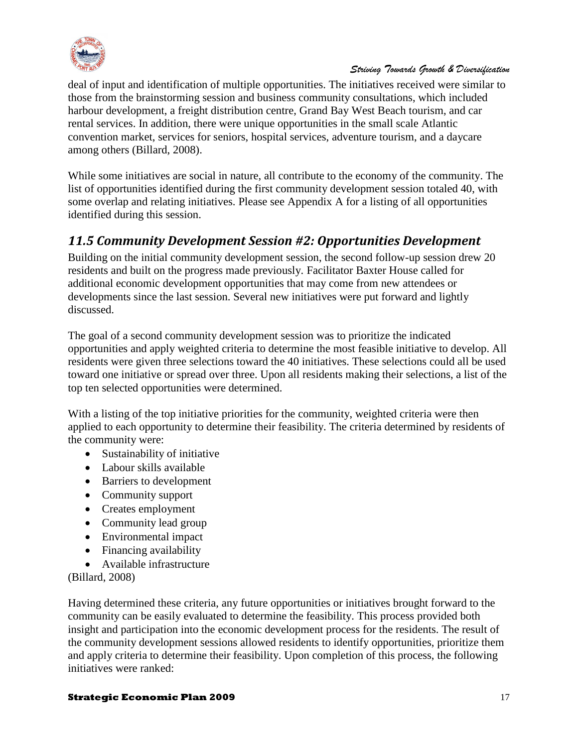deal of input and identification of multiple opportunities. The initiatives received were similar to those from the brainstorming session and business community consultations, which included harbour development, a freight distribution centre, Grand Bay West Beach tourism, and car rental services. In addition, there were unique opportunities in the small scale Atlantic convention market, services for seniors, hospital services, adventure tourism, and a daycare among others (Billard, 2008).

While some initiatives are social in nature, all contribute to the economy of the community. The list of opportunities identified during the first community development session totaled 40, with some overlap and relating initiatives. Please see Appendix A for a listing of all opportunities identified during this session.

## *11.5 Community Development Session #2: Opportunities Development*

Building on the initial community development session, the second follow-up session drew 20 residents and built on the progress made previously. Facilitator Baxter House called for additional economic development opportunities that may come from new attendees or developments since the last session. Several new initiatives were put forward and lightly discussed.

The goal of a second community development session was to prioritize the indicated opportunities and apply weighted criteria to determine the most feasible initiative to develop. All residents were given three selections toward the 40 initiatives. These selections could all be used toward one initiative or spread over three. Upon all residents making their selections, a list of the top ten selected opportunities were determined.

With a listing of the top initiative priorities for the community, weighted criteria were then applied to each opportunity to determine their feasibility. The criteria determined by residents of the community were:

- Sustainability of initiative
- Labour skills available
- Barriers to development
- Community support
- Creates employment
- Community lead group
- Environmental impact
- Financing availability
- Available infrastructure

(Billard, 2008)

Having determined these criteria, any future opportunities or initiatives brought forward to the community can be easily evaluated to determine the feasibility. This process provided both insight and participation into the economic development process for the residents. The result of the community development sessions allowed residents to identify opportunities, prioritize them and apply criteria to determine their feasibility. Upon completion of this process, the following initiatives were ranked: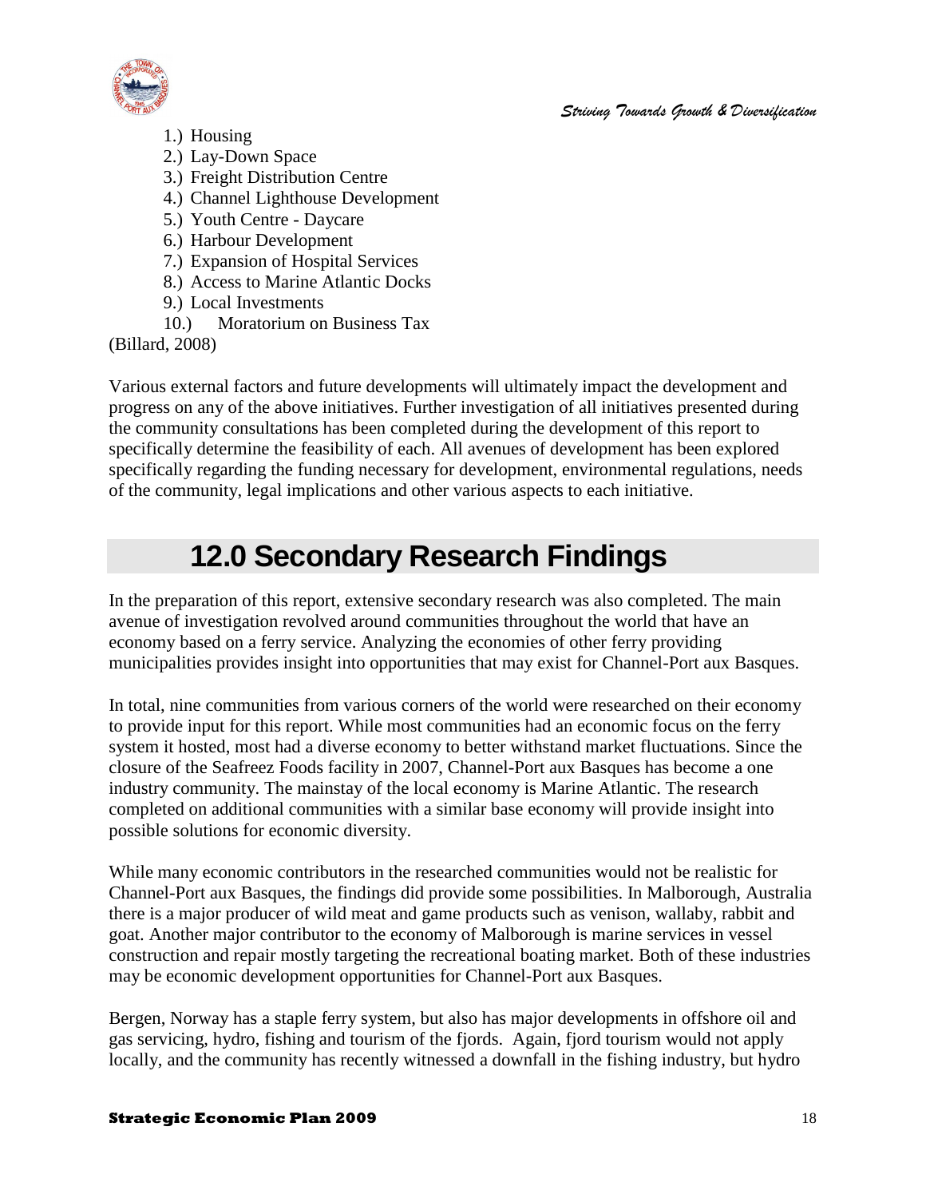1.) Housing
2.) Lay-Down Space
3.) Freight Distribution Centre
4.) Channel Lighthouse Development
5.) Youth Centre - Daycare
6.) Harbour Development
7.) Expansion of Hospital Services
8.) Access to Marine Atlantic Docks
9.) Local Investments
10.) Moratorium on Business Tax

(Billard, 2008)

Various external factors and future developments will ultimately impact the development and progress on any of the above initiatives. Further investigation of all initiatives presented during the community consultations has been completed during the development of this report to specifically determine the feasibility of each. All avenues of development has been explored specifically regarding the funding necessary for development, environmental regulations, needs of the community, legal implications and other various aspects to each initiative.

# 12.0 Secondary Research Findings

In the preparation of this report, extensive secondary research was also completed. The main avenue of investigation revolved around communities throughout the world that have an economy based on a ferry service. Analyzing the economies of other ferry providing municipalities provides insight into opportunities that may exist for Channel-Port aux Basques.

In total, nine communities from various corners of the world were researched on their economy to provide input for this report. While most communities had an economic focus on the ferry system it hosted, most had a diverse economy to better withstand market fluctuations. Since the closure of the Seafreez Foods facility in 2007, Channel-Port aux Basques has become a one industry community. The mainstay of the local economy is Marine Atlantic. The research completed on additional communities with a similar base economy will provide insight into possible solutions for economic diversity.

While many economic contributors in the researched communities would not be realistic for Channel-Port aux Basques, the findings did provide some possibilities. In Malborough, Australia there is a major producer of wild meat and game products such as venison, wallaby, rabbit and goat. Another major contributor to the economy of Malborough is marine services in vessel construction and repair mostly targeting the recreational boating market. Both of these industries may be economic development opportunities for Channel-Port aux Basques.

Bergen, Norway has a staple ferry system, but also has major developments in offshore oil and gas servicing, hydro, fishing and tourism of the fjords. Again, fjord tourism would not apply locally, and the community has recently witnessed a downfall in the fishing industry, but hydro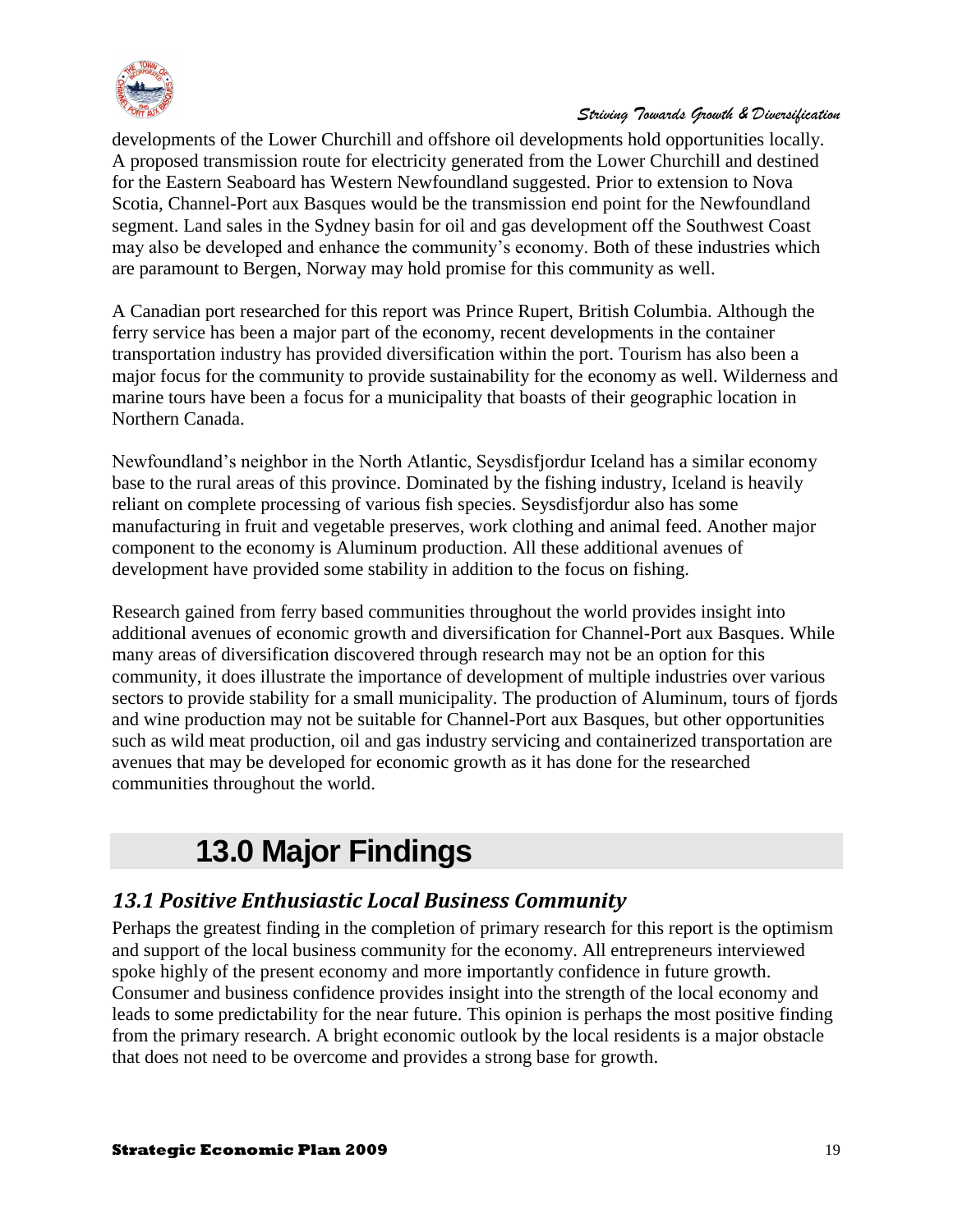developments of the Lower Churchill and offshore oil developments hold opportunities locally. A proposed transmission route for electricity generated from the Lower Churchill and destined for the Eastern Seaboard has Western Newfoundland suggested. Prior to extension to Nova Scotia, Channel-Port aux Basques would be the transmission end point for the Newfoundland segment. Land sales in the Sydney basin for oil and gas development off the Southwest Coast may also be developed and enhance the community's economy. Both of these industries which are paramount to Bergen, Norway may hold promise for this community as well.

A Canadian port researched for this report was Prince Rupert, British Columbia. Although the ferry service has been a major part of the economy, recent developments in the container transportation industry has provided diversification within the port. Tourism has also been a major focus for the community to provide sustainability for the economy as well. Wilderness and marine tours have been a focus for a municipality that boasts of their geographic location in Northern Canada.

Newfoundland's neighbor in the North Atlantic, Seysdisfjordur Iceland has a similar economy base to the rural areas of this province. Dominated by the fishing industry, Iceland is heavily reliant on complete processing of various fish species. Seysdisfjordur also has some manufacturing in fruit and vegetable preserves, work clothing and animal feed. Another major component to the economy is Aluminum production. All these additional avenues of development have provided some stability in addition to the focus on fishing.

Research gained from ferry based communities throughout the world provides insight into additional avenues of economic growth and diversification for Channel-Port aux Basques. While many areas of diversification discovered through research may not be an option for this community, it does illustrate the importance of development of multiple industries over various sectors to provide stability for a small municipality. The production of Aluminum, tours of fjords and wine production may not be suitable for Channel-Port aux Basques, but other opportunities such as wild meat production, oil and gas industry servicing and containerized transportation are avenues that may be developed for economic growth as it has done for the researched communities throughout the world.

# 13.0 Major Findings

## *13.1 Positive Enthusiastic Local Business Community*

Perhaps the greatest finding in the completion of primary research for this report is the optimism and support of the local business community for the economy. All entrepreneurs interviewed spoke highly of the present economy and more importantly confidence in future growth. Consumer and business confidence provides insight into the strength of the local economy and leads to some predictability for the near future. This opinion is perhaps the most positive finding from the primary research. A bright economic outlook by the local residents is a major obstacle that does not need to be overcome and provides a strong base for growth.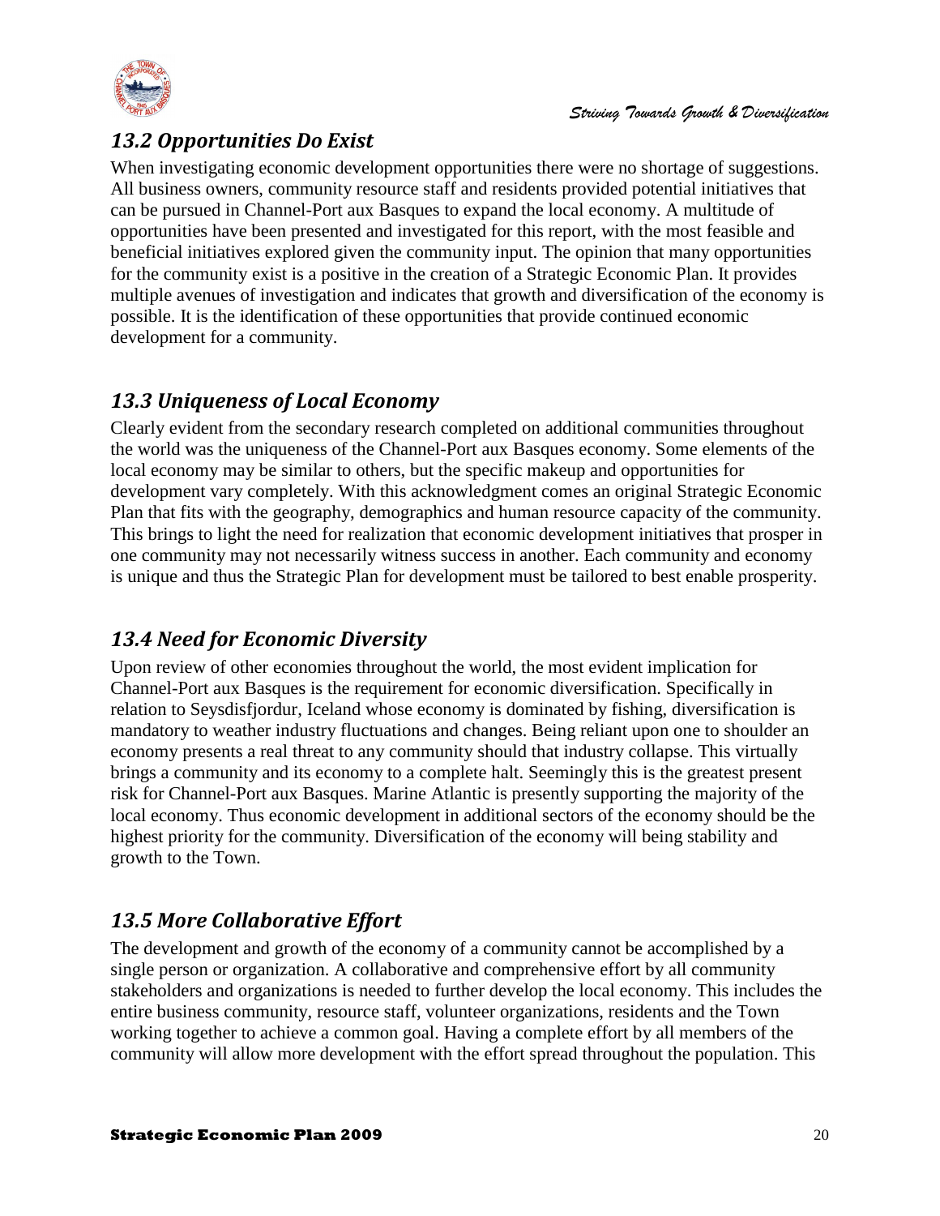## *13.2 Opportunities Do Exist*

When investigating economic development opportunities there were no shortage of suggestions. All business owners, community resource staff and residents provided potential initiatives that can be pursued in Channel-Port aux Basques to expand the local economy. A multitude of opportunities have been presented and investigated for this report, with the most feasible and beneficial initiatives explored given the community input. The opinion that many opportunities for the community exist is a positive in the creation of a Strategic Economic Plan. It provides multiple avenues of investigation and indicates that growth and diversification of the economy is possible. It is the identification of these opportunities that provide continued economic development for a community.

## *13.3 Uniqueness of Local Economy*

Clearly evident from the secondary research completed on additional communities throughout the world was the uniqueness of the Channel-Port aux Basques economy. Some elements of the local economy may be similar to others, but the specific makeup and opportunities for development vary completely. With this acknowledgment comes an original Strategic Economic Plan that fits with the geography, demographics and human resource capacity of the community. This brings to light the need for realization that economic development initiatives that prosper in one community may not necessarily witness success in another. Each community and economy is unique and thus the Strategic Plan for development must be tailored to best enable prosperity.

## *13.4 Need for Economic Diversity*

Upon review of other economies throughout the world, the most evident implication for Channel-Port aux Basques is the requirement for economic diversification. Specifically in relation to Seysdisfjordur, Iceland whose economy is dominated by fishing, diversification is mandatory to weather industry fluctuations and changes. Being reliant upon one to shoulder an economy presents a real threat to any community should that industry collapse. This virtually brings a community and its economy to a complete halt. Seemingly this is the greatest present risk for Channel-Port aux Basques. Marine Atlantic is presently supporting the majority of the local economy. Thus economic development in additional sectors of the economy should be the highest priority for the community. Diversification of the economy will being stability and growth to the Town.

## *13.5 More Collaborative Effort*

The development and growth of the economy of a community cannot be accomplished by a single person or organization. A collaborative and comprehensive effort by all community stakeholders and organizations is needed to further develop the local economy. This includes the entire business community, resource staff, volunteer organizations, residents and the Town working together to achieve a common goal. Having a complete effort by all members of the community will allow more development with the effort spread throughout the population. This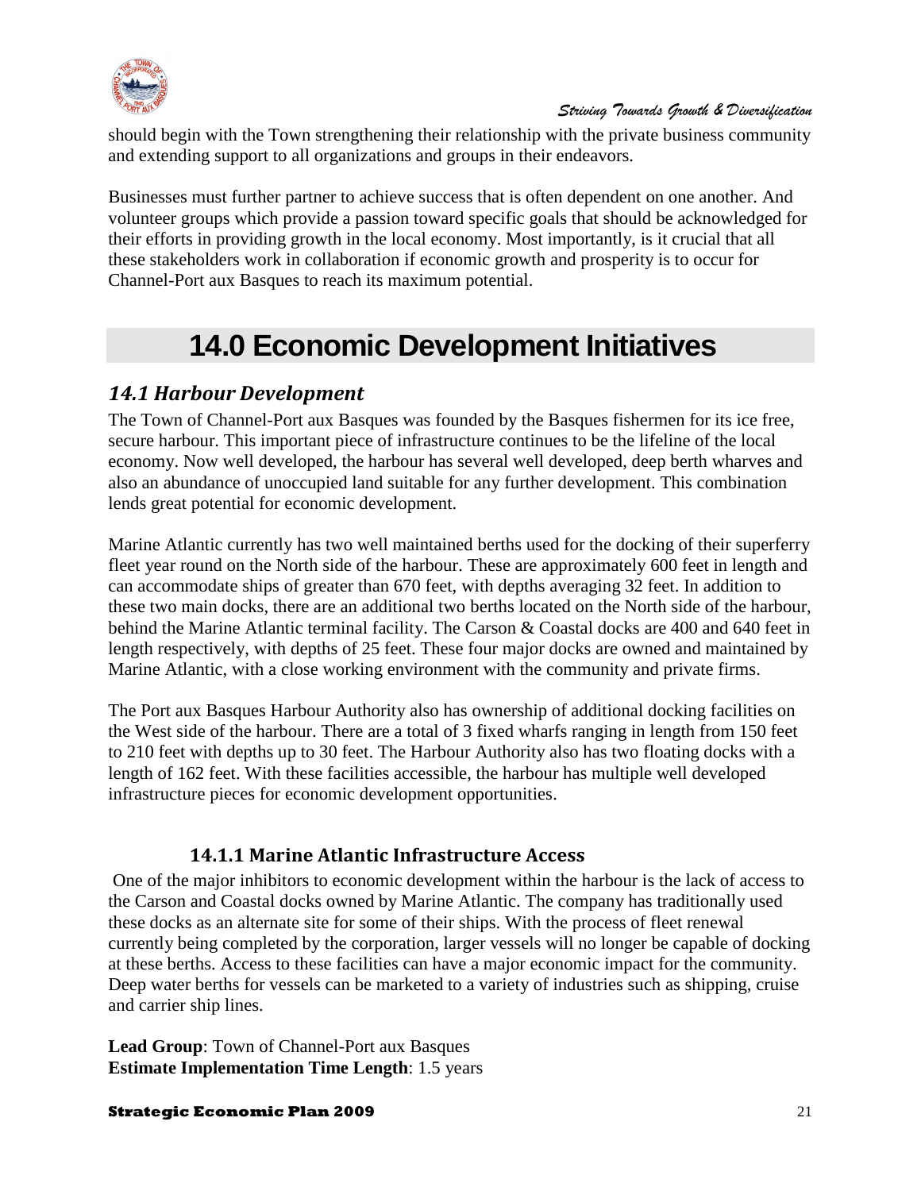should begin with the Town strengthening their relationship with the private business community and extending support to all organizations and groups in their endeavors.

Businesses must further partner to achieve success that is often dependent on one another. And volunteer groups which provide a passion toward specific goals that should be acknowledged for their efforts in providing growth in the local economy. Most importantly, is it crucial that all these stakeholders work in collaboration if economic growth and prosperity is to occur for Channel-Port aux Basques to reach its maximum potential.

# 14.0 Economic Development Initiatives

## *14.1 Harbour Development*

The Town of Channel-Port aux Basques was founded by the Basques fishermen for its ice free, secure harbour. This important piece of infrastructure continues to be the lifeline of the local economy. Now well developed, the harbour has several well developed, deep berth wharves and also an abundance of unoccupied land suitable for any further development. This combination lends great potential for economic development.

Marine Atlantic currently has two well maintained berths used for the docking of their superferry fleet year round on the North side of the harbour. These are approximately 600 feet in length and can accommodate ships of greater than 670 feet, with depths averaging 32 feet. In addition to these two main docks, there are an additional two berths located on the North side of the harbour, behind the Marine Atlantic terminal facility. The Carson & Coastal docks are 400 and 640 feet in length respectively, with depths of 25 feet. These four major docks are owned and maintained by Marine Atlantic, with a close working environment with the community and private firms.

The Port aux Basques Harbour Authority also has ownership of additional docking facilities on the West side of the harbour. There are a total of 3 fixed wharfs ranging in length from 150 feet to 210 feet with depths up to 30 feet. The Harbour Authority also has two floating docks with a length of 162 feet. With these facilities accessible, the harbour has multiple well developed infrastructure pieces for economic development opportunities.

### 14.1.1 Marine Atlantic Infrastructure Access

One of the major inhibitors to economic development within the harbour is the lack of access to the Carson and Coastal docks owned by Marine Atlantic. The company has traditionally used these docks as an alternate site for some of their ships. With the process of fleet renewal currently being completed by the corporation, larger vessels will no longer be capable of docking at these berths. Access to these facilities can have a major economic impact for the community. Deep water berths for vessels can be marketed to a variety of industries such as shipping, cruise and carrier ship lines.

**Lead Group**: Town of Channel-Port aux Basques
**Estimate Implementation Time Length**: 1.5 years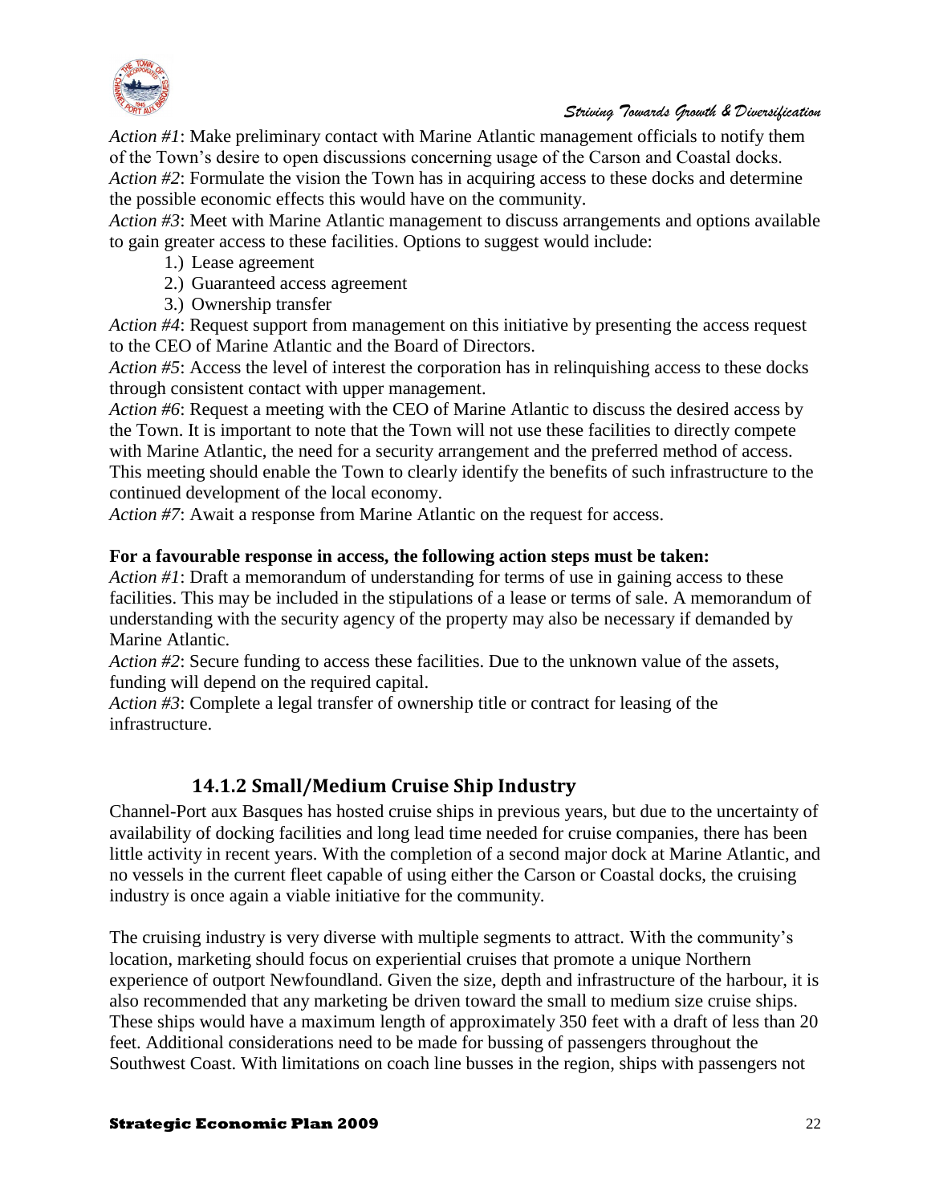*Action #1*: Make preliminary contact with Marine Atlantic management officials to notify them of the Town's desire to open discussions concerning usage of the Carson and Coastal docks.
*Action #2*: Formulate the vision the Town has in acquiring access to these docks and determine the possible economic effects this would have on the community.
*Action #3*: Meet with Marine Atlantic management to discuss arrangements and options available to gain greater access to these facilities. Options to suggest would include:

1.) Lease agreement
2.) Guaranteed access agreement
3.) Ownership transfer

*Action #4*: Request support from management on this initiative by presenting the access request to the CEO of Marine Atlantic and the Board of Directors.
*Action #5*: Access the level of interest the corporation has in relinquishing access to these docks through consistent contact with upper management.
*Action #6*: Request a meeting with the CEO of Marine Atlantic to discuss the desired access by the Town. It is important to note that the Town will not use these facilities to directly compete with Marine Atlantic, the need for a security arrangement and the preferred method of access. This meeting should enable the Town to clearly identify the benefits of such infrastructure to the continued development of the local economy.
*Action #7*: Await a response from Marine Atlantic on the request for access.

**For a favourable response in access, the following action steps must be taken:**
*Action #1*: Draft a memorandum of understanding for terms of use in gaining access to these facilities. This may be included in the stipulations of a lease or terms of sale. A memorandum of understanding with the security agency of the property may also be necessary if demanded by Marine Atlantic.
*Action #2*: Secure funding to access these facilities. Due to the unknown value of the assets, funding will depend on the required capital.
*Action #3*: Complete a legal transfer of ownership title or contract for leasing of the infrastructure.

### 14.1.2 Small/Medium Cruise Ship Industry

Channel-Port aux Basques has hosted cruise ships in previous years, but due to the uncertainty of availability of docking facilities and long lead time needed for cruise companies, there has been little activity in recent years. With the completion of a second major dock at Marine Atlantic, and no vessels in the current fleet capable of using either the Carson or Coastal docks, the cruising industry is once again a viable initiative for the community.

The cruising industry is very diverse with multiple segments to attract. With the community's location, marketing should focus on experiential cruises that promote a unique Northern experience of outport Newfoundland. Given the size, depth and infrastructure of the harbour, it is also recommended that any marketing be driven toward the small to medium size cruise ships. These ships would have a maximum length of approximately 350 feet with a draft of less than 20 feet. Additional considerations need to be made for bussing of passengers throughout the Southwest Coast. With limitations on coach line busses in the region, ships with passengers not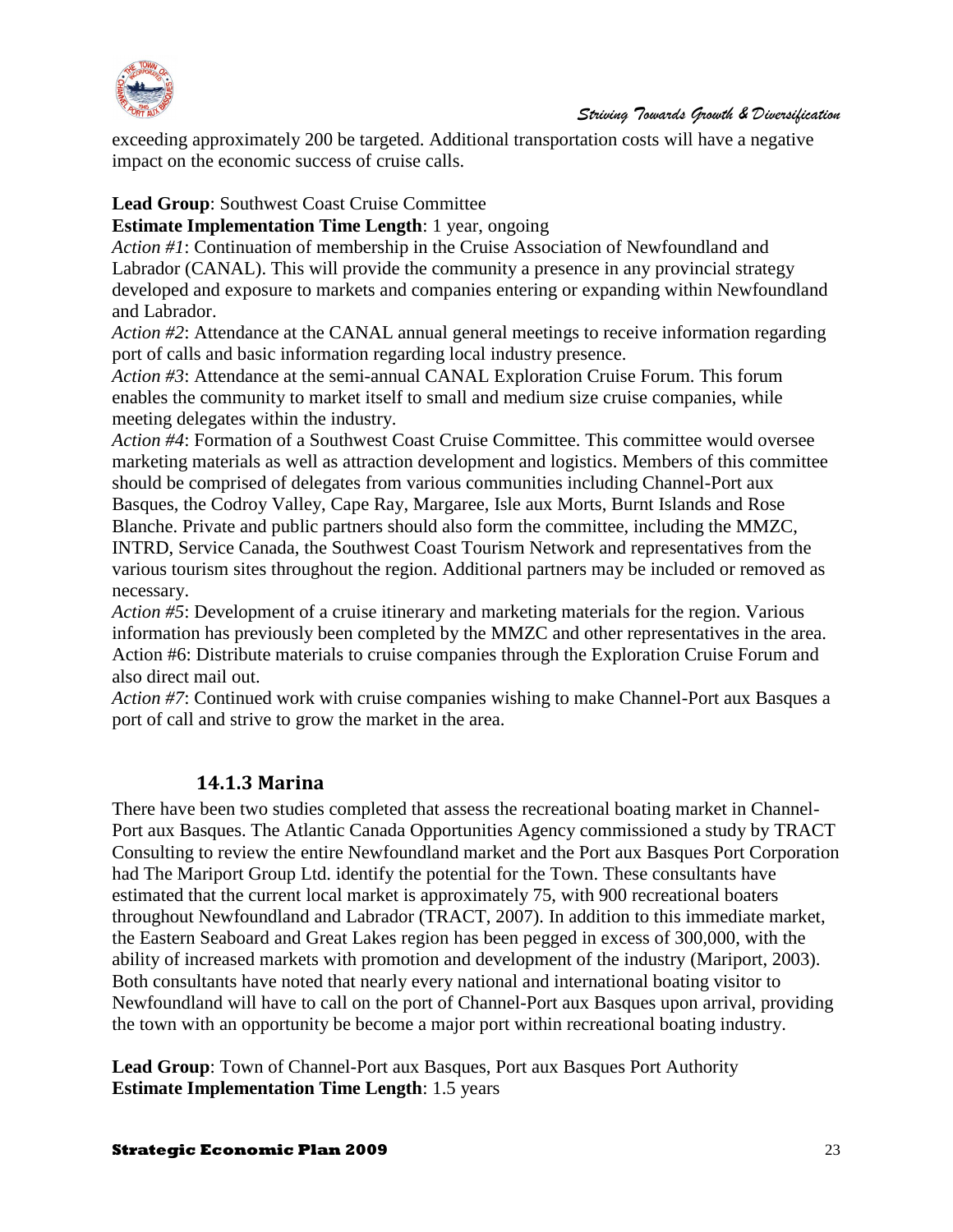exceeding approximately 200 be targeted. Additional transportation costs will have a negative impact on the economic success of cruise calls.

**Lead Group**: Southwest Coast Cruise Committee
**Estimate Implementation Time Length**: 1 year, ongoing
*Action #1*: Continuation of membership in the Cruise Association of Newfoundland and Labrador (CANAL). This will provide the community a presence in any provincial strategy developed and exposure to markets and companies entering or expanding within Newfoundland and Labrador.
*Action #2*: Attendance at the CANAL annual general meetings to receive information regarding port of calls and basic information regarding local industry presence.
*Action #3*: Attendance at the semi-annual CANAL Exploration Cruise Forum. This forum enables the community to market itself to small and medium size cruise companies, while meeting delegates within the industry.
*Action #4*: Formation of a Southwest Coast Cruise Committee. This committee would oversee marketing materials as well as attraction development and logistics. Members of this committee should be comprised of delegates from various communities including Channel-Port aux Basques, the Codroy Valley, Cape Ray, Margaree, Isle aux Morts, Burnt Islands and Rose Blanche. Private and public partners should also form the committee, including the MMZC, INTRD, Service Canada, the Southwest Coast Tourism Network and representatives from the various tourism sites throughout the region. Additional partners may be included or removed as necessary.
*Action #5*: Development of a cruise itinerary and marketing materials for the region. Various information has previously been completed by the MMZC and other representatives in the area.
Action #6: Distribute materials to cruise companies through the Exploration Cruise Forum and also direct mail out.
*Action #7*: Continued work with cruise companies wishing to make Channel-Port aux Basques a port of call and strive to grow the market in the area.

### 14.1.3 Marina

There have been two studies completed that assess the recreational boating market in Channel-Port aux Basques. The Atlantic Canada Opportunities Agency commissioned a study by TRACT Consulting to review the entire Newfoundland market and the Port aux Basques Port Corporation had The Mariport Group Ltd. identify the potential for the Town. These consultants have estimated that the current local market is approximately 75, with 900 recreational boaters throughout Newfoundland and Labrador (TRACT, 2007). In addition to this immediate market, the Eastern Seaboard and Great Lakes region has been pegged in excess of 300,000, with the ability of increased markets with promotion and development of the industry (Mariport, 2003). Both consultants have noted that nearly every national and international boating visitor to Newfoundland will have to call on the port of Channel-Port aux Basques upon arrival, providing the town with an opportunity be become a major port within recreational boating industry.

**Lead Group**: Town of Channel-Port aux Basques, Port aux Basques Port Authority
**Estimate Implementation Time Length**: 1.5 years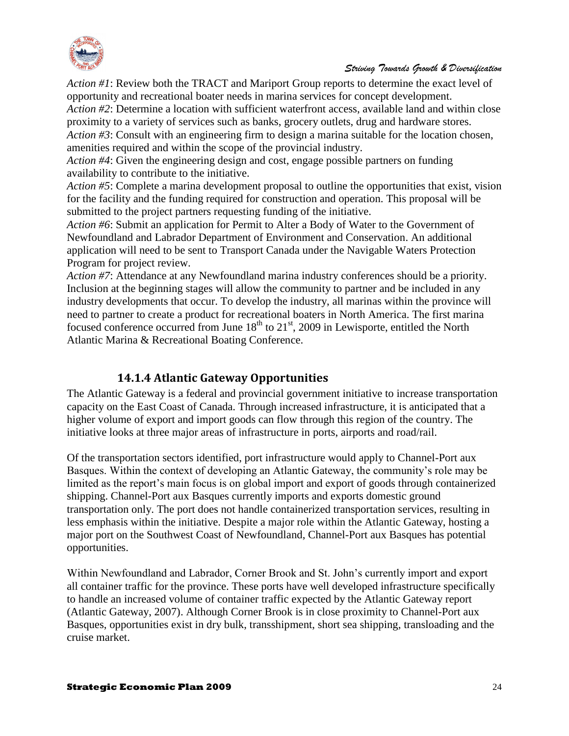*Action #1*: Review both the TRACT and Mariport Group reports to determine the exact level of opportunity and recreational boater needs in marina services for concept development.
*Action #2*: Determine a location with sufficient waterfront access, available land and within close proximity to a variety of services such as banks, grocery outlets, drug and hardware stores.
*Action #3*: Consult with an engineering firm to design a marina suitable for the location chosen, amenities required and within the scope of the provincial industry.
*Action #4*: Given the engineering design and cost, engage possible partners on funding availability to contribute to the initiative.
*Action #5*: Complete a marina development proposal to outline the opportunities that exist, vision for the facility and the funding required for construction and operation. This proposal will be submitted to the project partners requesting funding of the initiative.
*Action #6*: Submit an application for Permit to Alter a Body of Water to the Government of Newfoundland and Labrador Department of Environment and Conservation. An additional application will need to be sent to Transport Canada under the Navigable Waters Protection Program for project review.
*Action #7*: Attendance at any Newfoundland marina industry conferences should be a priority. Inclusion at the beginning stages will allow the community to partner and be included in any industry developments that occur. To develop the industry, all marinas within the province will need to partner to create a product for recreational boaters in North America. The first marina focused conference occurred from June 18th to 21st, 2009 in Lewisporte, entitled the North Atlantic Marina & Recreational Boating Conference.

### 14.1.4 Atlantic Gateway Opportunities

The Atlantic Gateway is a federal and provincial government initiative to increase transportation capacity on the East Coast of Canada. Through increased infrastructure, it is anticipated that a higher volume of export and import goods can flow through this region of the country. The initiative looks at three major areas of infrastructure in ports, airports and road/rail.

Of the transportation sectors identified, port infrastructure would apply to Channel-Port aux Basques. Within the context of developing an Atlantic Gateway, the community's role may be limited as the report's main focus is on global import and export of goods through containerized shipping. Channel-Port aux Basques currently imports and exports domestic ground transportation only. The port does not handle containerized transportation services, resulting in less emphasis within the initiative. Despite a major role within the Atlantic Gateway, hosting a major port on the Southwest Coast of Newfoundland, Channel-Port aux Basques has potential opportunities.

Within Newfoundland and Labrador, Corner Brook and St. John's currently import and export all container traffic for the province. These ports have well developed infrastructure specifically to handle an increased volume of container traffic expected by the Atlantic Gateway report (Atlantic Gateway, 2007). Although Corner Brook is in close proximity to Channel-Port aux Basques, opportunities exist in dry bulk, transshipment, short sea shipping, transloading and the cruise market.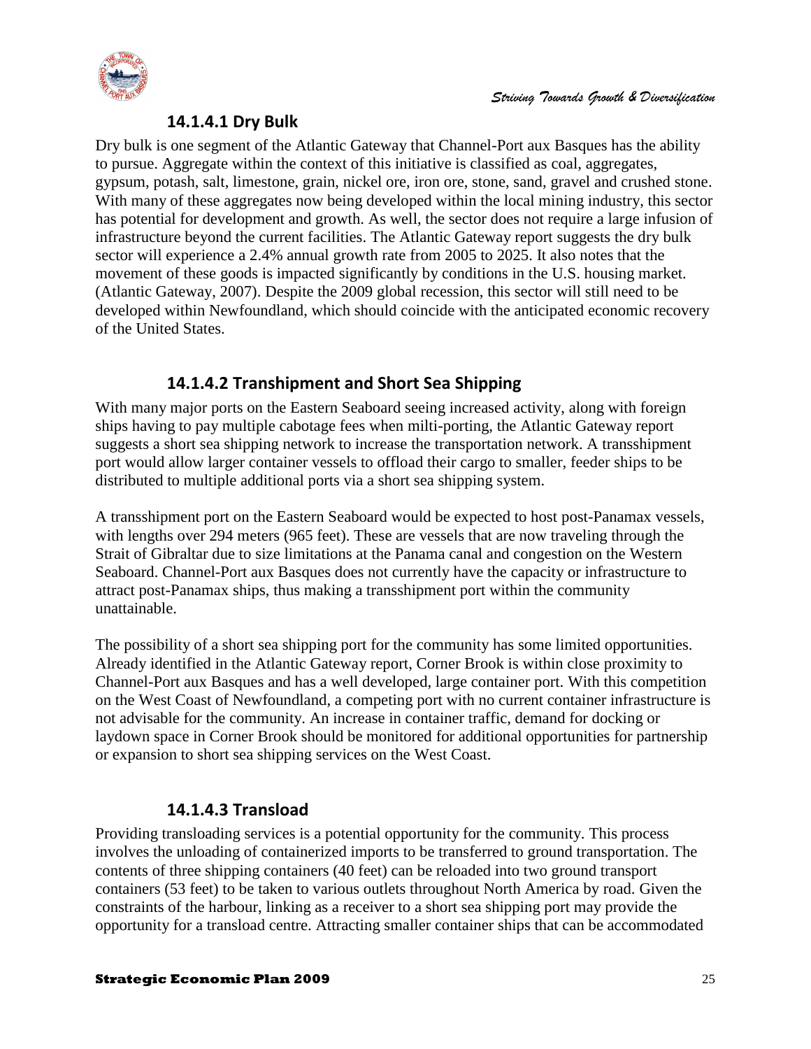### 14.1.4.1 Dry Bulk

Dry bulk is one segment of the Atlantic Gateway that Channel-Port aux Basques has the ability to pursue. Aggregate within the context of this initiative is classified as coal, aggregates, gypsum, potash, salt, limestone, grain, nickel ore, iron ore, stone, sand, gravel and crushed stone. With many of these aggregates now being developed within the local mining industry, this sector has potential for development and growth. As well, the sector does not require a large infusion of infrastructure beyond the current facilities. The Atlantic Gateway report suggests the dry bulk sector will experience a 2.4% annual growth rate from 2005 to 2025. It also notes that the movement of these goods is impacted significantly by conditions in the U.S. housing market. (Atlantic Gateway, 2007). Despite the 2009 global recession, this sector will still need to be developed within Newfoundland, which should coincide with the anticipated economic recovery of the United States.

### 14.1.4.2 Transhipment and Short Sea Shipping

With many major ports on the Eastern Seaboard seeing increased activity, along with foreign ships having to pay multiple cabotage fees when milti-porting, the Atlantic Gateway report suggests a short sea shipping network to increase the transportation network. A transshipment port would allow larger container vessels to offload their cargo to smaller, feeder ships to be distributed to multiple additional ports via a short sea shipping system.

A transshipment port on the Eastern Seaboard would be expected to host post-Panamax vessels, with lengths over 294 meters (965 feet). These are vessels that are now traveling through the Strait of Gibraltar due to size limitations at the Panama canal and congestion on the Western Seaboard. Channel-Port aux Basques does not currently have the capacity or infrastructure to attract post-Panamax ships, thus making a transshipment port within the community unattainable.

The possibility of a short sea shipping port for the community has some limited opportunities. Already identified in the Atlantic Gateway report, Corner Brook is within close proximity to Channel-Port aux Basques and has a well developed, large container port. With this competition on the West Coast of Newfoundland, a competing port with no current container infrastructure is not advisable for the community. An increase in container traffic, demand for docking or laydown space in Corner Brook should be monitored for additional opportunities for partnership or expansion to short sea shipping services on the West Coast.

### 14.1.4.3 Transload

Providing transloading services is a potential opportunity for the community. This process involves the unloading of containerized imports to be transferred to ground transportation. The contents of three shipping containers (40 feet) can be reloaded into two ground transport containers (53 feet) to be taken to various outlets throughout North America by road. Given the constraints of the harbour, linking as a receiver to a short sea shipping port may provide the opportunity for a transload centre. Attracting smaller container ships that can be accommodated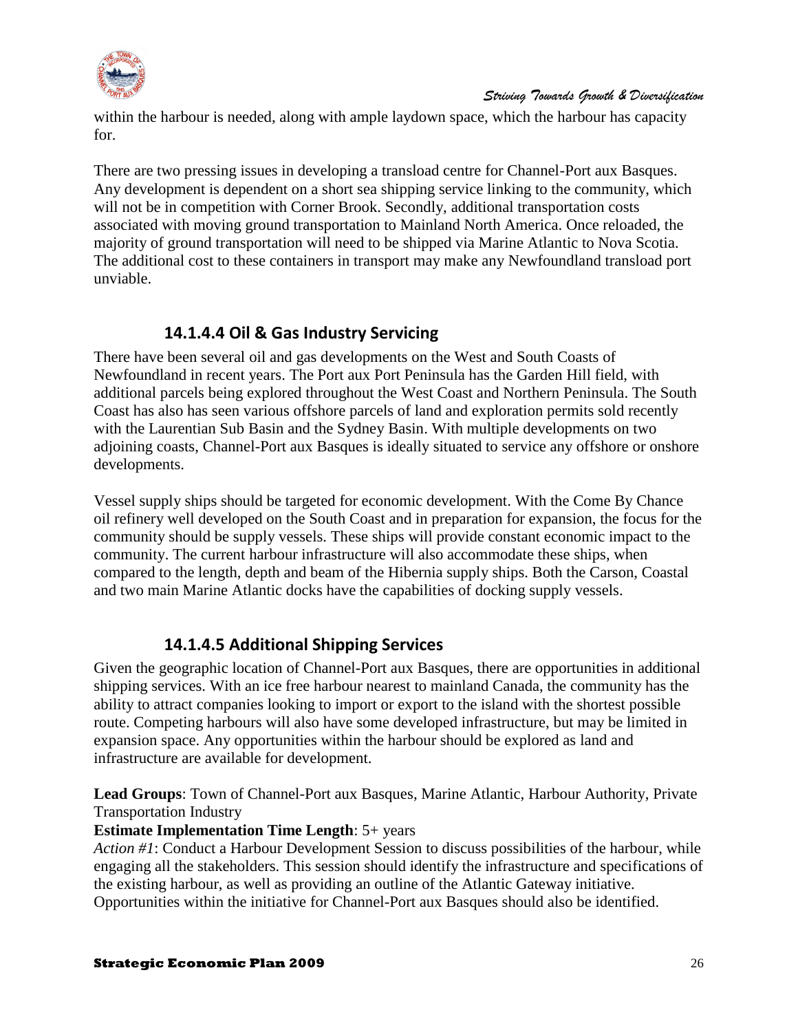within the harbour is needed, along with ample laydown space, which the harbour has capacity for.

There are two pressing issues in developing a transload centre for Channel-Port aux Basques. Any development is dependent on a short sea shipping service linking to the community, which will not be in competition with Corner Brook. Secondly, additional transportation costs associated with moving ground transportation to Mainland North America. Once reloaded, the majority of ground transportation will need to be shipped via Marine Atlantic to Nova Scotia. The additional cost to these containers in transport may make any Newfoundland transload port unviable.

### 14.1.4.4 Oil & Gas Industry Servicing

There have been several oil and gas developments on the West and South Coasts of Newfoundland in recent years. The Port aux Port Peninsula has the Garden Hill field, with additional parcels being explored throughout the West Coast and Northern Peninsula. The South Coast has also has seen various offshore parcels of land and exploration permits sold recently with the Laurentian Sub Basin and the Sydney Basin. With multiple developments on two adjoining coasts, Channel-Port aux Basques is ideally situated to service any offshore or onshore developments.

Vessel supply ships should be targeted for economic development. With the Come By Chance oil refinery well developed on the South Coast and in preparation for expansion, the focus for the community should be supply vessels. These ships will provide constant economic impact to the community. The current harbour infrastructure will also accommodate these ships, when compared to the length, depth and beam of the Hibernia supply ships. Both the Carson, Coastal and two main Marine Atlantic docks have the capabilities of docking supply vessels.

### 14.1.4.5 Additional Shipping Services

Given the geographic location of Channel-Port aux Basques, there are opportunities in additional shipping services. With an ice free harbour nearest to mainland Canada, the community has the ability to attract companies looking to import or export to the island with the shortest possible route. Competing harbours will also have some developed infrastructure, but may be limited in expansion space. Any opportunities within the harbour should be explored as land and infrastructure are available for development.

**Lead Groups**: Town of Channel-Port aux Basques, Marine Atlantic, Harbour Authority, Private Transportation Industry

**Estimate Implementation Time Length**: 5+ years

*Action #1*: Conduct a Harbour Development Session to discuss possibilities of the harbour, while engaging all the stakeholders. This session should identify the infrastructure and specifications of the existing harbour, as well as providing an outline of the Atlantic Gateway initiative. Opportunities within the initiative for Channel-Port aux Basques should also be identified.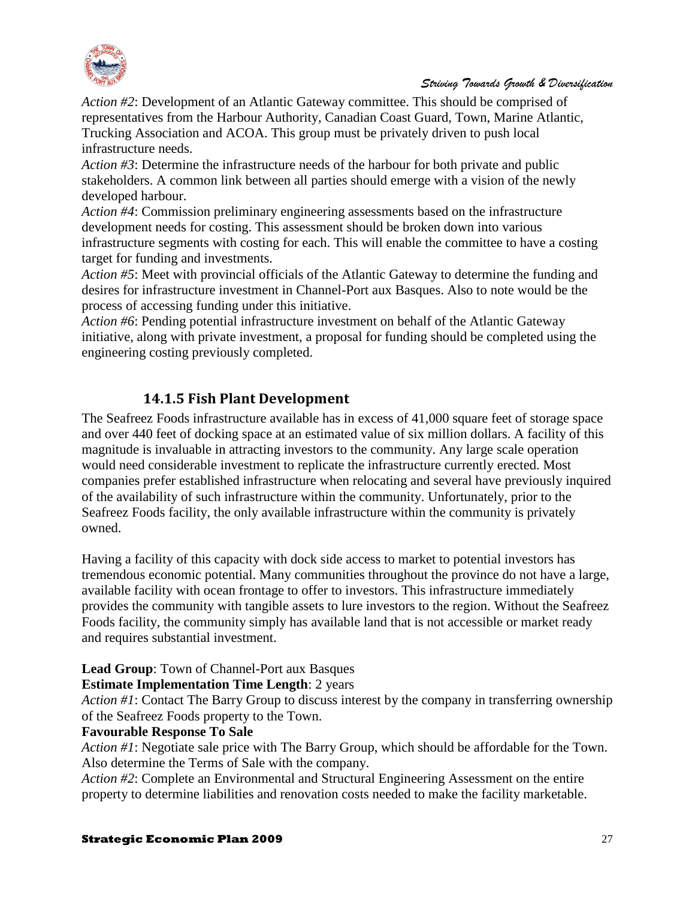*Action #2*: Development of an Atlantic Gateway committee. This should be comprised of representatives from the Harbour Authority, Canadian Coast Guard, Town, Marine Atlantic, Trucking Association and ACOA. This group must be privately driven to push local infrastructure needs.

*Action #3*: Determine the infrastructure needs of the harbour for both private and public stakeholders. A common link between all parties should emerge with a vision of the newly developed harbour.

*Action #4*: Commission preliminary engineering assessments based on the infrastructure development needs for costing. This assessment should be broken down into various infrastructure segments with costing for each. This will enable the committee to have a costing target for funding and investments.

*Action #5*: Meet with provincial officials of the Atlantic Gateway to determine the funding and desires for infrastructure investment in Channel-Port aux Basques. Also to note would be the process of accessing funding under this initiative.

*Action #6*: Pending potential infrastructure investment on behalf of the Atlantic Gateway initiative, along with private investment, a proposal for funding should be completed using the engineering costing previously completed.

### 14.1.5 Fish Plant Development

The Seafreez Foods infrastructure available has in excess of 41,000 square feet of storage space and over 440 feet of docking space at an estimated value of six million dollars. A facility of this magnitude is invaluable in attracting investors to the community. Any large scale operation would need considerable investment to replicate the infrastructure currently erected. Most companies prefer established infrastructure when relocating and several have previously inquired of the availability of such infrastructure within the community. Unfortunately, prior to the Seafreez Foods facility, the only available infrastructure within the community is privately owned.

Having a facility of this capacity with dock side access to market to potential investors has tremendous economic potential. Many communities throughout the province do not have a large, available facility with ocean frontage to offer to investors. This infrastructure immediately provides the community with tangible assets to lure investors to the region. Without the Seafreez Foods facility, the community simply has available land that is not accessible or market ready and requires substantial investment.

**Lead Group**: Town of Channel-Port aux Basques

**Estimate Implementation Time Length**: 2 years

*Action #1*: Contact The Barry Group to discuss interest by the company in transferring ownership of the Seafreez Foods property to the Town.

**Favourable Response To Sale**

*Action #1*: Negotiate sale price with The Barry Group, which should be affordable for the Town. Also determine the Terms of Sale with the company.

*Action #2*: Complete an Environmental and Structural Engineering Assessment on the entire property to determine liabilities and renovation costs needed to make the facility marketable.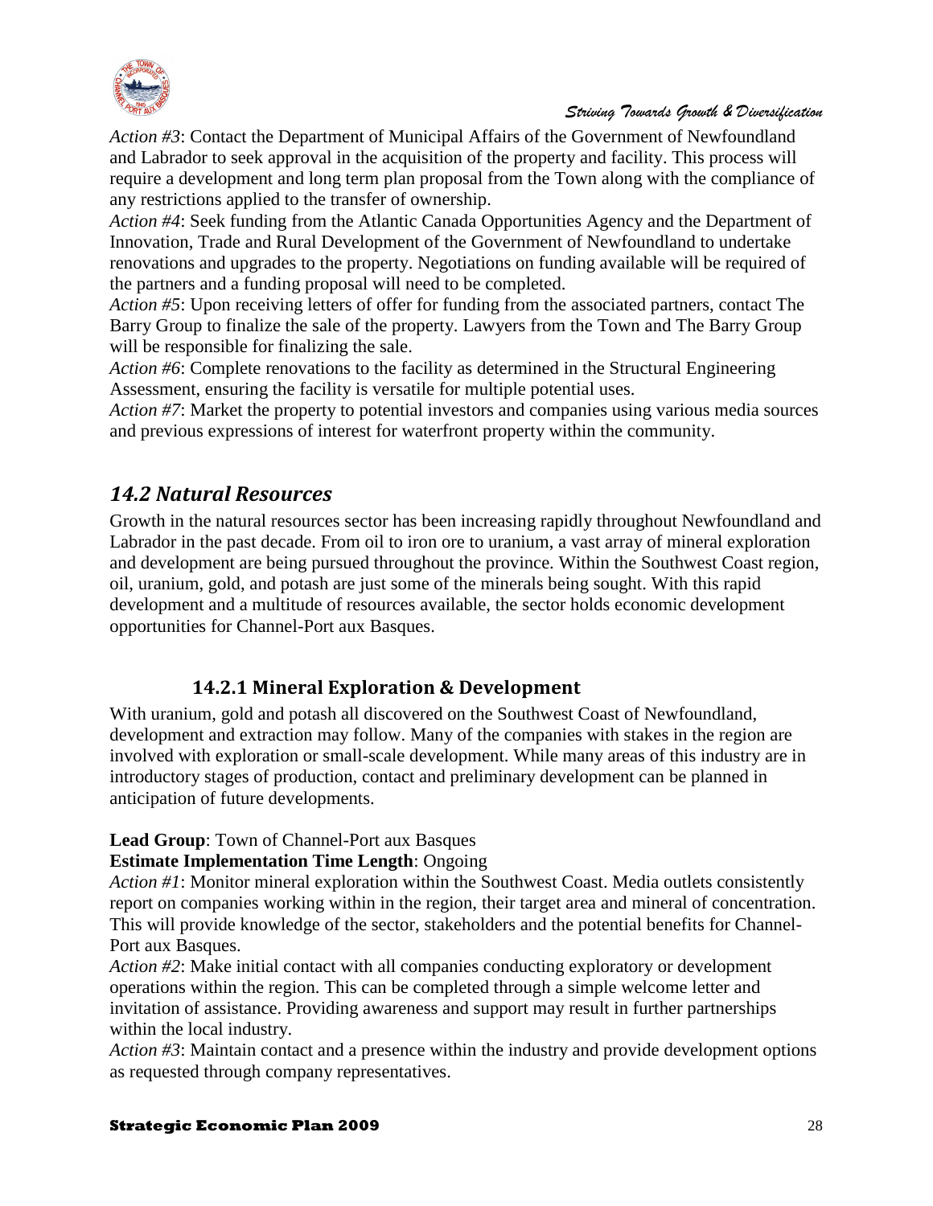*Action #3*: Contact the Department of Municipal Affairs of the Government of Newfoundland and Labrador to seek approval in the acquisition of the property and facility. This process will require a development and long term plan proposal from the Town along with the compliance of any restrictions applied to the transfer of ownership.

*Action #4*: Seek funding from the Atlantic Canada Opportunities Agency and the Department of Innovation, Trade and Rural Development of the Government of Newfoundland to undertake renovations and upgrades to the property. Negotiations on funding available will be required of the partners and a funding proposal will need to be completed.

*Action #5*: Upon receiving letters of offer for funding from the associated partners, contact The Barry Group to finalize the sale of the property. Lawyers from the Town and The Barry Group will be responsible for finalizing the sale.

*Action #6*: Complete renovations to the facility as determined in the Structural Engineering Assessment, ensuring the facility is versatile for multiple potential uses.

*Action #7*: Market the property to potential investors and companies using various media sources and previous expressions of interest for waterfront property within the community.

## *14.2 Natural Resources*

Growth in the natural resources sector has been increasing rapidly throughout Newfoundland and Labrador in the past decade. From oil to iron ore to uranium, a vast array of mineral exploration and development are being pursued throughout the province. Within the Southwest Coast region, oil, uranium, gold, and potash are just some of the minerals being sought. With this rapid development and a multitude of resources available, the sector holds economic development opportunities for Channel-Port aux Basques.

### 14.2.1 Mineral Exploration & Development

With uranium, gold and potash all discovered on the Southwest Coast of Newfoundland, development and extraction may follow. Many of the companies with stakes in the region are involved with exploration or small-scale development. While many areas of this industry are in introductory stages of production, contact and preliminary development can be planned in anticipation of future developments.

**Lead Group**: Town of Channel-Port aux Basques

**Estimate Implementation Time Length**: Ongoing

*Action #1*: Monitor mineral exploration within the Southwest Coast. Media outlets consistently report on companies working within in the region, their target area and mineral of concentration. This will provide knowledge of the sector, stakeholders and the potential benefits for Channel-Port aux Basques.

*Action #2*: Make initial contact with all companies conducting exploratory or development operations within the region. This can be completed through a simple welcome letter and invitation of assistance. Providing awareness and support may result in further partnerships within the local industry.

*Action #3*: Maintain contact and a presence within the industry and provide development options as requested through company representatives.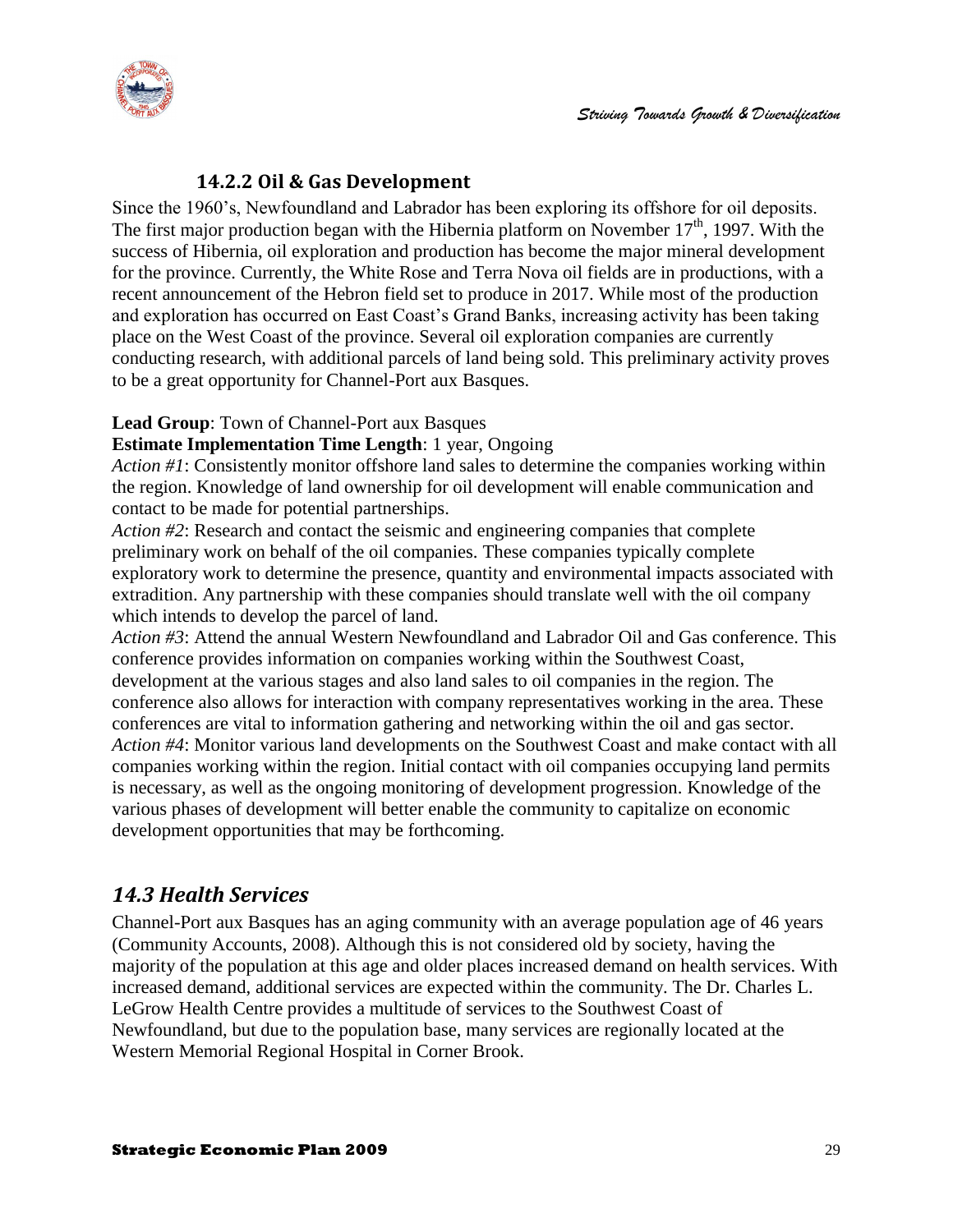### 14.2.2 Oil & Gas Development

Since the 1960's, Newfoundland and Labrador has been exploring its offshore for oil deposits. The first major production began with the Hibernia platform on November 17th, 1997. With the success of Hibernia, oil exploration and production has become the major mineral development for the province. Currently, the White Rose and Terra Nova oil fields are in productions, with a recent announcement of the Hebron field set to produce in 2017. While most of the production and exploration has occurred on East Coast's Grand Banks, increasing activity has been taking place on the West Coast of the province. Several oil exploration companies are currently conducting research, with additional parcels of land being sold. This preliminary activity proves to be a great opportunity for Channel-Port aux Basques.

**Lead Group**: Town of Channel-Port aux Basques
**Estimate Implementation Time Length**: 1 year, Ongoing
*Action #1*: Consistently monitor offshore land sales to determine the companies working within the region. Knowledge of land ownership for oil development will enable communication and contact to be made for potential partnerships.
*Action #2*: Research and contact the seismic and engineering companies that complete preliminary work on behalf of the oil companies. These companies typically complete exploratory work to determine the presence, quantity and environmental impacts associated with extradition. Any partnership with these companies should translate well with the oil company which intends to develop the parcel of land.
*Action #3*: Attend the annual Western Newfoundland and Labrador Oil and Gas conference. This conference provides information on companies working within the Southwest Coast, development at the various stages and also land sales to oil companies in the region. The conference also allows for interaction with company representatives working in the area. These conferences are vital to information gathering and networking within the oil and gas sector.
*Action #4*: Monitor various land developments on the Southwest Coast and make contact with all companies working within the region. Initial contact with oil companies occupying land permits is necessary, as well as the ongoing monitoring of development progression. Knowledge of the various phases of development will better enable the community to capitalize on economic development opportunities that may be forthcoming.

## *14.3 Health Services*

Channel-Port aux Basques has an aging community with an average population age of 46 years (Community Accounts, 2008). Although this is not considered old by society, having the majority of the population at this age and older places increased demand on health services. With increased demand, additional services are expected within the community. The Dr. Charles L. LeGrow Health Centre provides a multitude of services to the Southwest Coast of Newfoundland, but due to the population base, many services are regionally located at the Western Memorial Regional Hospital in Corner Brook.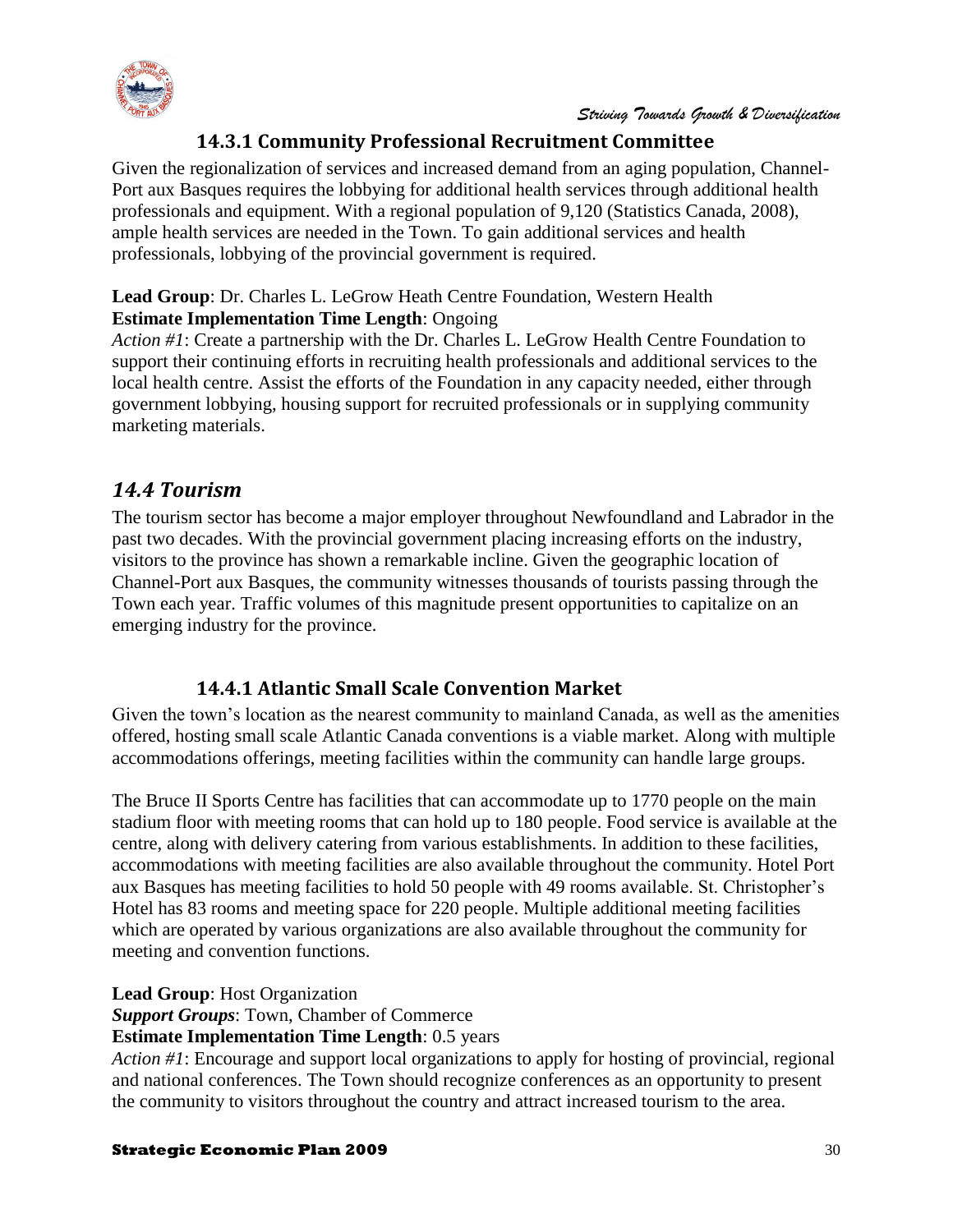### 14.3.1 Community Professional Recruitment Committee

Given the regionalization of services and increased demand from an aging population, Channel-Port aux Basques requires the lobbying for additional health services through additional health professionals and equipment. With a regional population of 9,120 (Statistics Canada, 2008), ample health services are needed in the Town. To gain additional services and health professionals, lobbying of the provincial government is required.

**Lead Group**: Dr. Charles L. LeGrow Heath Centre Foundation, Western Health
**Estimate Implementation Time Length**: Ongoing
*Action #1*: Create a partnership with the Dr. Charles L. LeGrow Health Centre Foundation to support their continuing efforts in recruiting health professionals and additional services to the local health centre. Assist the efforts of the Foundation in any capacity needed, either through government lobbying, housing support for recruited professionals or in supplying community marketing materials.

## *14.4 Tourism*

The tourism sector has become a major employer throughout Newfoundland and Labrador in the past two decades. With the provincial government placing increasing efforts on the industry, visitors to the province has shown a remarkable incline. Given the geographic location of Channel-Port aux Basques, the community witnesses thousands of tourists passing through the Town each year. Traffic volumes of this magnitude present opportunities to capitalize on an emerging industry for the province.

### 14.4.1 Atlantic Small Scale Convention Market

Given the town's location as the nearest community to mainland Canada, as well as the amenities offered, hosting small scale Atlantic Canada conventions is a viable market. Along with multiple accommodations offerings, meeting facilities within the community can handle large groups.

The Bruce II Sports Centre has facilities that can accommodate up to 1770 people on the main stadium floor with meeting rooms that can hold up to 180 people. Food service is available at the centre, along with delivery catering from various establishments. In addition to these facilities, accommodations with meeting facilities are also available throughout the community. Hotel Port aux Basques has meeting facilities to hold 50 people with 49 rooms available. St. Christopher's Hotel has 83 rooms and meeting space for 220 people. Multiple additional meeting facilities which are operated by various organizations are also available throughout the community for meeting and convention functions.

**Lead Group**: Host Organization
***Support Groups***: Town, Chamber of Commerce
**Estimate Implementation Time Length**: 0.5 years
*Action #1*: Encourage and support local organizations to apply for hosting of provincial, regional and national conferences. The Town should recognize conferences as an opportunity to present the community to visitors throughout the country and attract increased tourism to the area.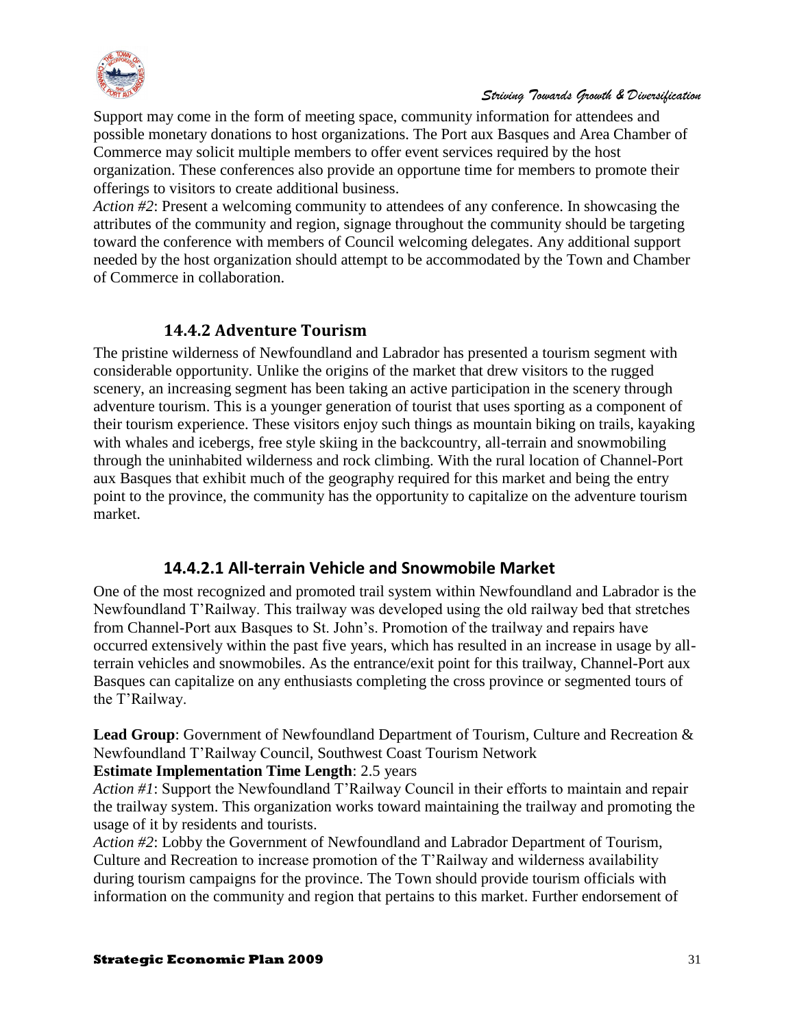Support may come in the form of meeting space, community information for attendees and possible monetary donations to host organizations. The Port aux Basques and Area Chamber of Commerce may solicit multiple members to offer event services required by the host organization. These conferences also provide an opportune time for members to promote their offerings to visitors to create additional business.

*Action #2*: Present a welcoming community to attendees of any conference. In showcasing the attributes of the community and region, signage throughout the community should be targeting toward the conference with members of Council welcoming delegates. Any additional support needed by the host organization should attempt to be accommodated by the Town and Chamber of Commerce in collaboration.

### 14.4.2 Adventure Tourism

The pristine wilderness of Newfoundland and Labrador has presented a tourism segment with considerable opportunity. Unlike the origins of the market that drew visitors to the rugged scenery, an increasing segment has been taking an active participation in the scenery through adventure tourism. This is a younger generation of tourist that uses sporting as a component of their tourism experience. These visitors enjoy such things as mountain biking on trails, kayaking with whales and icebergs, free style skiing in the backcountry, all-terrain and snowmobiling through the uninhabited wilderness and rock climbing. With the rural location of Channel-Port aux Basques that exhibit much of the geography required for this market and being the entry point to the province, the community has the opportunity to capitalize on the adventure tourism market.

#### 14.4.2.1 All-terrain Vehicle and Snowmobile Market

One of the most recognized and promoted trail system within Newfoundland and Labrador is the Newfoundland T'Railway. This trailway was developed using the old railway bed that stretches from Channel-Port aux Basques to St. John's. Promotion of the trailway and repairs have occurred extensively within the past five years, which has resulted in an increase in usage by all-terrain vehicles and snowmobiles. As the entrance/exit point for this trailway, Channel-Port aux Basques can capitalize on any enthusiasts completing the cross province or segmented tours of the T'Railway.

**Lead Group**: Government of Newfoundland Department of Tourism, Culture and Recreation & Newfoundland T'Railway Council, Southwest Coast Tourism Network

**Estimate Implementation Time Length**: 2.5 years

*Action #1*: Support the Newfoundland T'Railway Council in their efforts to maintain and repair the trailway system. This organization works toward maintaining the trailway and promoting the usage of it by residents and tourists.

*Action #2*: Lobby the Government of Newfoundland and Labrador Department of Tourism, Culture and Recreation to increase promotion of the T'Railway and wilderness availability during tourism campaigns for the province. The Town should provide tourism officials with information on the community and region that pertains to this market. Further endorsement of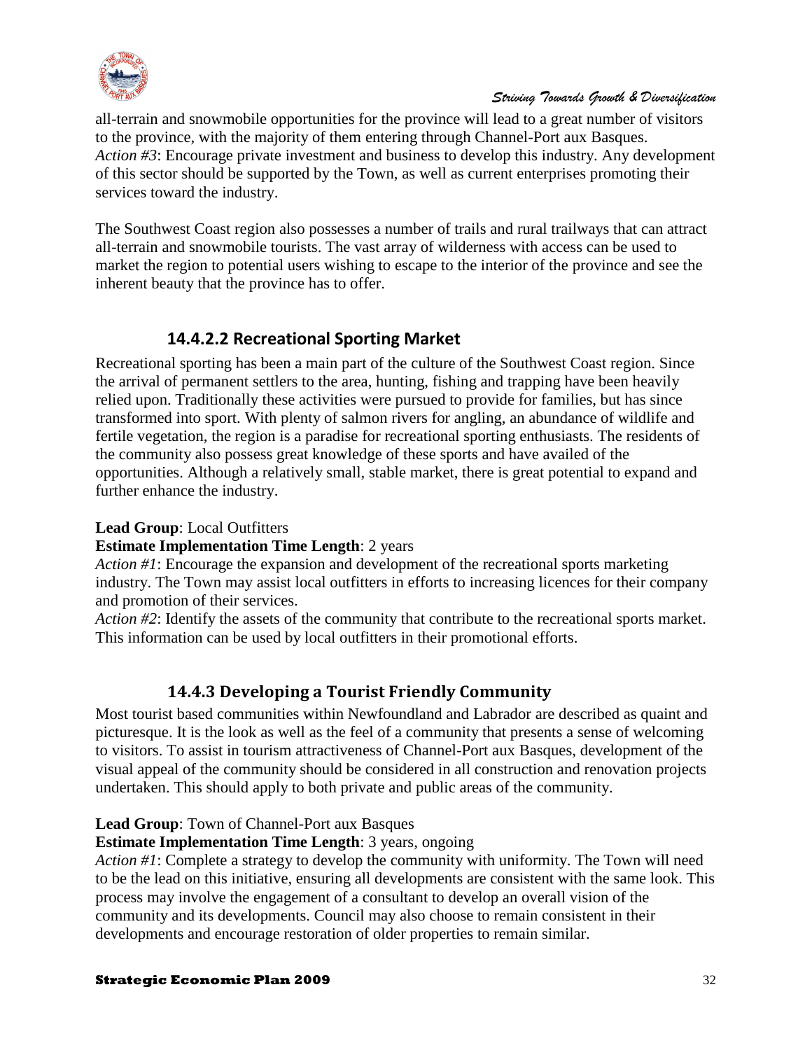all-terrain and snowmobile opportunities for the province will lead to a great number of visitors to the province, with the majority of them entering through Channel-Port aux Basques.
*Action #3*: Encourage private investment and business to develop this industry. Any development of this sector should be supported by the Town, as well as current enterprises promoting their services toward the industry.

The Southwest Coast region also possesses a number of trails and rural trailways that can attract all-terrain and snowmobile tourists. The vast array of wilderness with access can be used to market the region to potential users wishing to escape to the interior of the province and see the inherent beauty that the province has to offer.

#### 14.4.2.2 Recreational Sporting Market

Recreational sporting has been a main part of the culture of the Southwest Coast region. Since the arrival of permanent settlers to the area, hunting, fishing and trapping have been heavily relied upon. Traditionally these activities were pursued to provide for families, but has since transformed into sport. With plenty of salmon rivers for angling, an abundance of wildlife and fertile vegetation, the region is a paradise for recreational sporting enthusiasts. The residents of the community also possess great knowledge of these sports and have availed of the opportunities. Although a relatively small, stable market, there is great potential to expand and further enhance the industry.

**Lead Group**: Local Outfitters
**Estimate Implementation Time Length**: 2 years
*Action #1*: Encourage the expansion and development of the recreational sports marketing industry. The Town may assist local outfitters in efforts to increasing licences for their company and promotion of their services.
*Action #2*: Identify the assets of the community that contribute to the recreational sports market. This information can be used by local outfitters in their promotional efforts.

### 14.4.3 Developing a Tourist Friendly Community

Most tourist based communities within Newfoundland and Labrador are described as quaint and picturesque. It is the look as well as the feel of a community that presents a sense of welcoming to visitors. To assist in tourism attractiveness of Channel-Port aux Basques, development of the visual appeal of the community should be considered in all construction and renovation projects undertaken. This should apply to both private and public areas of the community.

**Lead Group**: Town of Channel-Port aux Basques
**Estimate Implementation Time Length**: 3 years, ongoing
*Action #1*: Complete a strategy to develop the community with uniformity. The Town will need to be the lead on this initiative, ensuring all developments are consistent with the same look. This process may involve the engagement of a consultant to develop an overall vision of the community and its developments. Council may also choose to remain consistent in their developments and encourage restoration of older properties to remain similar.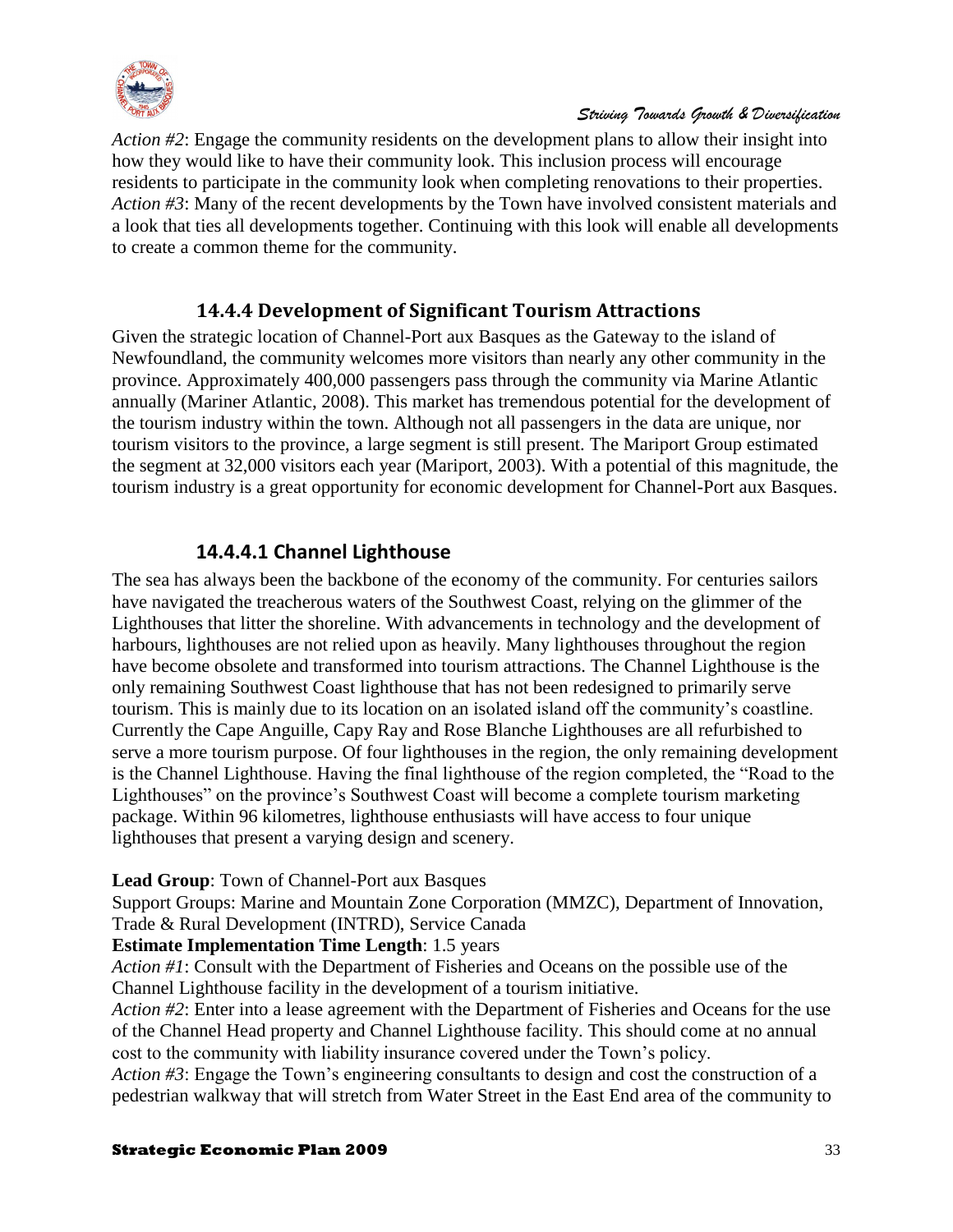*Action #2*: Engage the community residents on the development plans to allow their insight into how they would like to have their community look. This inclusion process will encourage residents to participate in the community look when completing renovations to their properties.
*Action #3*: Many of the recent developments by the Town have involved consistent materials and a look that ties all developments together. Continuing with this look will enable all developments to create a common theme for the community.

### 14.4.4 Development of Significant Tourism Attractions

Given the strategic location of Channel-Port aux Basques as the Gateway to the island of Newfoundland, the community welcomes more visitors than nearly any other community in the province. Approximately 400,000 passengers pass through the community via Marine Atlantic annually (Mariner Atlantic, 2008). This market has tremendous potential for the development of the tourism industry within the town. Although not all passengers in the data are unique, nor tourism visitors to the province, a large segment is still present. The Mariport Group estimated the segment at 32,000 visitors each year (Mariport, 2003). With a potential of this magnitude, the tourism industry is a great opportunity for economic development for Channel-Port aux Basques.

#### 14.4.4.1 Channel Lighthouse

The sea has always been the backbone of the economy of the community. For centuries sailors have navigated the treacherous waters of the Southwest Coast, relying on the glimmer of the Lighthouses that litter the shoreline. With advancements in technology and the development of harbours, lighthouses are not relied upon as heavily. Many lighthouses throughout the region have become obsolete and transformed into tourism attractions. The Channel Lighthouse is the only remaining Southwest Coast lighthouse that has not been redesigned to primarily serve tourism. This is mainly due to its location on an isolated island off the community's coastline. Currently the Cape Anguille, Capy Ray and Rose Blanche Lighthouses are all refurbished to serve a more tourism purpose. Of four lighthouses in the region, the only remaining development is the Channel Lighthouse. Having the final lighthouse of the region completed, the "Road to the Lighthouses" on the province's Southwest Coast will become a complete tourism marketing package. Within 96 kilometres, lighthouse enthusiasts will have access to four unique lighthouses that present a varying design and scenery.

**Lead Group**: Town of Channel-Port aux Basques
Support Groups: Marine and Mountain Zone Corporation (MMZC), Department of Innovation, Trade & Rural Development (INTRD), Service Canada
**Estimate Implementation Time Length**: 1.5 years
*Action #1*: Consult with the Department of Fisheries and Oceans on the possible use of the Channel Lighthouse facility in the development of a tourism initiative.
*Action #2*: Enter into a lease agreement with the Department of Fisheries and Oceans for the use of the Channel Head property and Channel Lighthouse facility. This should come at no annual cost to the community with liability insurance covered under the Town's policy.
*Action #3*: Engage the Town's engineering consultants to design and cost the construction of a pedestrian walkway that will stretch from Water Street in the East End area of the community to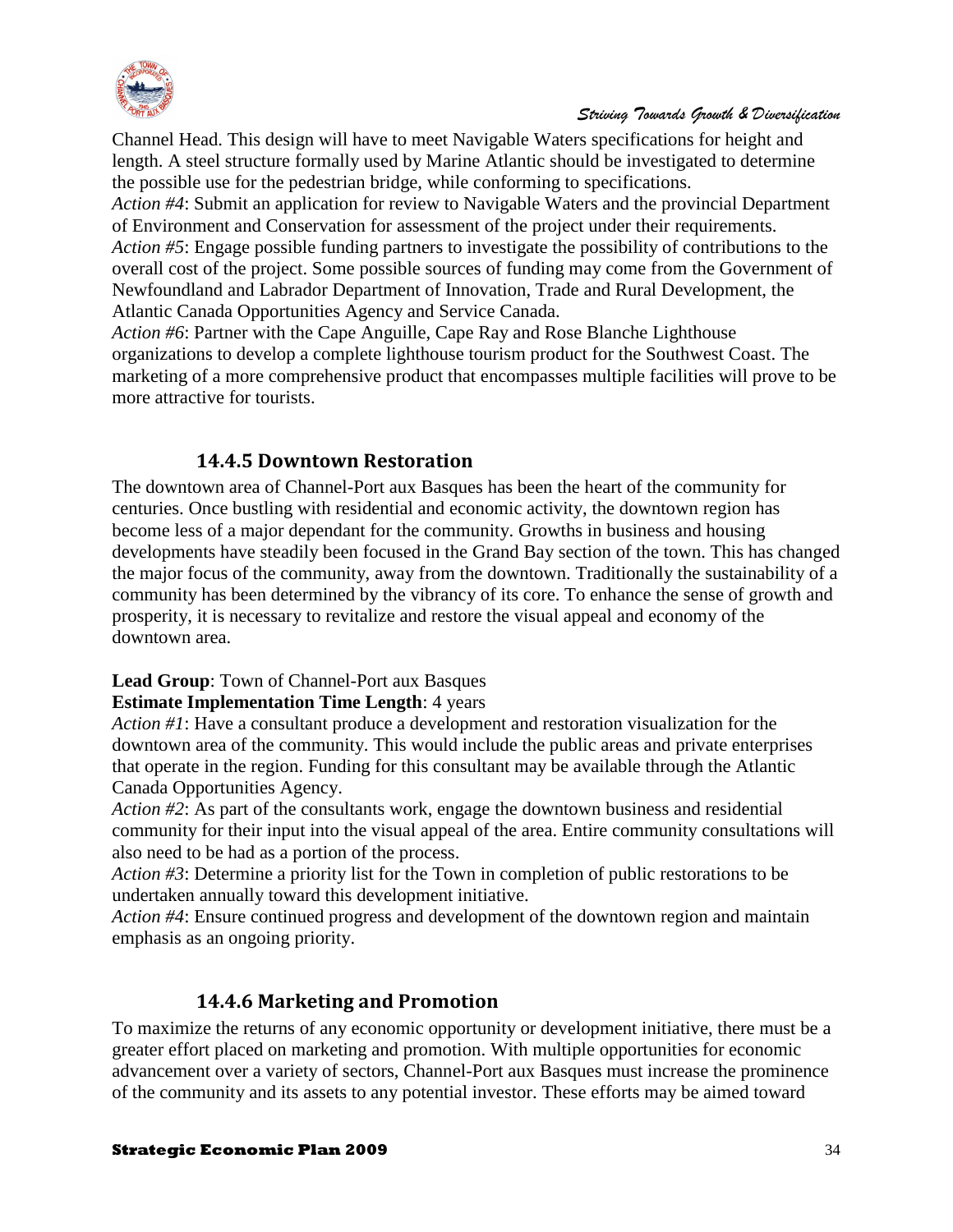Channel Head. This design will have to meet Navigable Waters specifications for height and length. A steel structure formally used by Marine Atlantic should be investigated to determine the possible use for the pedestrian bridge, while conforming to specifications.

*Action #4*: Submit an application for review to Navigable Waters and the provincial Department of Environment and Conservation for assessment of the project under their requirements.

*Action #5*: Engage possible funding partners to investigate the possibility of contributions to the overall cost of the project. Some possible sources of funding may come from the Government of Newfoundland and Labrador Department of Innovation, Trade and Rural Development, the Atlantic Canada Opportunities Agency and Service Canada.

*Action #6*: Partner with the Cape Anguille, Cape Ray and Rose Blanche Lighthouse organizations to develop a complete lighthouse tourism product for the Southwest Coast. The marketing of a more comprehensive product that encompasses multiple facilities will prove to be more attractive for tourists.

### 14.4.5 Downtown Restoration

The downtown area of Channel-Port aux Basques has been the heart of the community for centuries. Once bustling with residential and economic activity, the downtown region has become less of a major dependant for the community. Growths in business and housing developments have steadily been focused in the Grand Bay section of the town. This has changed the major focus of the community, away from the downtown. Traditionally the sustainability of a community has been determined by the vibrancy of its core. To enhance the sense of growth and prosperity, it is necessary to revitalize and restore the visual appeal and economy of the downtown area.

**Lead Group**: Town of Channel-Port aux Basques

**Estimate Implementation Time Length**: 4 years

*Action #1*: Have a consultant produce a development and restoration visualization for the downtown area of the community. This would include the public areas and private enterprises that operate in the region. Funding for this consultant may be available through the Atlantic Canada Opportunities Agency.

*Action #2*: As part of the consultants work, engage the downtown business and residential community for their input into the visual appeal of the area. Entire community consultations will also need to be had as a portion of the process.

*Action #3*: Determine a priority list for the Town in completion of public restorations to be undertaken annually toward this development initiative.

*Action #4*: Ensure continued progress and development of the downtown region and maintain emphasis as an ongoing priority.

### 14.4.6 Marketing and Promotion

To maximize the returns of any economic opportunity or development initiative, there must be a greater effort placed on marketing and promotion. With multiple opportunities for economic advancement over a variety of sectors, Channel-Port aux Basques must increase the prominence of the community and its assets to any potential investor. These efforts may be aimed toward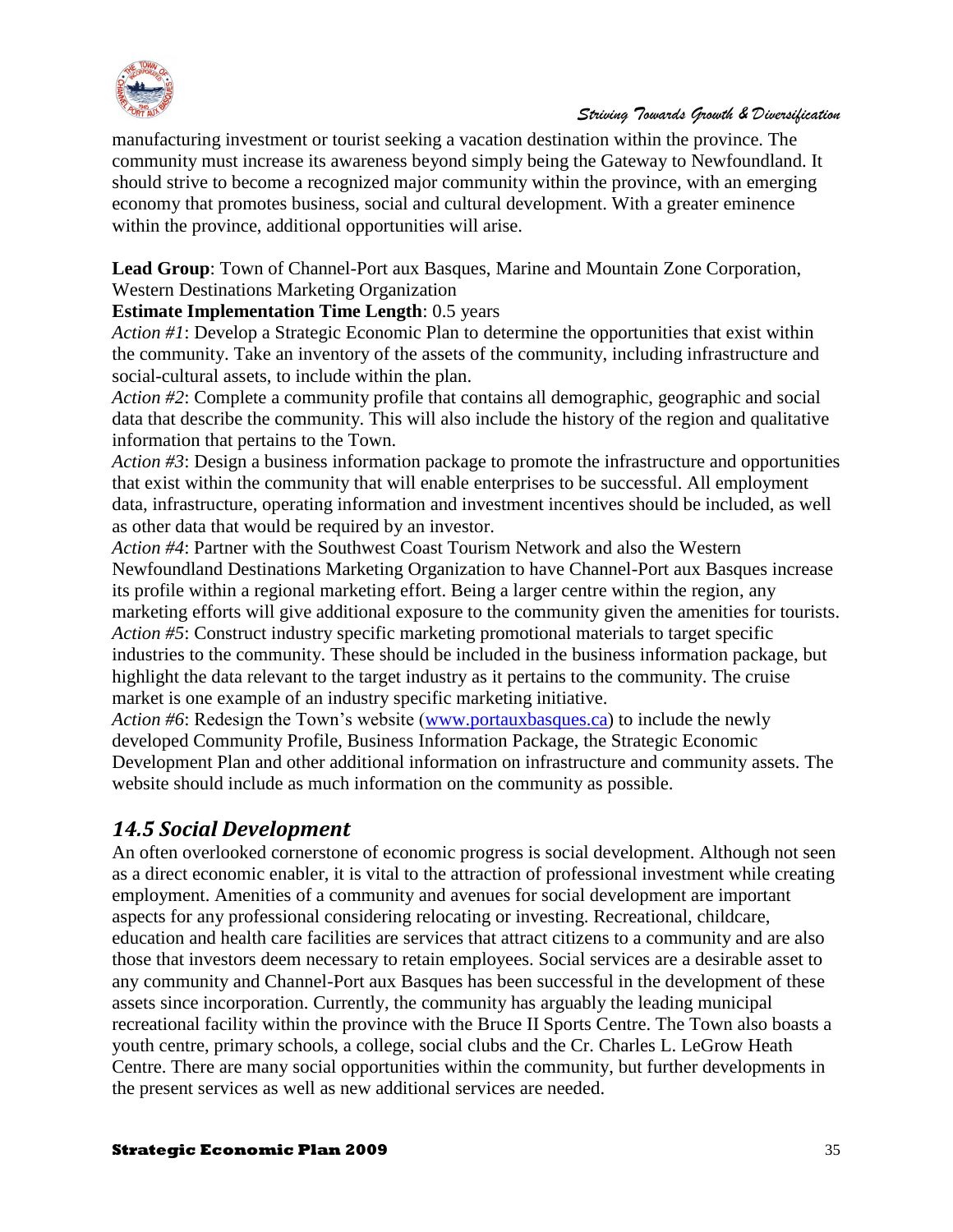manufacturing investment or tourist seeking a vacation destination within the province. The community must increase its awareness beyond simply being the Gateway to Newfoundland. It should strive to become a recognized major community within the province, with an emerging economy that promotes business, social and cultural development. With a greater eminence within the province, additional opportunities will arise.

**Lead Group**: Town of Channel-Port aux Basques, Marine and Mountain Zone Corporation, Western Destinations Marketing Organization

**Estimate Implementation Time Length**: 0.5 years

*Action #1*: Develop a Strategic Economic Plan to determine the opportunities that exist within the community. Take an inventory of the assets of the community, including infrastructure and social-cultural assets, to include within the plan.

*Action #2*: Complete a community profile that contains all demographic, geographic and social data that describe the community. This will also include the history of the region and qualitative information that pertains to the Town.

*Action #3*: Design a business information package to promote the infrastructure and opportunities that exist within the community that will enable enterprises to be successful. All employment data, infrastructure, operating information and investment incentives should be included, as well as other data that would be required by an investor.

*Action #4*: Partner with the Southwest Coast Tourism Network and also the Western Newfoundland Destinations Marketing Organization to have Channel-Port aux Basques increase its profile within a regional marketing effort. Being a larger centre within the region, any marketing efforts will give additional exposure to the community given the amenities for tourists.

*Action #5*: Construct industry specific marketing promotional materials to target specific industries to the community. These should be included in the business information package, but highlight the data relevant to the target industry as it pertains to the community. The cruise market is one example of an industry specific marketing initiative.

*Action #6*: Redesign the Town's website (www.portauxbasques.ca) to include the newly developed Community Profile, Business Information Package, the Strategic Economic Development Plan and other additional information on infrastructure and community assets. The website should include as much information on the community as possible.

## *14.5 Social Development*

An often overlooked cornerstone of economic progress is social development. Although not seen as a direct economic enabler, it is vital to the attraction of professional investment while creating employment. Amenities of a community and avenues for social development are important aspects for any professional considering relocating or investing. Recreational, childcare, education and health care facilities are services that attract citizens to a community and are also those that investors deem necessary to retain employees. Social services are a desirable asset to any community and Channel-Port aux Basques has been successful in the development of these assets since incorporation. Currently, the community has arguably the leading municipal recreational facility within the province with the Bruce II Sports Centre. The Town also boasts a youth centre, primary schools, a college, social clubs and the Cr. Charles L. LeGrow Heath Centre. There are many social opportunities within the community, but further developments in the present services as well as new additional services are needed.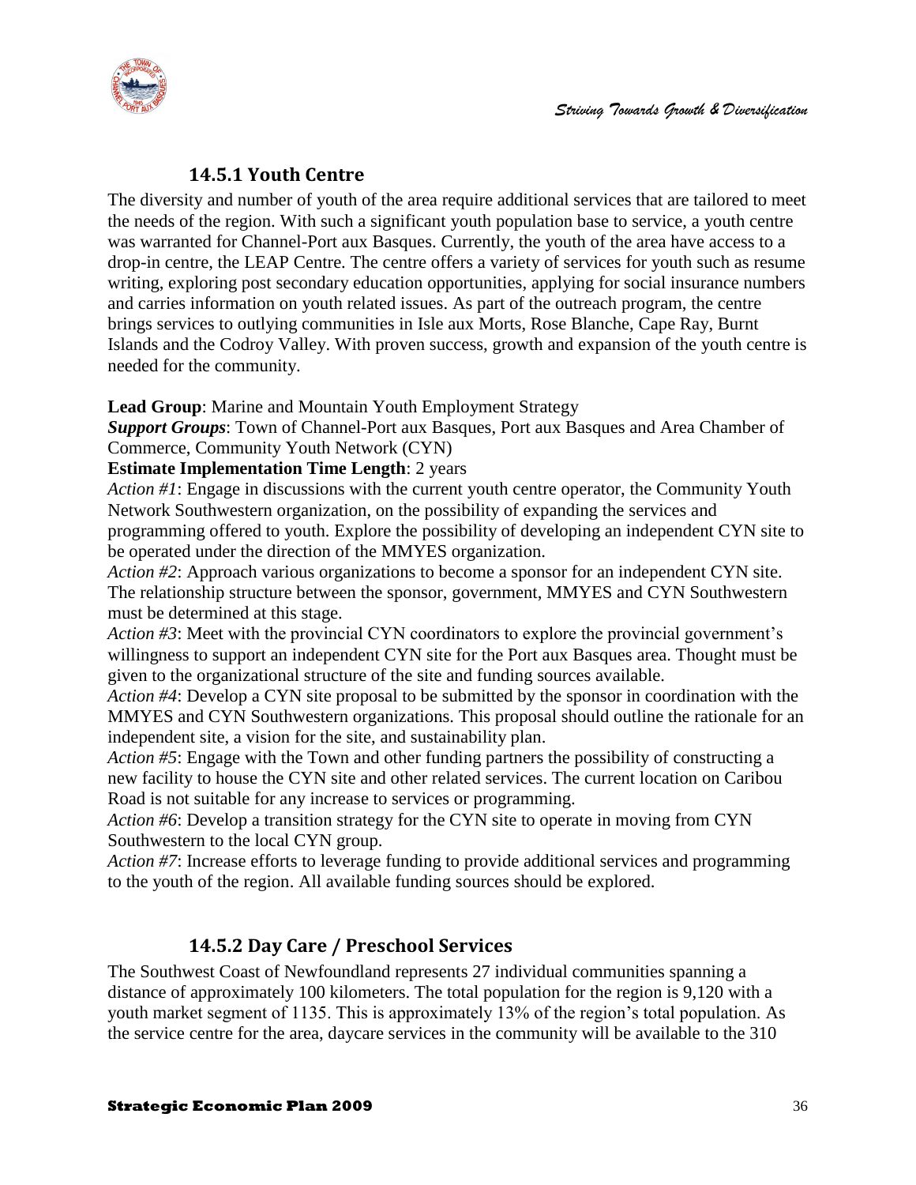### 14.5.1 Youth Centre

The diversity and number of youth of the area require additional services that are tailored to meet the needs of the region. With such a significant youth population base to service, a youth centre was warranted for Channel-Port aux Basques. Currently, the youth of the area have access to a drop-in centre, the LEAP Centre. The centre offers a variety of services for youth such as resume writing, exploring post secondary education opportunities, applying for social insurance numbers and carries information on youth related issues. As part of the outreach program, the centre brings services to outlying communities in Isle aux Morts, Rose Blanche, Cape Ray, Burnt Islands and the Codroy Valley. With proven success, growth and expansion of the youth centre is needed for the community.

**Lead Group**: Marine and Mountain Youth Employment Strategy
***Support Groups***: Town of Channel-Port aux Basques, Port aux Basques and Area Chamber of Commerce, Community Youth Network (CYN)
**Estimate Implementation Time Length**: 2 years
*Action #1*: Engage in discussions with the current youth centre operator, the Community Youth Network Southwestern organization, on the possibility of expanding the services and programming offered to youth. Explore the possibility of developing an independent CYN site to be operated under the direction of the MMYES organization.
*Action #2*: Approach various organizations to become a sponsor for an independent CYN site. The relationship structure between the sponsor, government, MMYES and CYN Southwestern must be determined at this stage.
*Action #3*: Meet with the provincial CYN coordinators to explore the provincial government's willingness to support an independent CYN site for the Port aux Basques area. Thought must be given to the organizational structure of the site and funding sources available.
*Action #4*: Develop a CYN site proposal to be submitted by the sponsor in coordination with the MMYES and CYN Southwestern organizations. This proposal should outline the rationale for an independent site, a vision for the site, and sustainability plan.
*Action #5*: Engage with the Town and other funding partners the possibility of constructing a new facility to house the CYN site and other related services. The current location on Caribou Road is not suitable for any increase to services or programming.
*Action #6*: Develop a transition strategy for the CYN site to operate in moving from CYN Southwestern to the local CYN group.
*Action #7*: Increase efforts to leverage funding to provide additional services and programming to the youth of the region. All available funding sources should be explored.

### 14.5.2 Day Care / Preschool Services

The Southwest Coast of Newfoundland represents 27 individual communities spanning a distance of approximately 100 kilometers. The total population for the region is 9,120 with a youth market segment of 1135. This is approximately 13% of the region's total population. As the service centre for the area, daycare services in the community will be available to the 310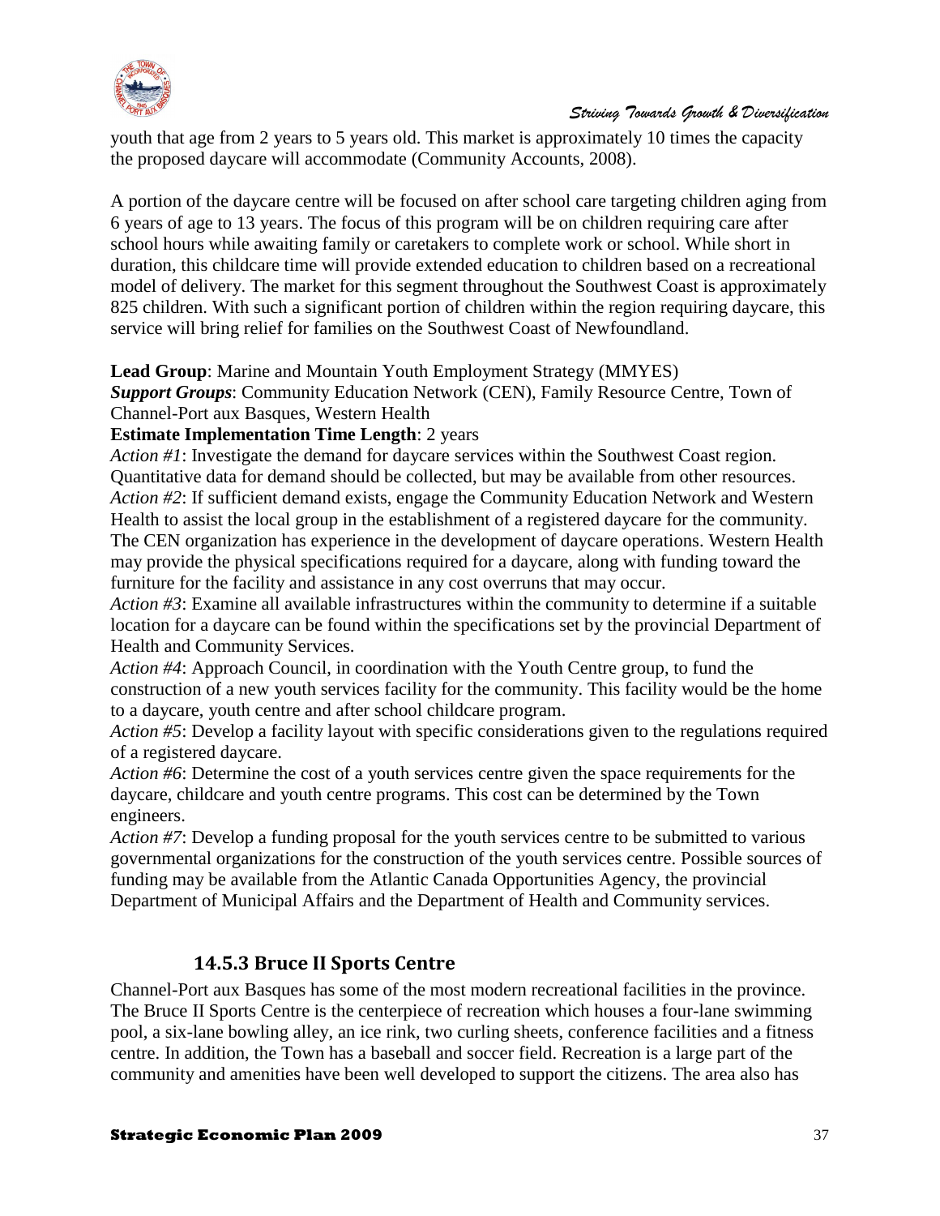youth that age from 2 years to 5 years old. This market is approximately 10 times the capacity the proposed daycare will accommodate (Community Accounts, 2008).

A portion of the daycare centre will be focused on after school care targeting children aging from 6 years of age to 13 years. The focus of this program will be on children requiring care after school hours while awaiting family or caretakers to complete work or school. While short in duration, this childcare time will provide extended education to children based on a recreational model of delivery. The market for this segment throughout the Southwest Coast is approximately 825 children. With such a significant portion of children within the region requiring daycare, this service will bring relief for families on the Southwest Coast of Newfoundland.

**Lead Group**: Marine and Mountain Youth Employment Strategy (MMYES)
***Support Groups***: Community Education Network (CEN), Family Resource Centre, Town of Channel-Port aux Basques, Western Health
**Estimate Implementation Time Length**: 2 years
*Action #1*: Investigate the demand for daycare services within the Southwest Coast region. Quantitative data for demand should be collected, but may be available from other resources.
*Action #2*: If sufficient demand exists, engage the Community Education Network and Western Health to assist the local group in the establishment of a registered daycare for the community. The CEN organization has experience in the development of daycare operations. Western Health may provide the physical specifications required for a daycare, along with funding toward the furniture for the facility and assistance in any cost overruns that may occur.
*Action #3*: Examine all available infrastructures within the community to determine if a suitable location for a daycare can be found within the specifications set by the provincial Department of Health and Community Services.
*Action #4*: Approach Council, in coordination with the Youth Centre group, to fund the construction of a new youth services facility for the community. This facility would be the home to a daycare, youth centre and after school childcare program.
*Action #5*: Develop a facility layout with specific considerations given to the regulations required of a registered daycare.
*Action #6*: Determine the cost of a youth services centre given the space requirements for the daycare, childcare and youth centre programs. This cost can be determined by the Town engineers.
*Action #7*: Develop a funding proposal for the youth services centre to be submitted to various governmental organizations for the construction of the youth services centre. Possible sources of funding may be available from the Atlantic Canada Opportunities Agency, the provincial Department of Municipal Affairs and the Department of Health and Community services.

### 14.5.3 Bruce II Sports Centre

Channel-Port aux Basques has some of the most modern recreational facilities in the province. The Bruce II Sports Centre is the centerpiece of recreation which houses a four-lane swimming pool, a six-lane bowling alley, an ice rink, two curling sheets, conference facilities and a fitness centre. In addition, the Town has a baseball and soccer field. Recreation is a large part of the community and amenities have been well developed to support the citizens. The area also has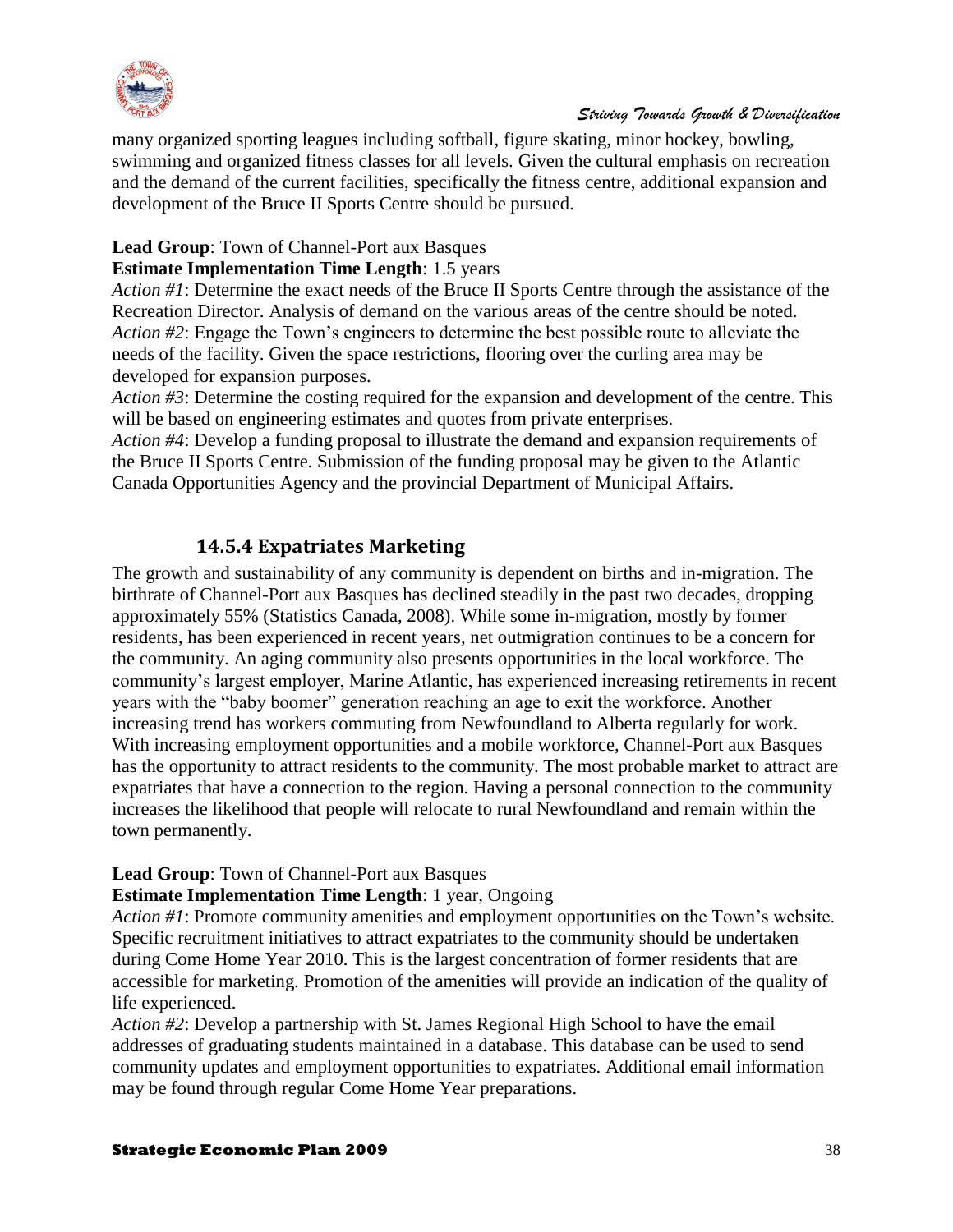many organized sporting leagues including softball, figure skating, minor hockey, bowling, swimming and organized fitness classes for all levels. Given the cultural emphasis on recreation and the demand of the current facilities, specifically the fitness centre, additional expansion and development of the Bruce II Sports Centre should be pursued.

**Lead Group**: Town of Channel-Port aux Basques
**Estimate Implementation Time Length**: 1.5 years
*Action #1*: Determine the exact needs of the Bruce II Sports Centre through the assistance of the Recreation Director. Analysis of demand on the various areas of the centre should be noted.
*Action #2*: Engage the Town's engineers to determine the best possible route to alleviate the needs of the facility. Given the space restrictions, flooring over the curling area may be developed for expansion purposes.
*Action #3*: Determine the costing required for the expansion and development of the centre. This will be based on engineering estimates and quotes from private enterprises.
*Action #4*: Develop a funding proposal to illustrate the demand and expansion requirements of the Bruce II Sports Centre. Submission of the funding proposal may be given to the Atlantic Canada Opportunities Agency and the provincial Department of Municipal Affairs.

### 14.5.4 Expatriates Marketing

The growth and sustainability of any community is dependent on births and in-migration. The birthrate of Channel-Port aux Basques has declined steadily in the past two decades, dropping approximately 55% (Statistics Canada, 2008). While some in-migration, mostly by former residents, has been experienced in recent years, net outmigration continues to be a concern for the community. An aging community also presents opportunities in the local workforce. The community's largest employer, Marine Atlantic, has experienced increasing retirements in recent years with the "baby boomer" generation reaching an age to exit the workforce. Another increasing trend has workers commuting from Newfoundland to Alberta regularly for work. With increasing employment opportunities and a mobile workforce, Channel-Port aux Basques has the opportunity to attract residents to the community. The most probable market to attract are expatriates that have a connection to the region. Having a personal connection to the community increases the likelihood that people will relocate to rural Newfoundland and remain within the town permanently.

**Lead Group**: Town of Channel-Port aux Basques
**Estimate Implementation Time Length**: 1 year, Ongoing
*Action #1*: Promote community amenities and employment opportunities on the Town's website. Specific recruitment initiatives to attract expatriates to the community should be undertaken during Come Home Year 2010. This is the largest concentration of former residents that are accessible for marketing. Promotion of the amenities will provide an indication of the quality of life experienced.
*Action #2*: Develop a partnership with St. James Regional High School to have the email addresses of graduating students maintained in a database. This database can be used to send community updates and employment opportunities to expatriates. Additional email information may be found through regular Come Home Year preparations.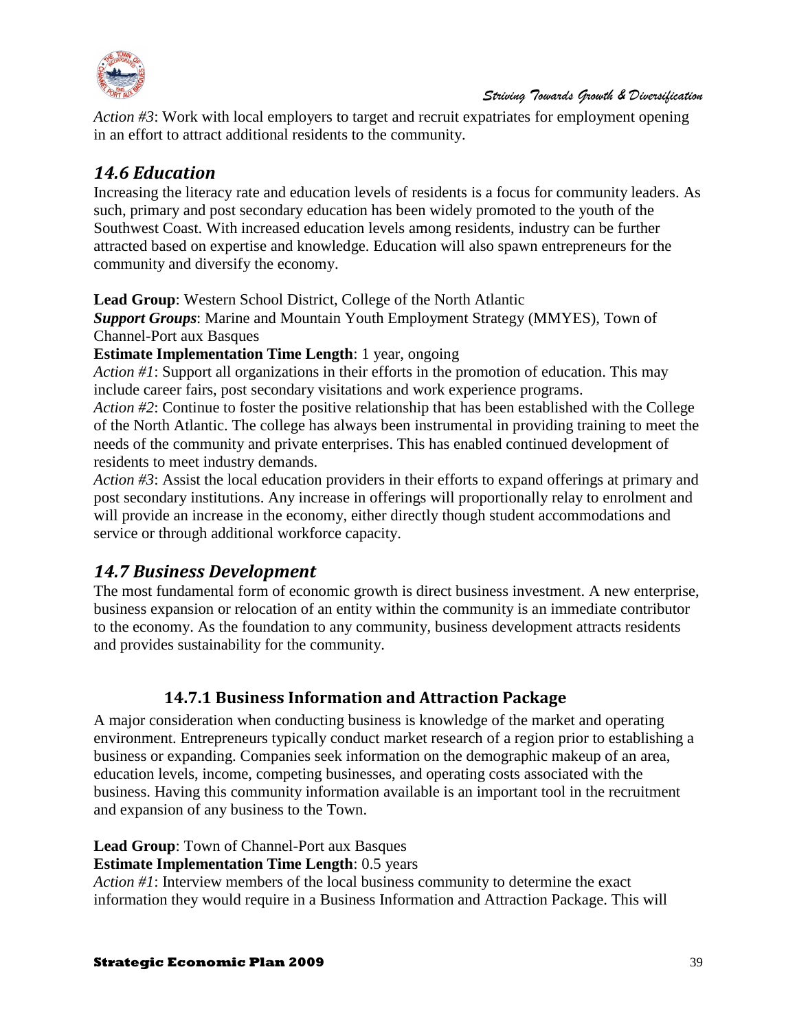*Action #3*: Work with local employers to target and recruit expatriates for employment opening in an effort to attract additional residents to the community.

## 14.6 Education

Increasing the literacy rate and education levels of residents is a focus for community leaders. As such, primary and post secondary education has been widely promoted to the youth of the Southwest Coast. With increased education levels among residents, industry can be further attracted based on expertise and knowledge. Education will also spawn entrepreneurs for the community and diversify the economy.

**Lead Group**: Western School District, College of the North Atlantic
***Support Groups***: Marine and Mountain Youth Employment Strategy (MMYES), Town of Channel-Port aux Basques
**Estimate Implementation Time Length**: 1 year, ongoing
*Action #1*: Support all organizations in their efforts in the promotion of education. This may include career fairs, post secondary visitations and work experience programs.
*Action #2*: Continue to foster the positive relationship that has been established with the College of the North Atlantic. The college has always been instrumental in providing training to meet the needs of the community and private enterprises. This has enabled continued development of residents to meet industry demands.
*Action #3*: Assist the local education providers in their efforts to expand offerings at primary and post secondary institutions. Any increase in offerings will proportionally relay to enrolment and will provide an increase in the economy, either directly though student accommodations and service or through additional workforce capacity.

## 14.7 Business Development

The most fundamental form of economic growth is direct business investment. A new enterprise, business expansion or relocation of an entity within the community is an immediate contributor to the economy. As the foundation to any community, business development attracts residents and provides sustainability for the community.

### 14.7.1 Business Information and Attraction Package

A major consideration when conducting business is knowledge of the market and operating environment. Entrepreneurs typically conduct market research of a region prior to establishing a business or expanding. Companies seek information on the demographic makeup of an area, education levels, income, competing businesses, and operating costs associated with the business. Having this community information available is an important tool in the recruitment and expansion of any business to the Town.

**Lead Group**: Town of Channel-Port aux Basques
**Estimate Implementation Time Length**: 0.5 years
*Action #1*: Interview members of the local business community to determine the exact information they would require in a Business Information and Attraction Package. This will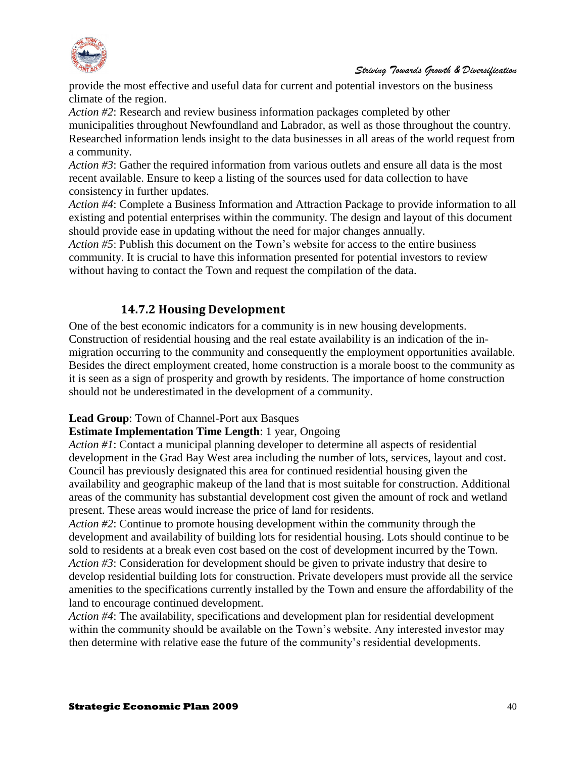provide the most effective and useful data for current and potential investors on the business climate of the region.

*Action #2*: Research and review business information packages completed by other municipalities throughout Newfoundland and Labrador, as well as those throughout the country. Researched information lends insight to the data businesses in all areas of the world request from a community.

*Action #3*: Gather the required information from various outlets and ensure all data is the most recent available. Ensure to keep a listing of the sources used for data collection to have consistency in further updates.

*Action #4*: Complete a Business Information and Attraction Package to provide information to all existing and potential enterprises within the community. The design and layout of this document should provide ease in updating without the need for major changes annually.

*Action #5*: Publish this document on the Town's website for access to the entire business community. It is crucial to have this information presented for potential investors to review without having to contact the Town and request the compilation of the data.

### 14.7.2 Housing Development

One of the best economic indicators for a community is in new housing developments. Construction of residential housing and the real estate availability is an indication of the in-migration occurring to the community and consequently the employment opportunities available. Besides the direct employment created, home construction is a morale boost to the community as it is seen as a sign of prosperity and growth by residents. The importance of home construction should not be underestimated in the development of a community.

**Lead Group**: Town of Channel-Port aux Basques

**Estimate Implementation Time Length**: 1 year, Ongoing

*Action #1*: Contact a municipal planning developer to determine all aspects of residential development in the Grad Bay West area including the number of lots, services, layout and cost. Council has previously designated this area for continued residential housing given the availability and geographic makeup of the land that is most suitable for construction. Additional areas of the community has substantial development cost given the amount of rock and wetland present. These areas would increase the price of land for residents.

*Action #2*: Continue to promote housing development within the community through the development and availability of building lots for residential housing. Lots should continue to be sold to residents at a break even cost based on the cost of development incurred by the Town.

*Action #3*: Consideration for development should be given to private industry that desire to develop residential building lots for construction. Private developers must provide all the service amenities to the specifications currently installed by the Town and ensure the affordability of the land to encourage continued development.

*Action #4*: The availability, specifications and development plan for residential development within the community should be available on the Town's website. Any interested investor may then determine with relative ease the future of the community's residential developments.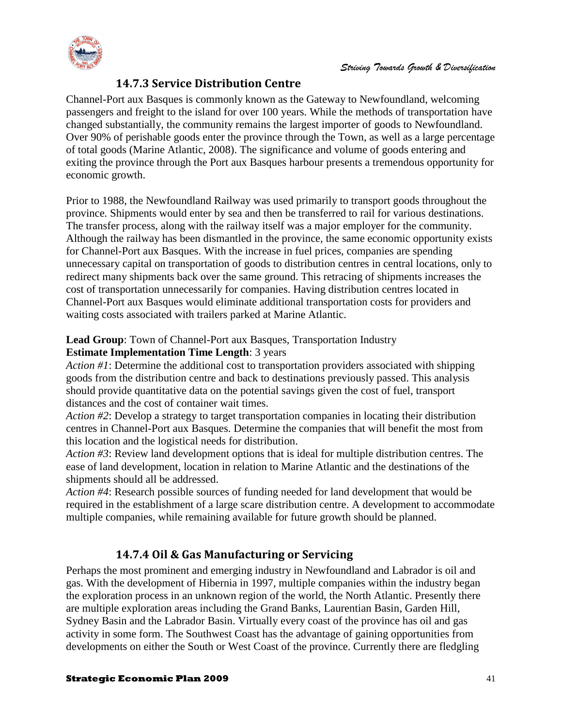### 14.7.3 Service Distribution Centre

Channel-Port aux Basques is commonly known as the Gateway to Newfoundland, welcoming passengers and freight to the island for over 100 years. While the methods of transportation have changed substantially, the community remains the largest importer of goods to Newfoundland. Over 90% of perishable goods enter the province through the Town, as well as a large percentage of total goods (Marine Atlantic, 2008). The significance and volume of goods entering and exiting the province through the Port aux Basques harbour presents a tremendous opportunity for economic growth.

Prior to 1988, the Newfoundland Railway was used primarily to transport goods throughout the province. Shipments would enter by sea and then be transferred to rail for various destinations. The transfer process, along with the railway itself was a major employer for the community. Although the railway has been dismantled in the province, the same economic opportunity exists for Channel-Port aux Basques. With the increase in fuel prices, companies are spending unnecessary capital on transportation of goods to distribution centres in central locations, only to redirect many shipments back over the same ground. This retracing of shipments increases the cost of transportation unnecessarily for companies. Having distribution centres located in Channel-Port aux Basques would eliminate additional transportation costs for providers and waiting costs associated with trailers parked at Marine Atlantic.

**Lead Group**: Town of Channel-Port aux Basques, Transportation Industry
**Estimate Implementation Time Length**: 3 years

*Action #1*: Determine the additional cost to transportation providers associated with shipping goods from the distribution centre and back to destinations previously passed. This analysis should provide quantitative data on the potential savings given the cost of fuel, transport distances and the cost of container wait times.

*Action #2*: Develop a strategy to target transportation companies in locating their distribution centres in Channel-Port aux Basques. Determine the companies that will benefit the most from this location and the logistical needs for distribution.

*Action #3*: Review land development options that is ideal for multiple distribution centres. The ease of land development, location in relation to Marine Atlantic and the destinations of the shipments should all be addressed.

*Action #4*: Research possible sources of funding needed for land development that would be required in the establishment of a large scare distribution centre. A development to accommodate multiple companies, while remaining available for future growth should be planned.

### 14.7.4 Oil & Gas Manufacturing or Servicing

Perhaps the most prominent and emerging industry in Newfoundland and Labrador is oil and gas. With the development of Hibernia in 1997, multiple companies within the industry began the exploration process in an unknown region of the world, the North Atlantic. Presently there are multiple exploration areas including the Grand Banks, Laurentian Basin, Garden Hill, Sydney Basin and the Labrador Basin. Virtually every coast of the province has oil and gas activity in some form. The Southwest Coast has the advantage of gaining opportunities from developments on either the South or West Coast of the province. Currently there are fledgling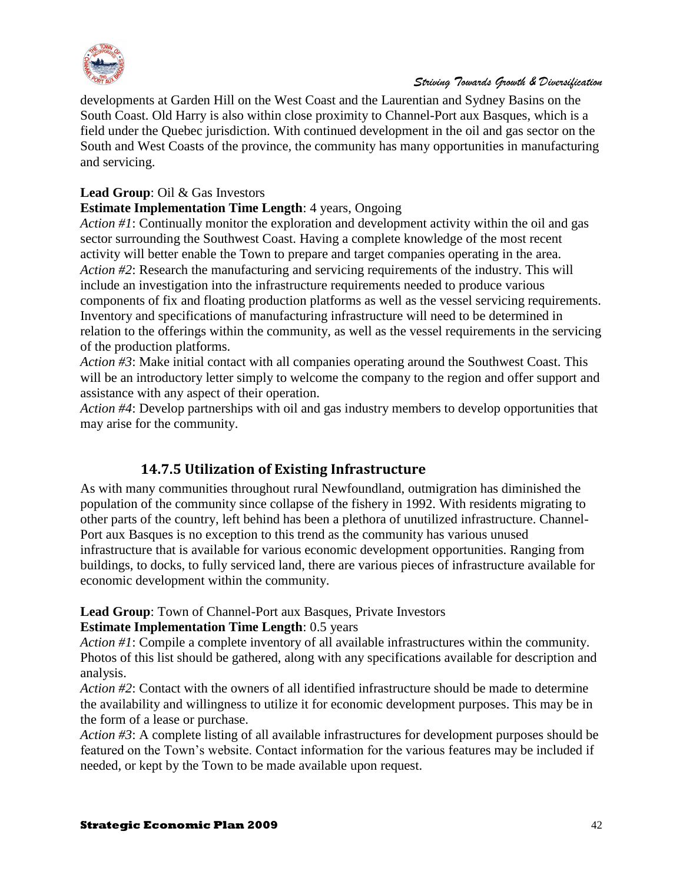developments at Garden Hill on the West Coast and the Laurentian and Sydney Basins on the South Coast. Old Harry is also within close proximity to Channel-Port aux Basques, which is a field under the Quebec jurisdiction. With continued development in the oil and gas sector on the South and West Coasts of the province, the community has many opportunities in manufacturing and servicing.

**Lead Group**: Oil & Gas Investors
**Estimate Implementation Time Length**: 4 years, Ongoing
*Action #1*: Continually monitor the exploration and development activity within the oil and gas sector surrounding the Southwest Coast. Having a complete knowledge of the most recent activity will better enable the Town to prepare and target companies operating in the area.
*Action #2*: Research the manufacturing and servicing requirements of the industry. This will include an investigation into the infrastructure requirements needed to produce various components of fix and floating production platforms as well as the vessel servicing requirements. Inventory and specifications of manufacturing infrastructure will need to be determined in relation to the offerings within the community, as well as the vessel requirements in the servicing of the production platforms.
*Action #3*: Make initial contact with all companies operating around the Southwest Coast. This will be an introductory letter simply to welcome the company to the region and offer support and assistance with any aspect of their operation.
*Action #4*: Develop partnerships with oil and gas industry members to develop opportunities that may arise for the community.

### 14.7.5 Utilization of Existing Infrastructure

As with many communities throughout rural Newfoundland, outmigration has diminished the population of the community since collapse of the fishery in 1992. With residents migrating to other parts of the country, left behind has been a plethora of unutilized infrastructure. Channel-Port aux Basques is no exception to this trend as the community has various unused infrastructure that is available for various economic development opportunities. Ranging from buildings, to docks, to fully serviced land, there are various pieces of infrastructure available for economic development within the community.

**Lead Group**: Town of Channel-Port aux Basques, Private Investors
**Estimate Implementation Time Length**: 0.5 years
*Action #1*: Compile a complete inventory of all available infrastructures within the community. Photos of this list should be gathered, along with any specifications available for description and analysis.
*Action #2*: Contact with the owners of all identified infrastructure should be made to determine the availability and willingness to utilize it for economic development purposes. This may be in the form of a lease or purchase.
*Action #3*: A complete listing of all available infrastructures for development purposes should be featured on the Town's website. Contact information for the various features may be included if needed, or kept by the Town to be made available upon request.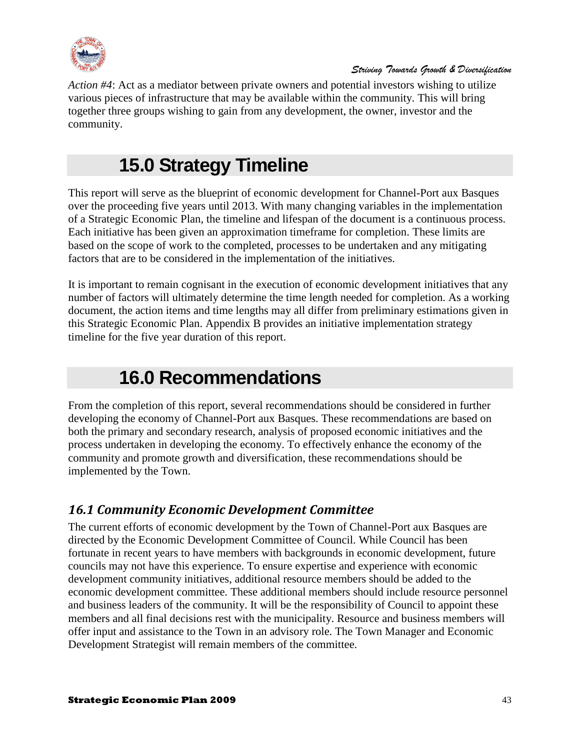*Action #4*: Act as a mediator between private owners and potential investors wishing to utilize various pieces of infrastructure that may be available within the community. This will bring together three groups wishing to gain from any development, the owner, investor and the community.

# 15.0 Strategy Timeline

This report will serve as the blueprint of economic development for Channel-Port aux Basques over the proceeding five years until 2013. With many changing variables in the implementation of a Strategic Economic Plan, the timeline and lifespan of the document is a continuous process. Each initiative has been given an approximation timeframe for completion. These limits are based on the scope of work to the completed, processes to be undertaken and any mitigating factors that are to be considered in the implementation of the initiatives.

It is important to remain cognisant in the execution of economic development initiatives that any number of factors will ultimately determine the time length needed for completion. As a working document, the action items and time lengths may all differ from preliminary estimations given in this Strategic Economic Plan. Appendix B provides an initiative implementation strategy timeline for the five year duration of this report.

# 16.0 Recommendations

From the completion of this report, several recommendations should be considered in further developing the economy of Channel-Port aux Basques. These recommendations are based on both the primary and secondary research, analysis of proposed economic initiatives and the process undertaken in developing the economy. To effectively enhance the economy of the community and promote growth and diversification, these recommendations should be implemented by the Town.

## *16.1 Community Economic Development Committee*

The current efforts of economic development by the Town of Channel-Port aux Basques are directed by the Economic Development Committee of Council. While Council has been fortunate in recent years to have members with backgrounds in economic development, future councils may not have this experience. To ensure expertise and experience with economic development community initiatives, additional resource members should be added to the economic development committee. These additional members should include resource personnel and business leaders of the community. It will be the responsibility of Council to appoint these members and all final decisions rest with the municipality. Resource and business members will offer input and assistance to the Town in an advisory role. The Town Manager and Economic Development Strategist will remain members of the committee.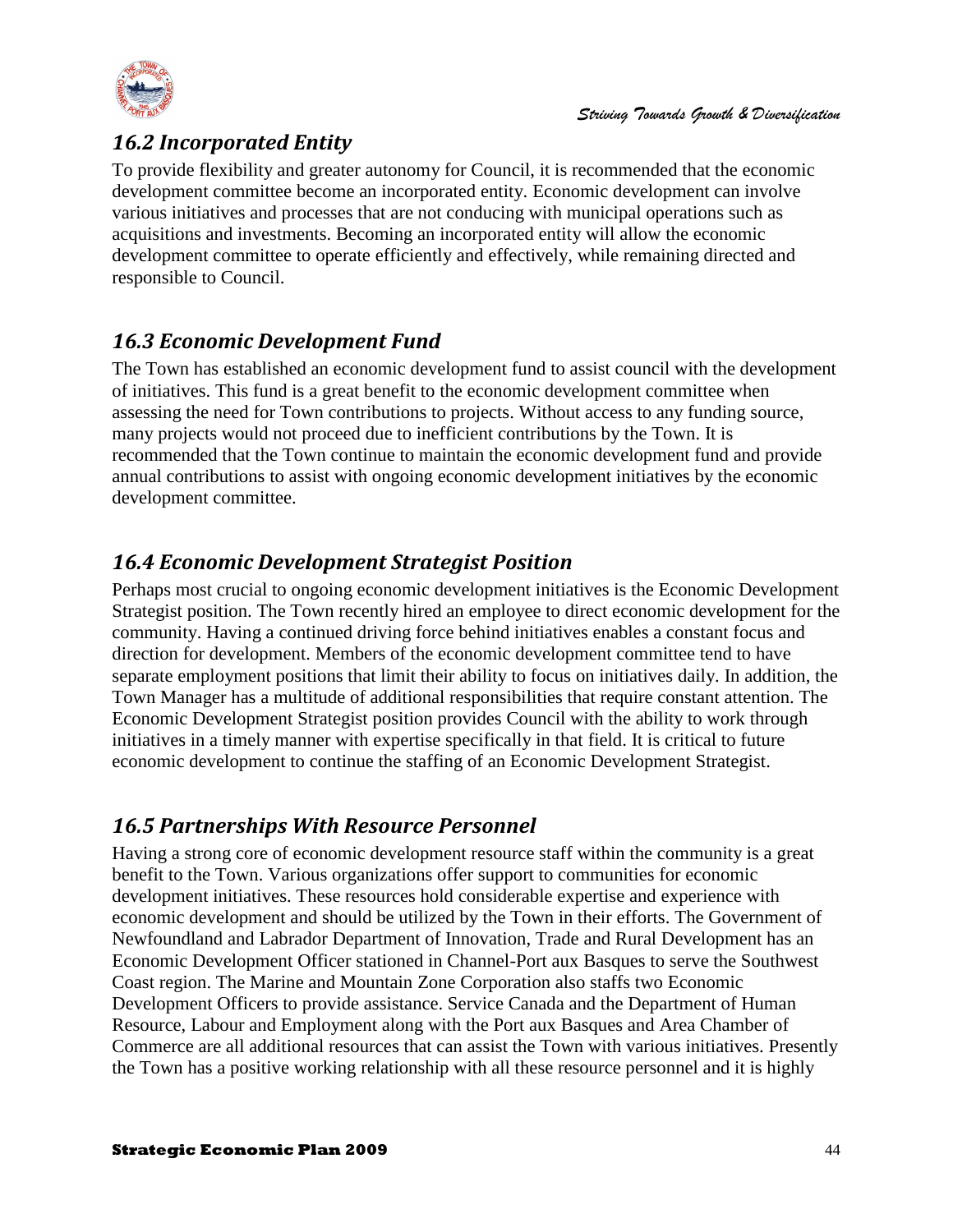## *16.2 Incorporated Entity*

To provide flexibility and greater autonomy for Council, it is recommended that the economic development committee become an incorporated entity. Economic development can involve various initiatives and processes that are not conducing with municipal operations such as acquisitions and investments. Becoming an incorporated entity will allow the economic development committee to operate efficiently and effectively, while remaining directed and responsible to Council.

## *16.3 Economic Development Fund*

The Town has established an economic development fund to assist council with the development of initiatives. This fund is a great benefit to the economic development committee when assessing the need for Town contributions to projects. Without access to any funding source, many projects would not proceed due to inefficient contributions by the Town. It is recommended that the Town continue to maintain the economic development fund and provide annual contributions to assist with ongoing economic development initiatives by the economic development committee.

## *16.4 Economic Development Strategist Position*

Perhaps most crucial to ongoing economic development initiatives is the Economic Development Strategist position. The Town recently hired an employee to direct economic development for the community. Having a continued driving force behind initiatives enables a constant focus and direction for development. Members of the economic development committee tend to have separate employment positions that limit their ability to focus on initiatives daily. In addition, the Town Manager has a multitude of additional responsibilities that require constant attention. The Economic Development Strategist position provides Council with the ability to work through initiatives in a timely manner with expertise specifically in that field. It is critical to future economic development to continue the staffing of an Economic Development Strategist.

## *16.5 Partnerships With Resource Personnel*

Having a strong core of economic development resource staff within the community is a great benefit to the Town. Various organizations offer support to communities for economic development initiatives. These resources hold considerable expertise and experience with economic development and should be utilized by the Town in their efforts. The Government of Newfoundland and Labrador Department of Innovation, Trade and Rural Development has an Economic Development Officer stationed in Channel-Port aux Basques to serve the Southwest Coast region. The Marine and Mountain Zone Corporation also staffs two Economic Development Officers to provide assistance. Service Canada and the Department of Human Resource, Labour and Employment along with the Port aux Basques and Area Chamber of Commerce are all additional resources that can assist the Town with various initiatives. Presently the Town has a positive working relationship with all these resource personnel and it is highly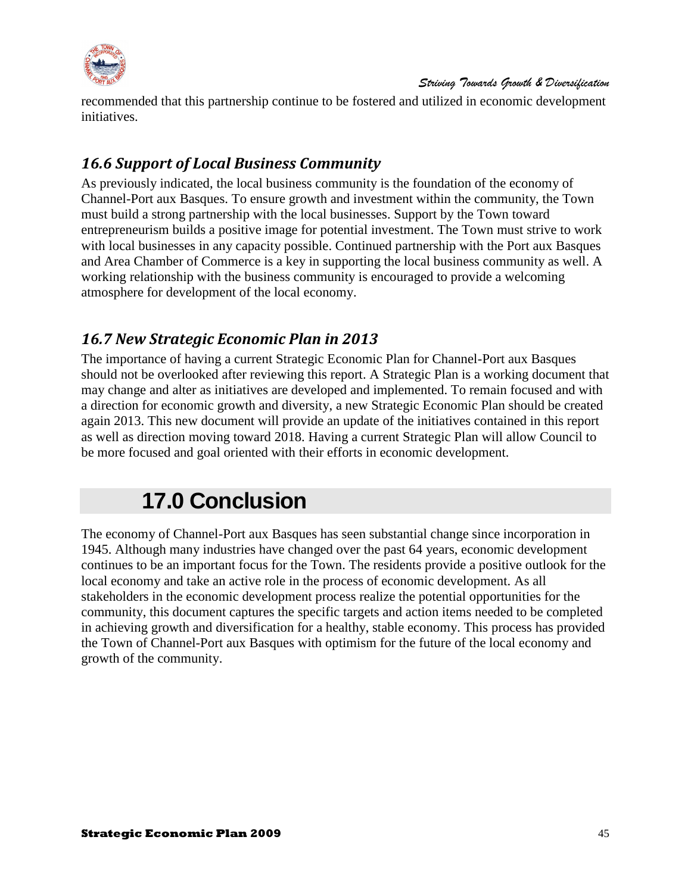recommended that this partnership continue to be fostered and utilized in economic development initiatives.

### *16.6 Support of Local Business Community*

As previously indicated, the local business community is the foundation of the economy of Channel-Port aux Basques. To ensure growth and investment within the community, the Town must build a strong partnership with the local businesses. Support by the Town toward entrepreneurism builds a positive image for potential investment. The Town must strive to work with local businesses in any capacity possible. Continued partnership with the Port aux Basques and Area Chamber of Commerce is a key in supporting the local business community as well. A working relationship with the business community is encouraged to provide a welcoming atmosphere for development of the local economy.

### *16.7 New Strategic Economic Plan in 2013*

The importance of having a current Strategic Economic Plan for Channel-Port aux Basques should not be overlooked after reviewing this report. A Strategic Plan is a working document that may change and alter as initiatives are developed and implemented. To remain focused and with a direction for economic growth and diversity, a new Strategic Economic Plan should be created again 2013. This new document will provide an update of the initiatives contained in this report as well as direction moving toward 2018. Having a current Strategic Plan will allow Council to be more focused and goal oriented with their efforts in economic development.

# 17.0 Conclusion

The economy of Channel-Port aux Basques has seen substantial change since incorporation in 1945. Although many industries have changed over the past 64 years, economic development continues to be an important focus for the Town. The residents provide a positive outlook for the local economy and take an active role in the process of economic development. As all stakeholders in the economic development process realize the potential opportunities for the community, this document captures the specific targets and action items needed to be completed in achieving growth and diversification for a healthy, stable economy. This process has provided the Town of Channel-Port aux Basques with optimism for the future of the local economy and growth of the community.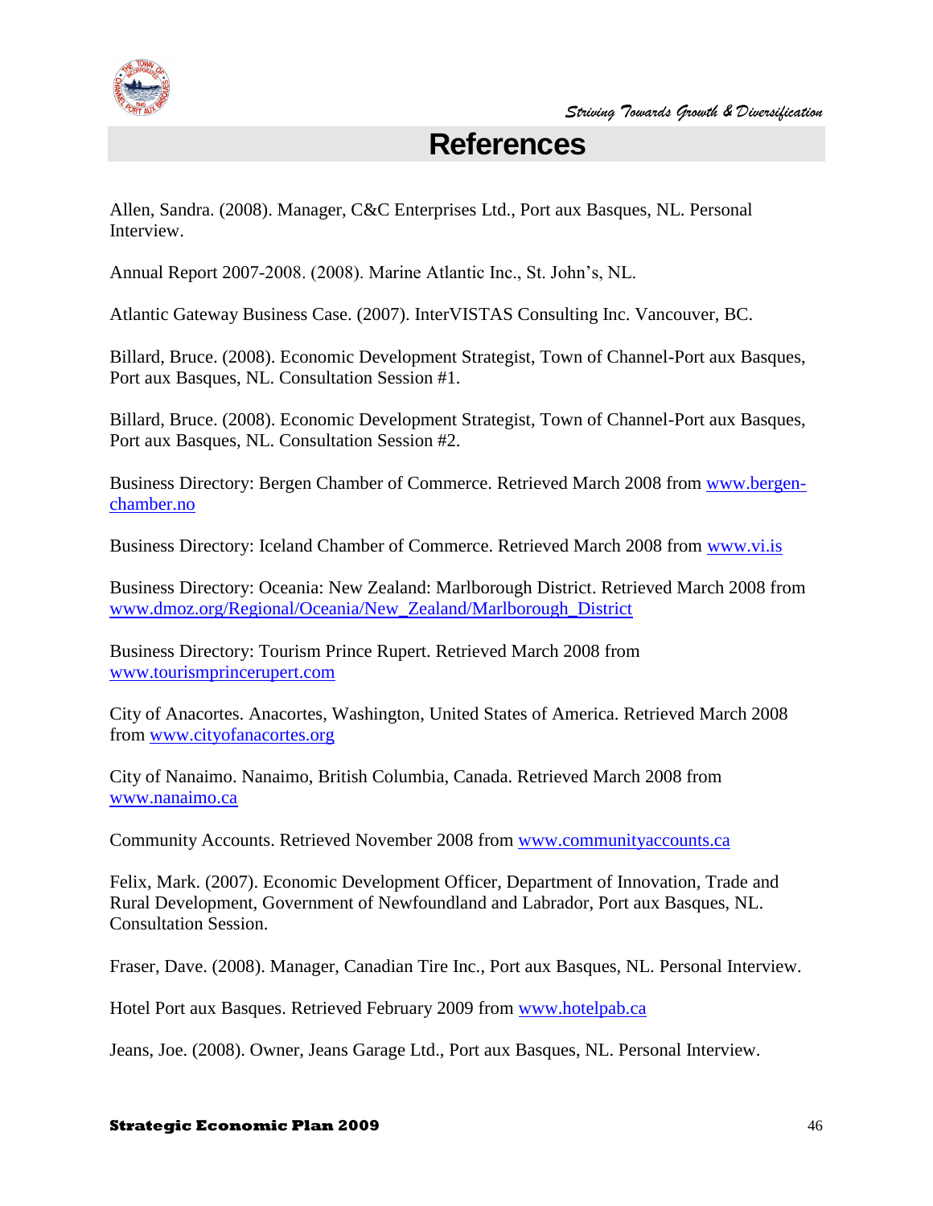# References

Allen, Sandra. (2008). Manager, C&C Enterprises Ltd., Port aux Basques, NL. Personal Interview.

Annual Report 2007-2008. (2008). Marine Atlantic Inc., St. John's, NL.

Atlantic Gateway Business Case. (2007). InterVISTAS Consulting Inc. Vancouver, BC.

Billard, Bruce. (2008). Economic Development Strategist, Town of Channel-Port aux Basques, Port aux Basques, NL. Consultation Session #1.

Billard, Bruce. (2008). Economic Development Strategist, Town of Channel-Port aux Basques, Port aux Basques, NL. Consultation Session #2.

Business Directory: Bergen Chamber of Commerce. Retrieved March 2008 from www.bergen-chamber.no

Business Directory: Iceland Chamber of Commerce. Retrieved March 2008 from www.vi.is

Business Directory: Oceania: New Zealand: Marlborough District. Retrieved March 2008 from www.dmoz.org/Regional/Oceania/New_Zealand/Marlborough_District

Business Directory: Tourism Prince Rupert. Retrieved March 2008 from www.tourismprincerupert.com

City of Anacortes. Anacortes, Washington, United States of America. Retrieved March 2008 from www.cityofanacortes.org

City of Nanaimo. Nanaimo, British Columbia, Canada. Retrieved March 2008 from www.nanaimo.ca

Community Accounts. Retrieved November 2008 from www.communityaccounts.ca

Felix, Mark. (2007). Economic Development Officer, Department of Innovation, Trade and Rural Development, Government of Newfoundland and Labrador, Port aux Basques, NL. Consultation Session.

Fraser, Dave. (2008). Manager, Canadian Tire Inc., Port aux Basques, NL. Personal Interview.

Hotel Port aux Basques. Retrieved February 2009 from www.hotelpab.ca

Jeans, Joe. (2008). Owner, Jeans Garage Ltd., Port aux Basques, NL. Personal Interview.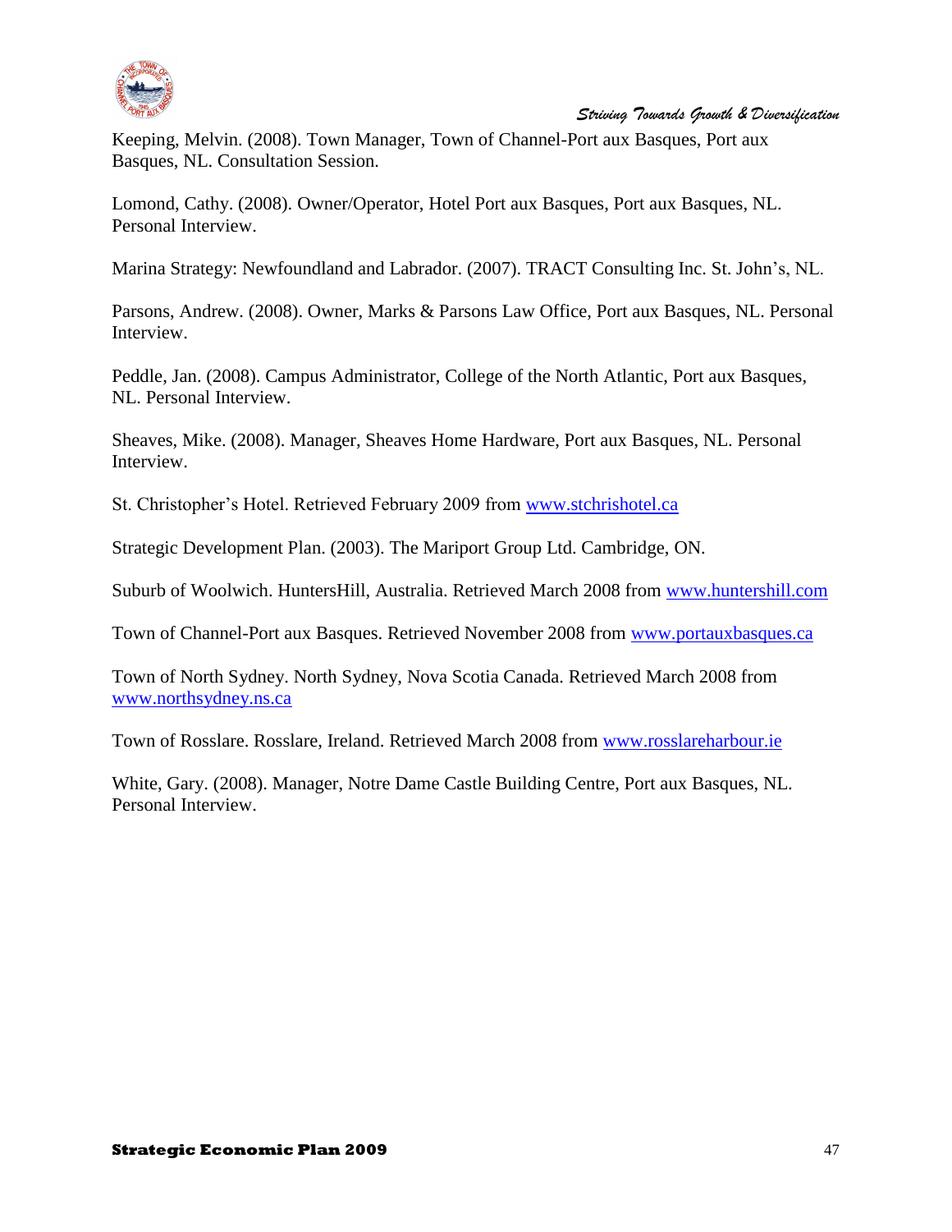Keeping, Melvin. (2008). Town Manager, Town of Channel-Port aux Basques, Port aux Basques, NL. Consultation Session.

Lomond, Cathy. (2008). Owner/Operator, Hotel Port aux Basques, Port aux Basques, NL. Personal Interview.

Marina Strategy: Newfoundland and Labrador. (2007). TRACT Consulting Inc. St. John's, NL.

Parsons, Andrew. (2008). Owner, Marks & Parsons Law Office, Port aux Basques, NL. Personal Interview.

Peddle, Jan. (2008). Campus Administrator, College of the North Atlantic, Port aux Basques, NL. Personal Interview.

Sheaves, Mike. (2008). Manager, Sheaves Home Hardware, Port aux Basques, NL. Personal Interview.

St. Christopher's Hotel. Retrieved February 2009 from www.stchrishotel.ca

Strategic Development Plan. (2003). The Mariport Group Ltd. Cambridge, ON.

Suburb of Woolwich. HuntersHill, Australia. Retrieved March 2008 from www.huntershill.com

Town of Channel-Port aux Basques. Retrieved November 2008 from www.portauxbasques.ca

Town of North Sydney. North Sydney, Nova Scotia Canada. Retrieved March 2008 from www.northsydney.ns.ca

Town of Rosslare. Rosslare, Ireland. Retrieved March 2008 from www.rosslareharbour.ie

White, Gary. (2008). Manager, Notre Dame Castle Building Centre, Port aux Basques, NL. Personal Interview.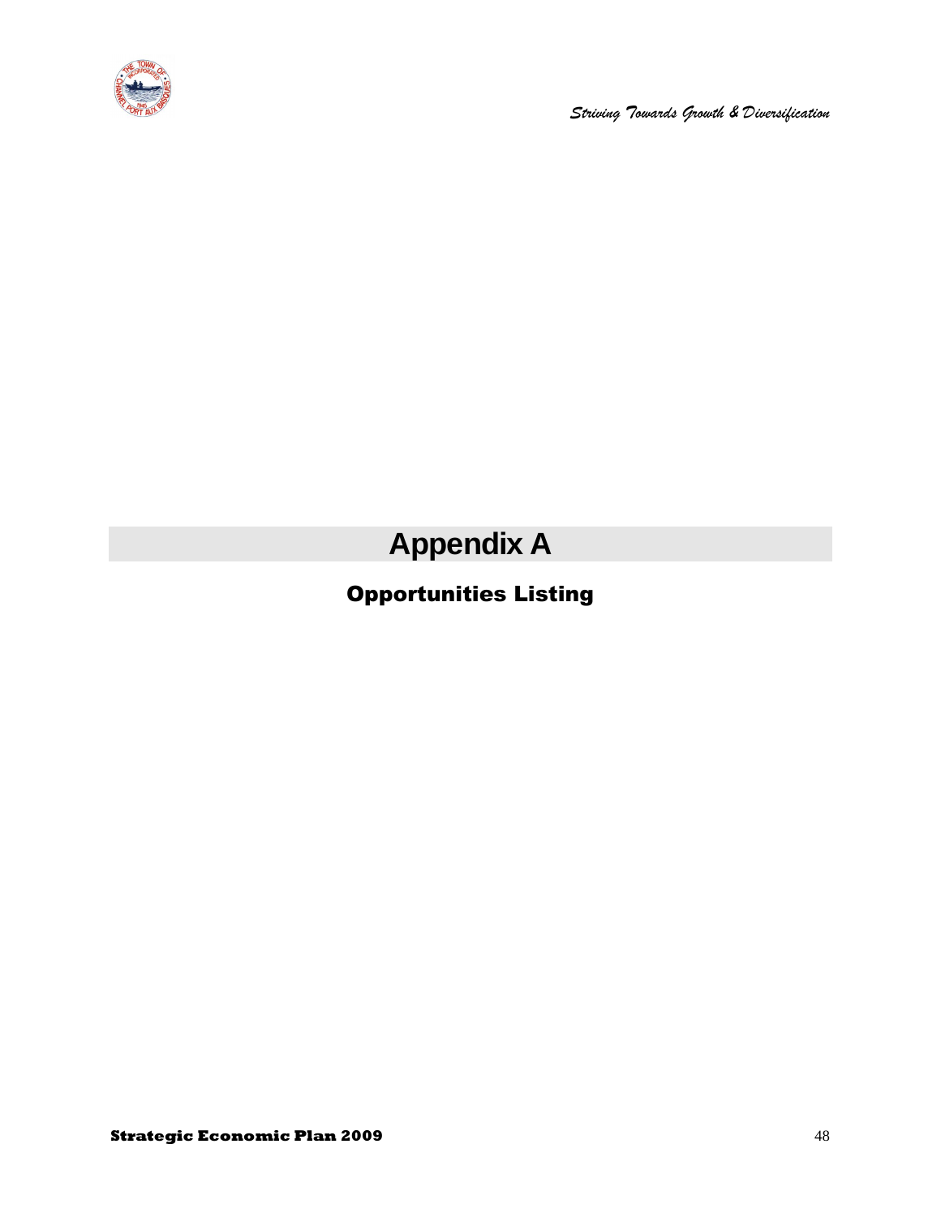# Appendix A

## Opportunities Listing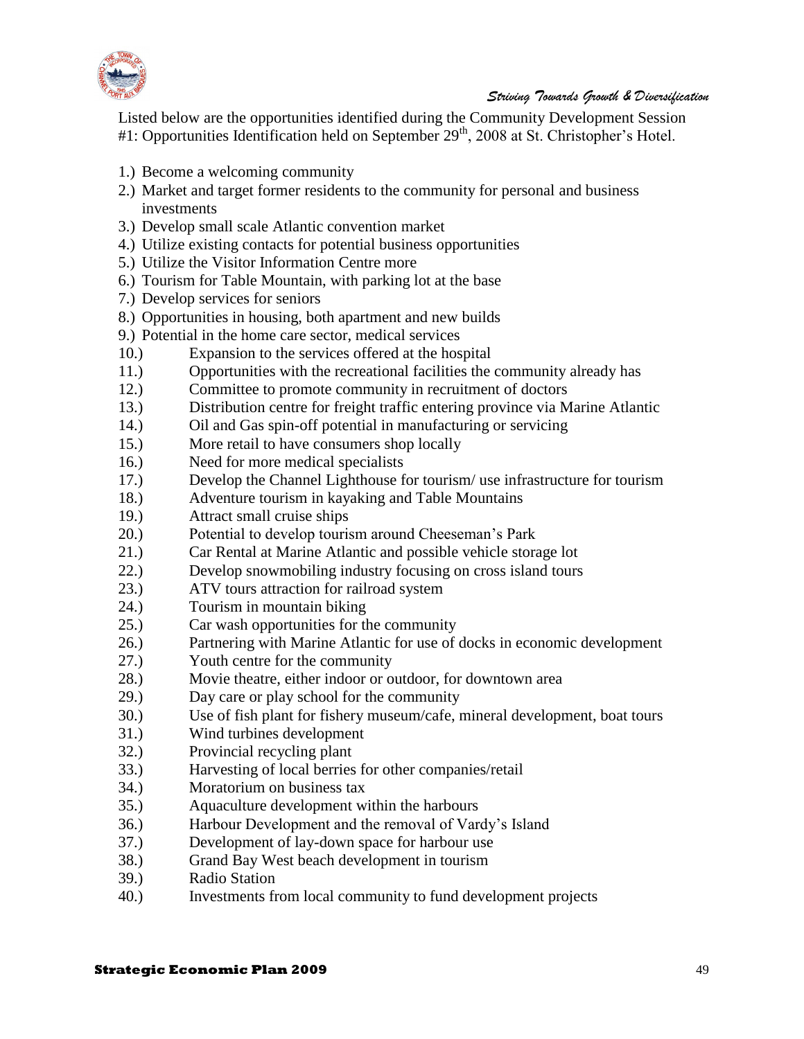Listed below are the opportunities identified during the Community Development Session #1: Opportunities Identification held on September 29th, 2008 at St. Christopher's Hotel.

1.) Become a welcoming community
2.) Market and target former residents to the community for personal and business investments
3.) Develop small scale Atlantic convention market
4.) Utilize existing contacts for potential business opportunities
5.) Utilize the Visitor Information Centre more
6.) Tourism for Table Mountain, with parking lot at the base
7.) Develop services for seniors
8.) Opportunities in housing, both apartment and new builds
9.) Potential in the home care sector, medical services
10.) Expansion to the services offered at the hospital
11.) Opportunities with the recreational facilities the community already has
12.) Committee to promote community in recruitment of doctors
13.) Distribution centre for freight traffic entering province via Marine Atlantic
14.) Oil and Gas spin-off potential in manufacturing or servicing
15.) More retail to have consumers shop locally
16.) Need for more medical specialists
17.) Develop the Channel Lighthouse for tourism/ use infrastructure for tourism
18.) Adventure tourism in kayaking and Table Mountains
19.) Attract small cruise ships
20.) Potential to develop tourism around Cheeseman's Park
21.) Car Rental at Marine Atlantic and possible vehicle storage lot
22.) Develop snowmobiling industry focusing on cross island tours
23.) ATV tours attraction for railroad system
24.) Tourism in mountain biking
25.) Car wash opportunities for the community
26.) Partnering with Marine Atlantic for use of docks in economic development
27.) Youth centre for the community
28.) Movie theatre, either indoor or outdoor, for downtown area
29.) Day care or play school for the community
30.) Use of fish plant for fishery museum/cafe, mineral development, boat tours
31.) Wind turbines development
32.) Provincial recycling plant
33.) Harvesting of local berries for other companies/retail
34.) Moratorium on business tax
35.) Aquaculture development within the harbours
36.) Harbour Development and the removal of Vardy's Island
37.) Development of lay-down space for harbour use
38.) Grand Bay West beach development in tourism
39.) Radio Station
40.) Investments from local community to fund development projects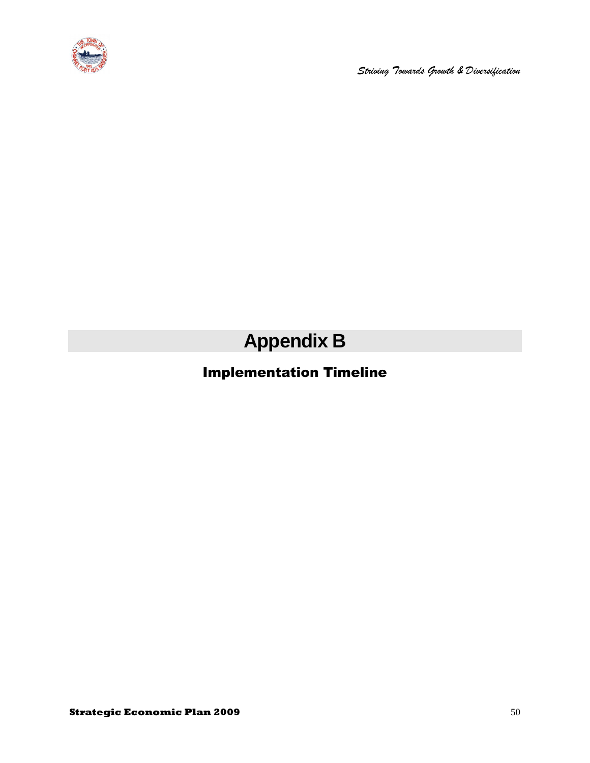# Appendix B

## Implementation Timeline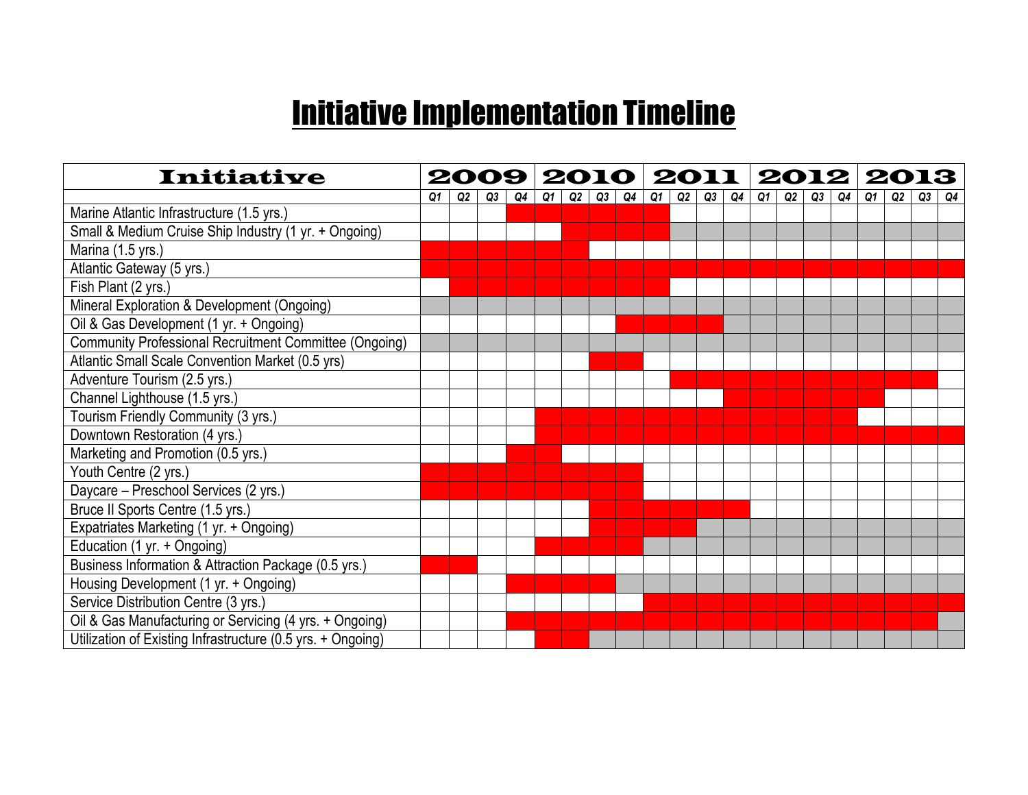# Initiative Implementation Timeline

| Initiative | 2009 | | | | 2010 | | | | 2011 | | | | 2012 | | | | 2013 | | | |
|---|---|---|---|---|---|---|---|---|---|---|---|---|---|---|---|---|---|---|---|---|
| | Q1 | Q2 | Q3 | Q4 | Q1 | Q2 | Q3 | Q4 | Q1 | Q2 | Q3 | Q4 | Q1 | Q2 | Q3 | Q4 | Q1 | Q2 | Q3 | Q4 |
| Marine Atlantic Infrastructure (1.5 yrs.) | | | | | | | | | | | | | | | | | | | | |
| Small & Medium Cruise Ship Industry (1 yr. + Ongoing) | | | | | | | | | | | | | | | | | | | | |
| Marina (1.5 yrs.) | | | | | | | | | | | | | | | | | | | | |
| Atlantic Gateway (5 yrs.) | | | | | | | | | | | | | | | | | | | | |
| Fish Plant (2 yrs.) | | | | | | | | | | | | | | | | | | | | |
| Mineral Exploration & Development (Ongoing) | | | | | | | | | | | | | | | | | | | | |
| Oil & Gas Development (1 yr. + Ongoing) | | | | | | | | | | | | | | | | | | | | |
| Community Professional Recruitment Committee (Ongoing) | | | | | | | | | | | | | | | | | | | | |
| Atlantic Small Scale Convention Market (0.5 yrs) | | | | | | | | | | | | | | | | | | | | |
| Adventure Tourism (2.5 yrs.) | | | | | | | | | | | | | | | | | | | | |
| Channel Lighthouse (1.5 yrs.) | | | | | | | | | | | | | | | | | | | | |
| Tourism Friendly Community (3 yrs.) | | | | | | | | | | | | | | | | | | | | |
| Downtown Restoration (4 yrs.) | | | | | | | | | | | | | | | | | | | | |
| Marketing and Promotion (0.5 yrs.) | | | | | | | | | | | | | | | | | | | | |
| Youth Centre (2 yrs.) | | | | | | | | | | | | | | | | | | | | |
| Daycare – Preschool Services (2 yrs.) | | | | | | | | | | | | | | | | | | | | |
| Bruce II Sports Centre (1.5 yrs.) | | | | | | | | | | | | | | | | | | | | |
| Expatriates Marketing (1 yr. + Ongoing) | | | | | | | | | | | | | | | | | | | | |
| Education (1 yr. + Ongoing) | | | | | | | | | | | | | | | | | | | | |
| Business Information & Attraction Package (0.5 yrs.) | | | | | | | | | | | | | | | | | | | | |
| Housing Development (1 yr. + Ongoing) | | | | | | | | | | | | | | | | | | | | |
| Service Distribution Centre (3 yrs.) | | | | | | | | | | | | | | | | | | | | |
| Oil & Gas Manufacturing or Servicing (4 yrs. + Ongoing) | | | | | | | | | | | | | | | | | | | | |
| Utilization of Existing Infrastructure (0.5 yrs. + Ongoing) | | | | | | | | | | | | | | | | | | | | |